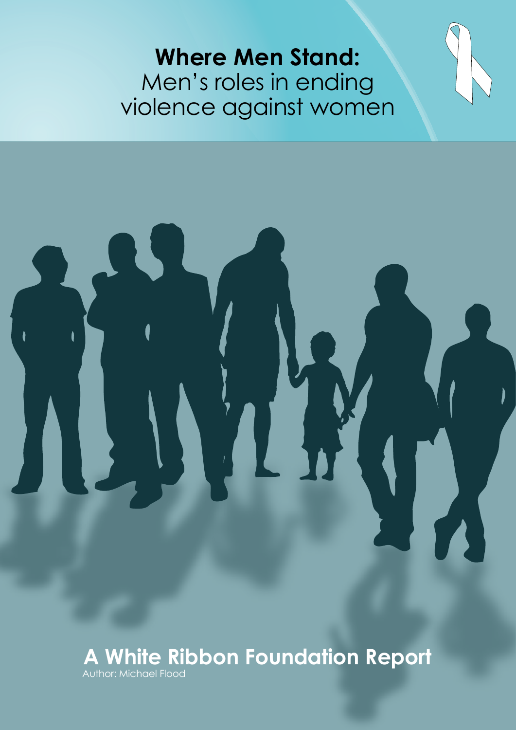# Where Men Stand:
## Men's roles in ending violence against women

**A White Ribbon Foundation Report**

Author: Michael Flood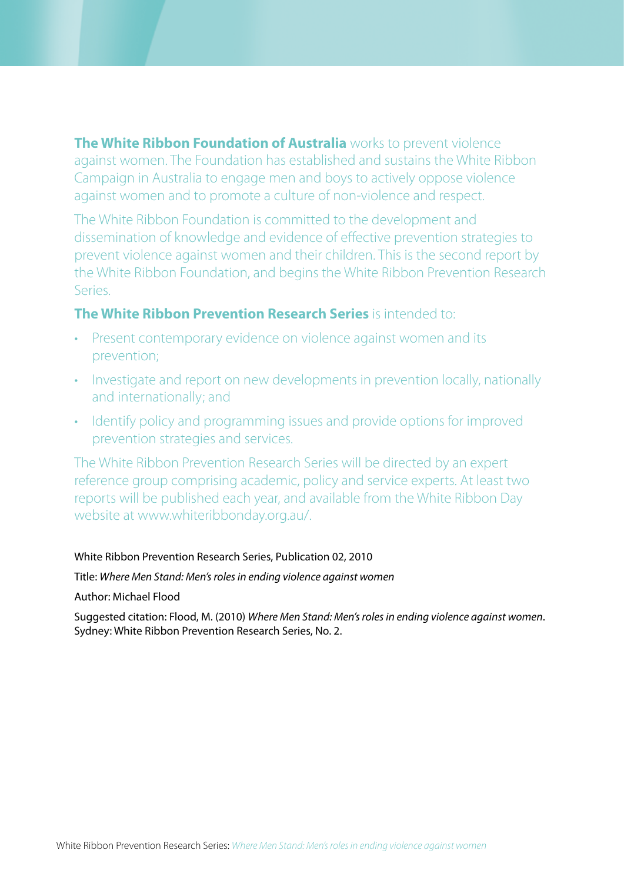**The White Ribbon Foundation of Australia** works to prevent violence against women. The Foundation has established and sustains the White Ribbon Campaign in Australia to engage men and boys to actively oppose violence against women and to promote a culture of non-violence and respect.

The White Ribbon Foundation is committed to the development and dissemination of knowledge and evidence of effective prevention strategies to prevent violence against women and their children. This is the second report by the White Ribbon Foundation, and begins the White Ribbon Prevention Research Series.

**The White Ribbon Prevention Research Series** is intended to:

- Present contemporary evidence on violence against women and its prevention;
- Investigate and report on new developments in prevention locally, nationally and internationally; and
- Identify policy and programming issues and provide options for improved prevention strategies and services.

The White Ribbon Prevention Research Series will be directed by an expert reference group comprising academic, policy and service experts. At least two reports will be published each year, and available from the White Ribbon Day website at www.whiteribbonday.org.au/.

White Ribbon Prevention Research Series, Publication 02, 2010

Title: *Where Men Stand: Men's roles in ending violence against women*

Author: Michael Flood

Suggested citation: Flood, M. (2010) *Where Men Stand: Men's roles in ending violence against women*. Sydney: White Ribbon Prevention Research Series, No. 2.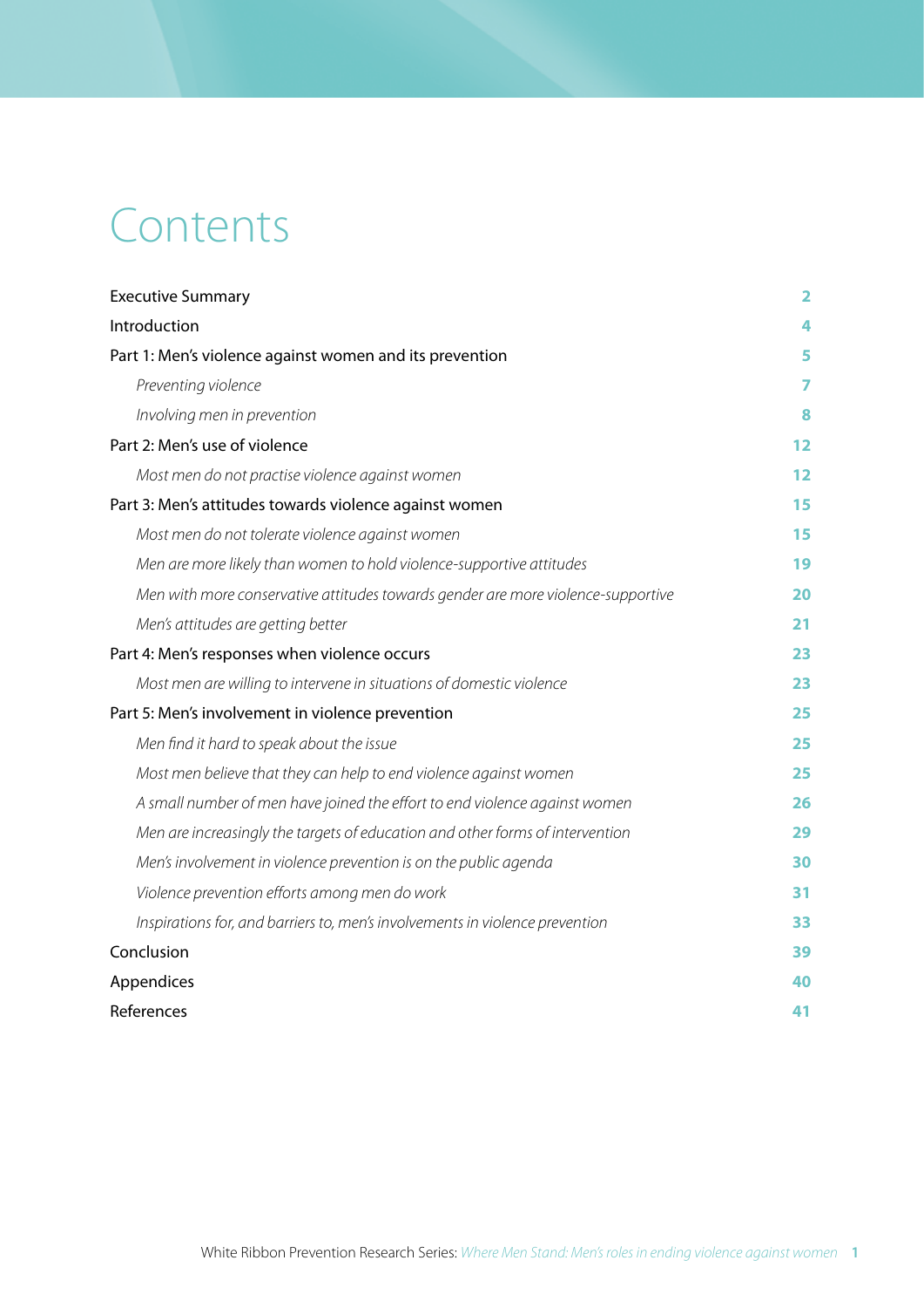# Contents

| | |
|---|---|
| Executive Summary | 2 |
| Introduction | 4 |
| Part 1: Men's violence against women and its prevention | 5 |
| *Preventing violence* | 7 |
| *Involving men in prevention* | 8 |
| Part 2: Men's use of violence | 12 |
| *Most men do not practise violence against women* | 12 |
| Part 3: Men's attitudes towards violence against women | 15 |
| *Most men do not tolerate violence against women* | 15 |
| *Men are more likely than women to hold violence-supportive attitudes* | 19 |
| *Men with more conservative attitudes towards gender are more violence-supportive* | 20 |
| *Men's attitudes are getting better* | 21 |
| Part 4: Men's responses when violence occurs | 23 |
| *Most men are willing to intervene in situations of domestic violence* | 23 |
| Part 5: Men's involvement in violence prevention | 25 |
| *Men find it hard to speak about the issue* | 25 |
| *Most men believe that they can help to end violence against women* | 25 |
| *A small number of men have joined the effort to end violence against women* | 26 |
| *Men are increasingly the targets of education and other forms of intervention* | 29 |
| *Men's involvement in violence prevention is on the public agenda* | 30 |
| *Violence prevention efforts among men do work* | 31 |
| *Inspirations for, and barriers to, men's involvements in violence prevention* | 33 |
| Conclusion | 39 |
| Appendices | 40 |
| References | 41 |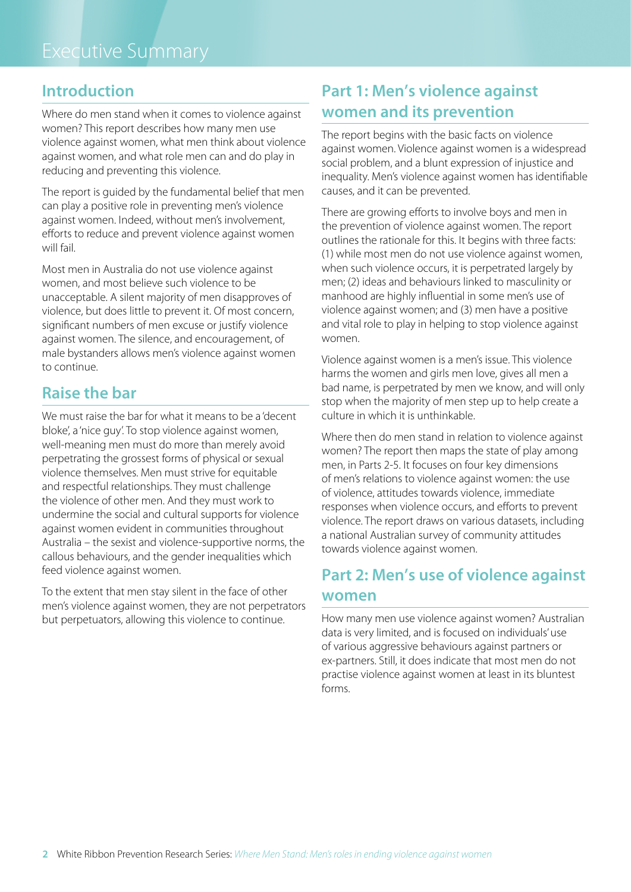# Executive Summary

## Introduction

Where do men stand when it comes to violence against women? This report describes how many men use violence against women, what men think about violence against women, and what role men can and do play in reducing and preventing this violence.

The report is guided by the fundamental belief that men can play a positive role in preventing men's violence against women. Indeed, without men's involvement, efforts to reduce and prevent violence against women will fail.

Most men in Australia do not use violence against women, and most believe such violence to be unacceptable. A silent majority of men disapproves of violence, but does little to prevent it. Of most concern, significant numbers of men excuse or justify violence against women. The silence, and encouragement, of male bystanders allows men's violence against women to continue.

## Raise the bar

We must raise the bar for what it means to be a 'decent bloke', a 'nice guy'. To stop violence against women, well-meaning men must do more than merely avoid perpetrating the grossest forms of physical or sexual violence themselves. Men must strive for equitable and respectful relationships. They must challenge the violence of other men. And they must work to undermine the social and cultural supports for violence against women evident in communities throughout Australia – the sexist and violence-supportive norms, the callous behaviours, and the gender inequalities which feed violence against women.

To the extent that men stay silent in the face of other men's violence against women, they are not perpetrators but perpetuators, allowing this violence to continue.

## Part 1: Men's violence against women and its prevention

The report begins with the basic facts on violence against women. Violence against women is a widespread social problem, and a blunt expression of injustice and inequality. Men's violence against women has identifiable causes, and it can be prevented.

There are growing efforts to involve boys and men in the prevention of violence against women. The report outlines the rationale for this. It begins with three facts: (1) while most men do not use violence against women, when such violence occurs, it is perpetrated largely by men; (2) ideas and behaviours linked to masculinity or manhood are highly influential in some men's use of violence against women; and (3) men have a positive and vital role to play in helping to stop violence against women.

Violence against women is a men's issue. This violence harms the women and girls men love, gives all men a bad name, is perpetrated by men we know, and will only stop when the majority of men step up to help create a culture in which it is unthinkable.

Where then do men stand in relation to violence against women? The report then maps the state of play among men, in Parts 2-5. It focuses on four key dimensions of men's relations to violence against women: the use of violence, attitudes towards violence, immediate responses when violence occurs, and efforts to prevent violence. The report draws on various datasets, including a national Australian survey of community attitudes towards violence against women.

## Part 2: Men's use of violence against women

How many men use violence against women? Australian data is very limited, and is focused on individuals' use of various aggressive behaviours against partners or ex-partners. Still, it does indicate that most men do not practise violence against women at least in its bluntest forms.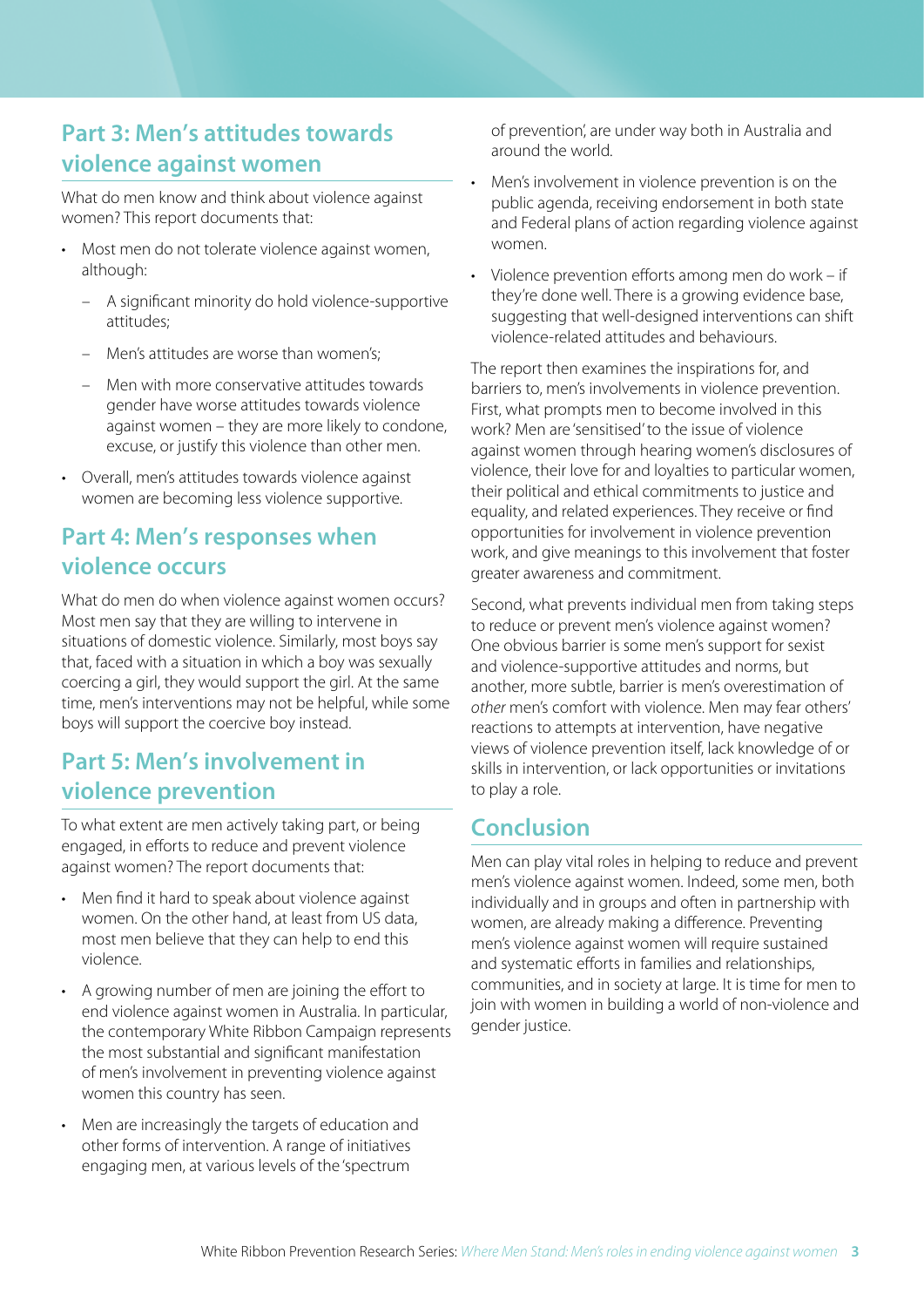## Part 3: Men's attitudes towards violence against women

What do men know and think about violence against women? This report documents that:

- Most men do not tolerate violence against women, although:
  - A significant minority do hold violence-supportive attitudes;
  - Men's attitudes are worse than women's;
  - Men with more conservative attitudes towards gender have worse attitudes towards violence against women – they are more likely to condone, excuse, or justify this violence than other men.
- Overall, men's attitudes towards violence against women are becoming less violence supportive.

## Part 4: Men's responses when violence occurs

What do men do when violence against women occurs? Most men say that they are willing to intervene in situations of domestic violence. Similarly, most boys say that, faced with a situation in which a boy was sexually coercing a girl, they would support the girl. At the same time, men's interventions may not be helpful, while some boys will support the coercive boy instead.

## Part 5: Men's involvement in violence prevention

To what extent are men actively taking part, or being engaged, in efforts to reduce and prevent violence against women? The report documents that:

- Men find it hard to speak about violence against women. On the other hand, at least from US data, most men believe that they can help to end this violence.
- A growing number of men are joining the effort to end violence against women in Australia. In particular, the contemporary White Ribbon Campaign represents the most substantial and significant manifestation of men's involvement in preventing violence against women this country has seen.
- Men are increasingly the targets of education and other forms of intervention. A range of initiatives engaging men, at various levels of the 'spectrum of prevention', are under way both in Australia and around the world.
- Men's involvement in violence prevention is on the public agenda, receiving endorsement in both state and Federal plans of action regarding violence against women.
- Violence prevention efforts among men do work – if they're done well. There is a growing evidence base, suggesting that well-designed interventions can shift violence-related attitudes and behaviours.

The report then examines the inspirations for, and barriers to, men's involvements in violence prevention. First, what prompts men to become involved in this work? Men are 'sensitised' to the issue of violence against women through hearing women's disclosures of violence, their love for and loyalties to particular women, their political and ethical commitments to justice and equality, and related experiences. They receive or find opportunities for involvement in violence prevention work, and give meanings to this involvement that foster greater awareness and commitment.

Second, what prevents individual men from taking steps to reduce or prevent men's violence against women? One obvious barrier is some men's support for sexist and violence-supportive attitudes and norms, but another, more subtle, barrier is men's overestimation of *other* men's comfort with violence. Men may fear others' reactions to attempts at intervention, have negative views of violence prevention itself, lack knowledge of or skills in intervention, or lack opportunities or invitations to play a role.

## Conclusion

Men can play vital roles in helping to reduce and prevent men's violence against women. Indeed, some men, both individually and in groups and often in partnership with women, are already making a difference. Preventing men's violence against women will require sustained and systematic efforts in families and relationships, communities, and in society at large. It is time for men to join with women in building a world of non-violence and gender justice.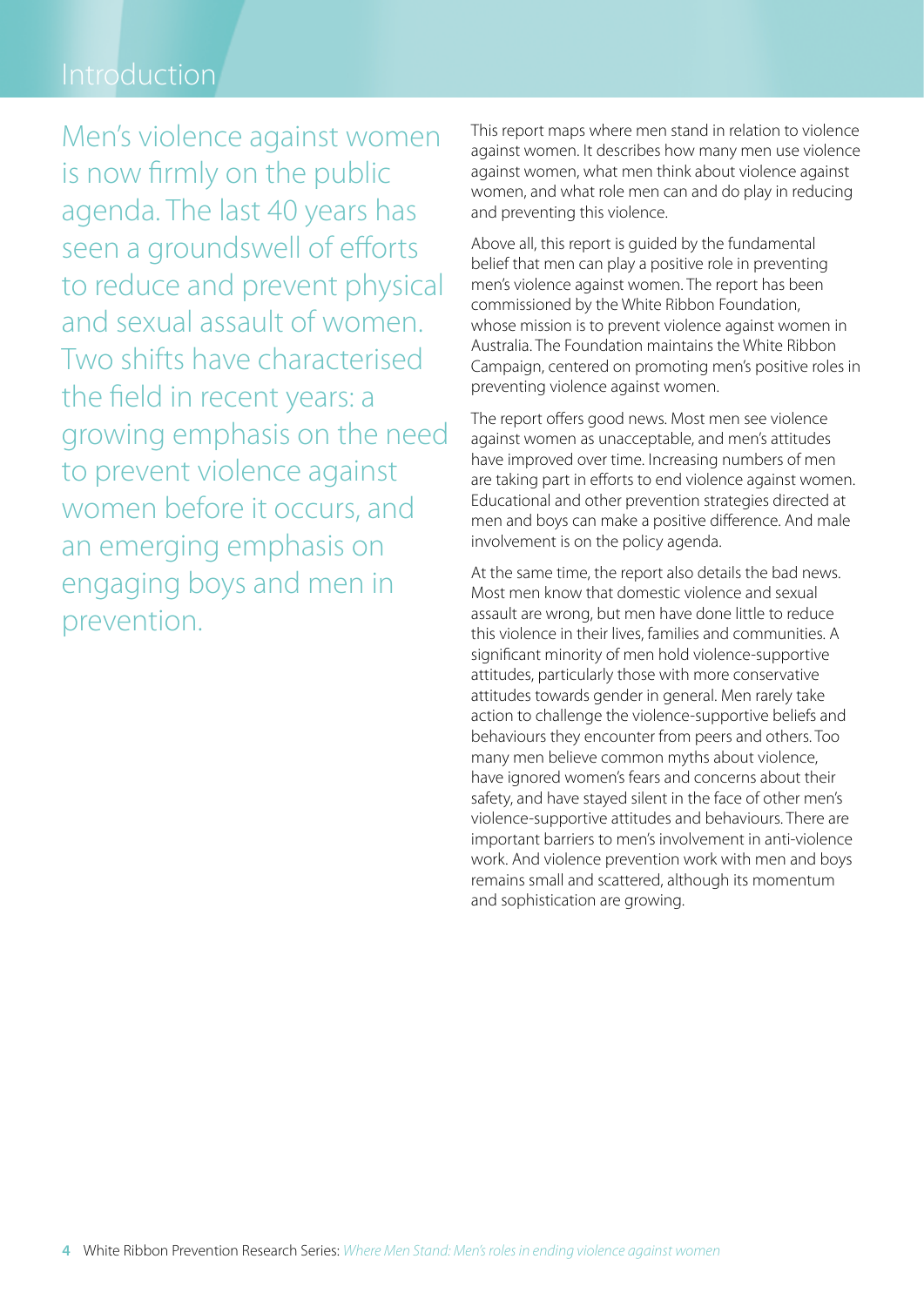# Introduction

Men's violence against women is now firmly on the public agenda. The last 40 years has seen a groundswell of efforts to reduce and prevent physical and sexual assault of women. Two shifts have characterised the field in recent years: a growing emphasis on the need to prevent violence against women before it occurs, and an emerging emphasis on engaging boys and men in prevention.

This report maps where men stand in relation to violence against women. It describes how many men use violence against women, what men think about violence against women, and what role men can and do play in reducing and preventing this violence.

Above all, this report is guided by the fundamental belief that men can play a positive role in preventing men's violence against women. The report has been commissioned by the White Ribbon Foundation, whose mission is to prevent violence against women in Australia. The Foundation maintains the White Ribbon Campaign, centered on promoting men's positive roles in preventing violence against women.

The report offers good news. Most men see violence against women as unacceptable, and men's attitudes have improved over time. Increasing numbers of men are taking part in efforts to end violence against women. Educational and other prevention strategies directed at men and boys can make a positive difference. And male involvement is on the policy agenda.

At the same time, the report also details the bad news. Most men know that domestic violence and sexual assault are wrong, but men have done little to reduce this violence in their lives, families and communities. A significant minority of men hold violence-supportive attitudes, particularly those with more conservative attitudes towards gender in general. Men rarely take action to challenge the violence-supportive beliefs and behaviours they encounter from peers and others. Too many men believe common myths about violence, have ignored women's fears and concerns about their safety, and have stayed silent in the face of other men's violence-supportive attitudes and behaviours. There are important barriers to men's involvement in anti-violence work. And violence prevention work with men and boys remains small and scattered, although its momentum and sophistication are growing.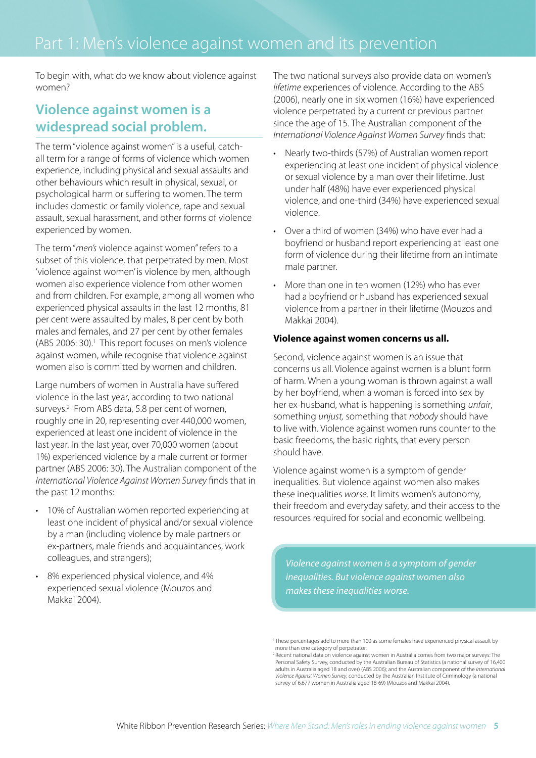# Part 1: Men's violence against women and its prevention

To begin with, what do we know about violence against women?

## Violence against women is a widespread social problem.

The term "violence against women" is a useful, catch-all term for a range of forms of violence which women experience, including physical and sexual assaults and other behaviours which result in physical, sexual, or psychological harm or suffering to women. The term includes domestic or family violence, rape and sexual assault, sexual harassment, and other forms of violence experienced by women.

The term "*men's* violence against women" refers to a subset of this violence, that perpetrated by men. Most 'violence against women' is violence by men, although women also experience violence from other women and from children. For example, among all women who experienced physical assaults in the last 12 months, 81 per cent were assaulted by males, 8 per cent by both males and females, and 27 per cent by other females (ABS 2006: 30).[1] This report focuses on men's violence against women, while recognise that violence against women also is committed by women and children.

Large numbers of women in Australia have suffered violence in the last year, according to two national surveys.[2] From ABS data, 5.8 per cent of women, roughly one in 20, representing over 440,000 women, experienced at least one incident of violence in the last year. In the last year, over 70,000 women (about 1%) experienced violence by a male current or former partner (ABS 2006: 30). The Australian component of the *International Violence Against Women Survey* finds that in the past 12 months:

- 10% of Australian women reported experiencing at least one incident of physical and/or sexual violence by a man (including violence by male partners or ex-partners, male friends and acquaintances, work colleagues, and strangers);
- 8% experienced physical violence, and 4% experienced sexual violence (Mouzos and Makkai 2004).

The two national surveys also provide data on women's *lifetime* experiences of violence. According to the ABS (2006), nearly one in six women (16%) have experienced violence perpetrated by a current or previous partner since the age of 15. The Australian component of the *International Violence Against Women Survey* finds that:

- Nearly two-thirds (57%) of Australian women report experiencing at least one incident of physical violence or sexual violence by a man over their lifetime. Just under half (48%) have ever experienced physical violence, and one-third (34%) have experienced sexual violence.
- Over a third of women (34%) who have ever had a boyfriend or husband report experiencing at least one form of violence during their lifetime from an intimate male partner.
- More than one in ten women (12%) who has ever had a boyfriend or husband has experienced sexual violence from a partner in their lifetime (Mouzos and Makkai 2004).

**Violence against women concerns us all.**

Second, violence against women is an issue that concerns us all. Violence against women is a blunt form of harm. When a young woman is thrown against a wall by her boyfriend, when a woman is forced into sex by her ex-husband, what is happening is something *unfair*, something *unjust,* something that *nobody* should have to live with. Violence against women runs counter to the basic freedoms, the basic rights, that every person should have.

Violence against women is a symptom of gender inequalities. But violence against women also makes these inequalities *worse*. It limits women's autonomy, their freedom and everyday safety, and their access to the resources required for social and economic wellbeing.

*Violence against women is a symptom of gender inequalities. But violence against women also makes these inequalities worse.*

[1] These percentages add to more than 100 as some females have experienced physical assault by more than one category of perpetrator.

[2] Recent national data on violence against women in Australia comes from two major surveys: The Personal Safety Survey, conducted by the Australian Bureau of Statistics (a national survey of 16,400 adults in Australia aged 18 and over) (ABS 2006); and the Australian component of the *International Violence Against Women Survey*, conducted by the Australian Institute of Criminology (a national survey of 6,677 women in Australia aged 18-69) (Mouzos and Makkai 2004).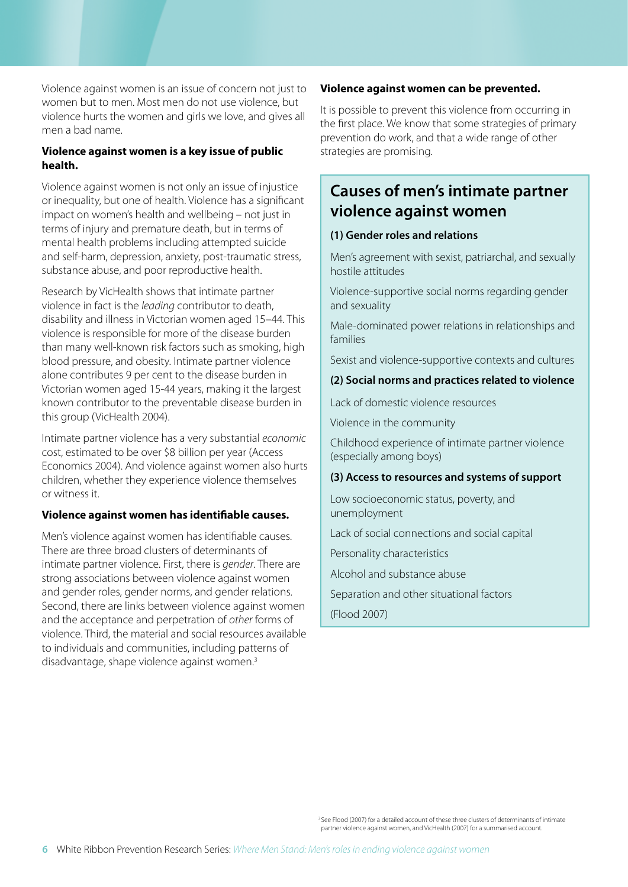Violence against women is an issue of concern not just to women but to men. Most men do not use violence, but violence hurts the women and girls we love, and gives all men a bad name.

**Violence against women is a key issue of public health.**

Violence against women is not only an issue of injustice or inequality, but one of health. Violence has a significant impact on women's health and wellbeing – not just in terms of injury and premature death, but in terms of mental health problems including attempted suicide and self-harm, depression, anxiety, post-traumatic stress, substance abuse, and poor reproductive health.

Research by VicHealth shows that intimate partner violence in fact is the *leading* contributor to death, disability and illness in Victorian women aged 15–44. This violence is responsible for more of the disease burden than many well-known risk factors such as smoking, high blood pressure, and obesity. Intimate partner violence alone contributes 9 per cent to the disease burden in Victorian women aged 15-44 years, making it the largest known contributor to the preventable disease burden in this group (VicHealth 2004).

Intimate partner violence has a very substantial *economic* cost, estimated to be over $8 billion per year (Access Economics 2004). And violence against women also hurts children, whether they experience violence themselves or witness it.

**Violence against women has identifiable causes.**

Men's violence against women has identifiable causes. There are three broad clusters of determinants of intimate partner violence. First, there is *gender*. There are strong associations between violence against women and gender roles, gender norms, and gender relations. Second, there are links between violence against women and the acceptance and perpetration of *other* forms of violence. Third, the material and social resources available to individuals and communities, including patterns of disadvantage, shape violence against women.[3]

**Violence against women can be prevented.**

It is possible to prevent this violence from occurring in the first place. We know that some strategies of primary prevention do work, and that a wide range of other strategies are promising.

## Causes of men's intimate partner violence against women

**(1) Gender roles and relations**

Men's agreement with sexist, patriarchal, and sexually hostile attitudes

Violence-supportive social norms regarding gender and sexuality

Male-dominated power relations in relationships and families

Sexist and violence-supportive contexts and cultures

**(2) Social norms and practices related to violence**

Lack of domestic violence resources

Violence in the community

Childhood experience of intimate partner violence (especially among boys)

**(3) Access to resources and systems of support**

Low socioeconomic status, poverty, and unemployment

Lack of social connections and social capital

Personality characteristics

Alcohol and substance abuse

Separation and other situational factors

(Flood 2007)

[3] See Flood (2007) for a detailed account of these three clusters of determinants of intimate partner violence against women, and VicHealth (2007) for a summarised account.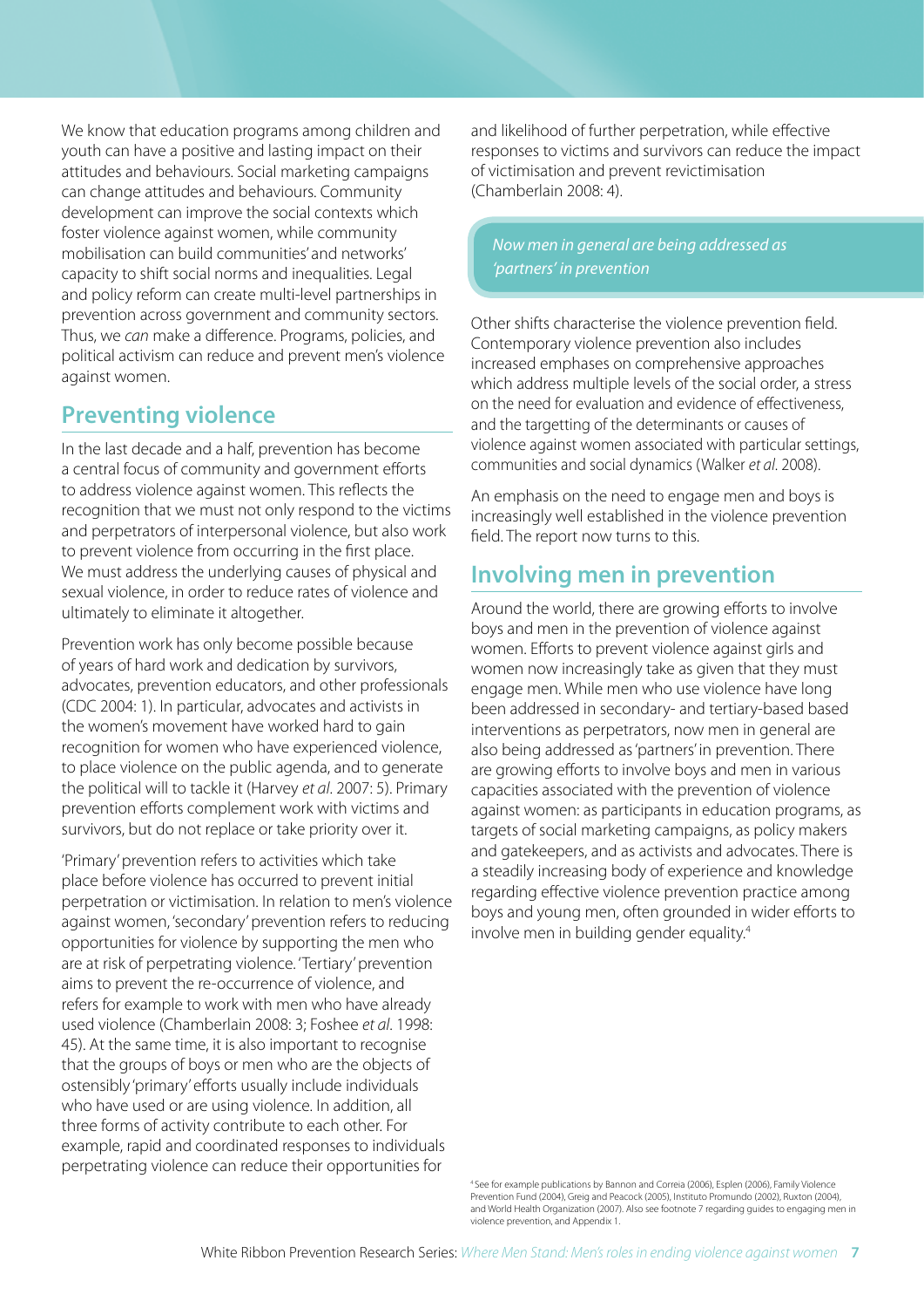We know that education programs among children and youth can have a positive and lasting impact on their attitudes and behaviours. Social marketing campaigns can change attitudes and behaviours. Community development can improve the social contexts which foster violence against women, while community mobilisation can build communities' and networks' capacity to shift social norms and inequalities. Legal and policy reform can create multi-level partnerships in prevention across government and community sectors. Thus, we *can* make a difference. Programs, policies, and political activism can reduce and prevent men's violence against women.

## Preventing violence

In the last decade and a half, prevention has become a central focus of community and government efforts to address violence against women. This reflects the recognition that we must not only respond to the victims and perpetrators of interpersonal violence, but also work to prevent violence from occurring in the first place. We must address the underlying causes of physical and sexual violence, in order to reduce rates of violence and ultimately to eliminate it altogether.

Prevention work has only become possible because of years of hard work and dedication by survivors, advocates, prevention educators, and other professionals (CDC 2004: 1). In particular, advocates and activists in the women's movement have worked hard to gain recognition for women who have experienced violence, to place violence on the public agenda, and to generate the political will to tackle it (Harvey *et al*. 2007: 5). Primary prevention efforts complement work with victims and survivors, but do not replace or take priority over it.

'Primary' prevention refers to activities which take place before violence has occurred to prevent initial perpetration or victimisation. In relation to men's violence against women, 'secondary' prevention refers to reducing opportunities for violence by supporting the men who are at risk of perpetrating violence. 'Tertiary' prevention aims to prevent the re-occurrence of violence, and refers for example to work with men who have already used violence (Chamberlain 2008: 3; Foshee *et al*. 1998: 45). At the same time, it is also important to recognise that the groups of boys or men who are the objects of ostensibly 'primary' efforts usually include individuals who have used or are using violence. In addition, all three forms of activity contribute to each other. For example, rapid and coordinated responses to individuals perpetrating violence can reduce their opportunities for and likelihood of further perpetration, while effective responses to victims and survivors can reduce the impact of victimisation and prevent revictimisation (Chamberlain 2008: 4).

> *Now men in general are being addressed as 'partners' in prevention*

Other shifts characterise the violence prevention field. Contemporary violence prevention also includes increased emphases on comprehensive approaches which address multiple levels of the social order, a stress on the need for evaluation and evidence of effectiveness, and the targetting of the determinants or causes of violence against women associated with particular settings, communities and social dynamics (Walker *et al*. 2008).

An emphasis on the need to engage men and boys is increasingly well established in the violence prevention field. The report now turns to this.

## Involving men in prevention

Around the world, there are growing efforts to involve boys and men in the prevention of violence against women. Efforts to prevent violence against girls and women now increasingly take as given that they must engage men. While men who use violence have long been addressed in secondary- and tertiary-based based interventions as perpetrators, now men in general are also being addressed as 'partners' in prevention. There are growing efforts to involve boys and men in various capacities associated with the prevention of violence against women: as participants in education programs, as targets of social marketing campaigns, as policy makers and gatekeepers, and as activists and advocates. There is a steadily increasing body of experience and knowledge regarding effective violence prevention practice among boys and young men, often grounded in wider efforts to involve men in building gender equality.[4]

[4] See for example publications by Bannon and Correia (2006), Esplen (2006), Family Violence Prevention Fund (2004), Greig and Peacock (2005), Instituto Promundo (2002), Ruxton (2004), and World Health Organization (2007). Also see footnote 7 regarding guides to engaging men in violence prevention, and Appendix 1.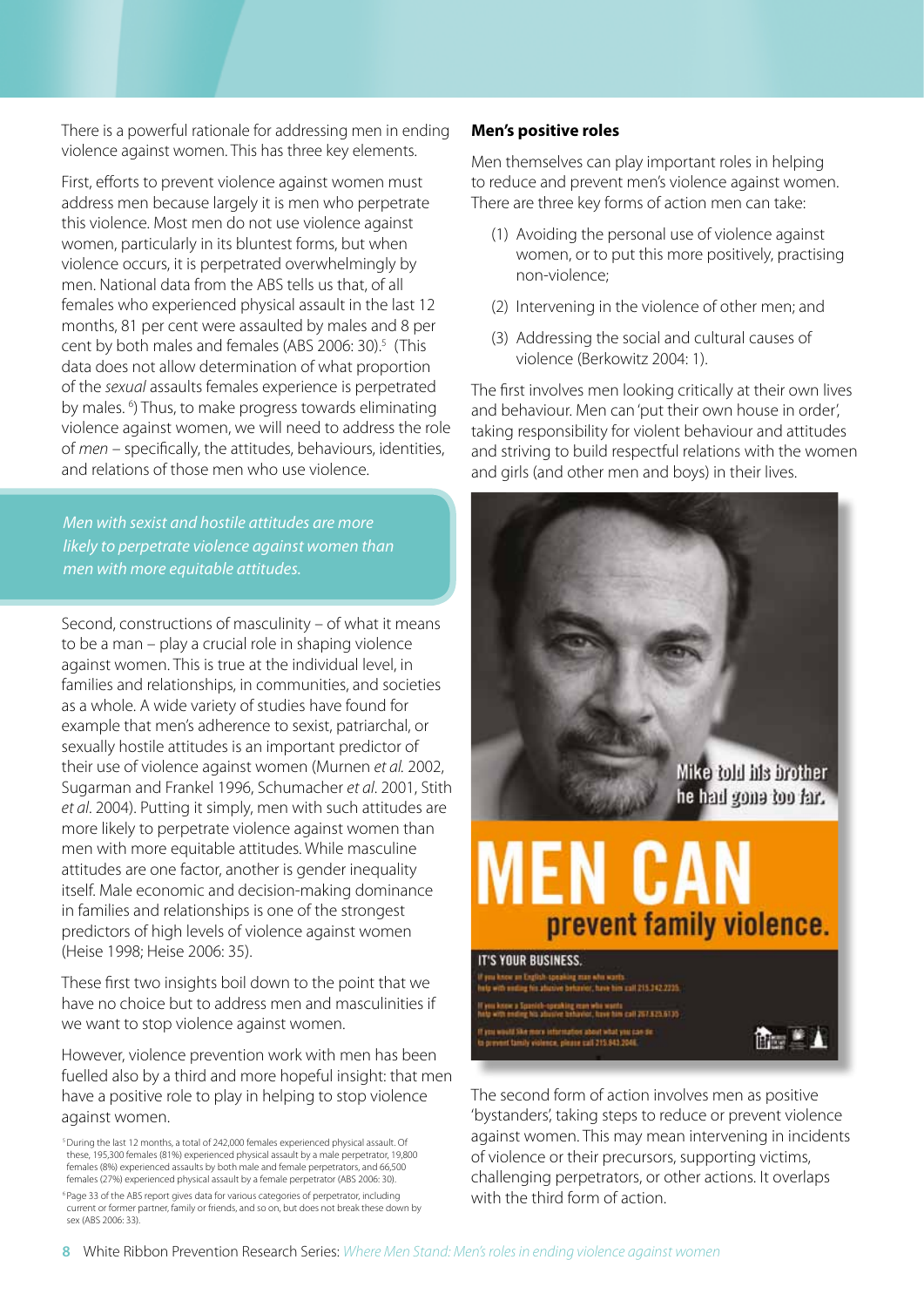There is a powerful rationale for addressing men in ending violence against women. This has three key elements.

First, efforts to prevent violence against women must address men because largely it is men who perpetrate this violence. Most men do not use violence against women, particularly in its bluntest forms, but when violence occurs, it is perpetrated overwhelmingly by men. National data from the ABS tells us that, of all females who experienced physical assault in the last 12 months, 81 per cent were assaulted by males and 8 per cent by both males and females (ABS 2006: 30).[5] (This data does not allow determination of what proportion of the *sexual* assaults females experience is perpetrated by males. [6]) Thus, to make progress towards eliminating violence against women, we will need to address the role of *men* – specifically, the attitudes, behaviours, identities, and relations of those men who use violence.

*Men with sexist and hostile attitudes are more likely to perpetrate violence against women than men with more equitable attitudes.*

Second, constructions of masculinity – of what it means to be a man – play a crucial role in shaping violence against women. This is true at the individual level, in families and relationships, in communities, and societies as a whole. A wide variety of studies have found for example that men's adherence to sexist, patriarchal, or sexually hostile attitudes is an important predictor of their use of violence against women (Murnen *et al.* 2002, Sugarman and Frankel 1996, Schumacher *et al*. 2001, Stith *et al*. 2004). Putting it simply, men with such attitudes are more likely to perpetrate violence against women than men with more equitable attitudes. While masculine attitudes are one factor, another is gender inequality itself. Male economic and decision-making dominance in families and relationships is one of the strongest predictors of high levels of violence against women (Heise 1998; Heise 2006: 35).

These first two insights boil down to the point that we have no choice but to address men and masculinities if we want to stop violence against women.

However, violence prevention work with men has been fuelled also by a third and more hopeful insight: that men have a positive role to play in helping to stop violence against women.

### Men's positive roles

Men themselves can play important roles in helping to reduce and prevent men's violence against women. There are three key forms of action men can take:

(1) Avoiding the personal use of violence against women, or to put this more positively, practising non-violence;

(2) Intervening in the violence of other men; and

(3) Addressing the social and cultural causes of violence (Berkowitz 2004: 1).

The first involves men looking critically at their own lives and behaviour. Men can 'put their own house in order', taking responsibility for violent behaviour and attitudes and striving to build respectful relations with the women and girls (and other men and boys) in their lives.

Mike told his brother he had gone too far.

MEN CAN prevent family violence.

IT'S YOUR BUSINESS.

The second form of action involves men as positive 'bystanders', taking steps to reduce or prevent violence against women. This may mean intervening in incidents of violence or their precursors, supporting victims, challenging perpetrators, or other actions. It overlaps with the third form of action.

[5] During the last 12 months, a total of 242,000 females experienced physical assault. Of these, 195,300 females (81%) experienced physical assault by a male perpetrator, 19,800 females (8%) experienced assaults by both male and female perpetrators, and 66,500 females (27%) experienced physical assault by a female perpetrator (ABS 2006: 30).

[6] Page 33 of the ABS report gives data for various categories of perpetrator, including current or former partner, family or friends, and so on, but does not break these down by sex (ABS 2006: 33).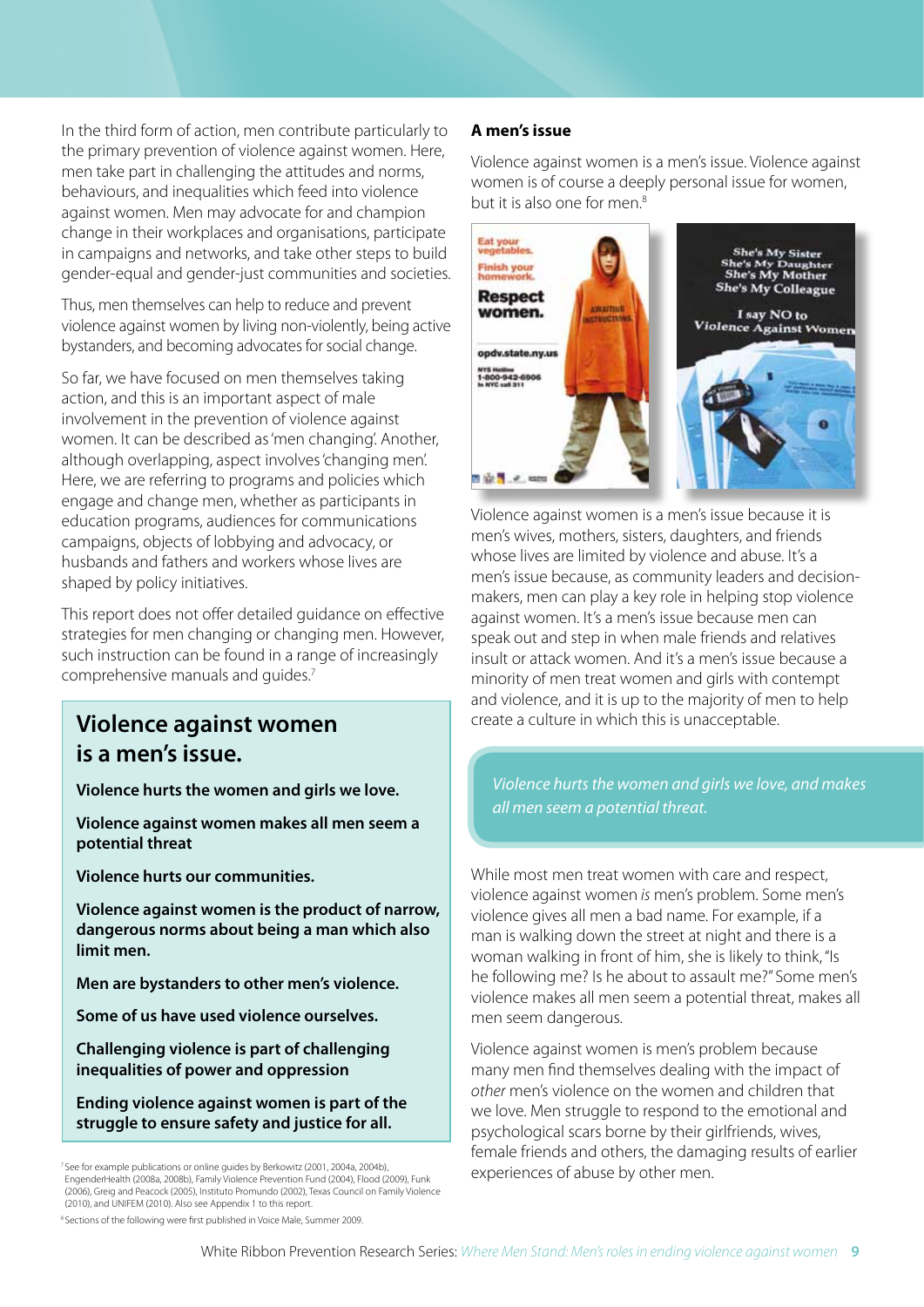In the third form of action, men contribute particularly to the primary prevention of violence against women. Here, men take part in challenging the attitudes and norms, behaviours, and inequalities which feed into violence against women. Men may advocate for and champion change in their workplaces and organisations, participate in campaigns and networks, and take other steps to build gender-equal and gender-just communities and societies.

Thus, men themselves can help to reduce and prevent violence against women by living non-violently, being active bystanders, and becoming advocates for social change.

So far, we have focused on men themselves taking action, and this is an important aspect of male involvement in the prevention of violence against women. It can be described as 'men changing'. Another, although overlapping, aspect involves 'changing men'. Here, we are referring to programs and policies which engage and change men, whether as participants in education programs, audiences for communications campaigns, objects of lobbying and advocacy, or husbands and fathers and workers whose lives are shaped by policy initiatives.

This report does not offer detailed guidance on effective strategies for men changing or changing men. However, such instruction can be found in a range of increasingly comprehensive manuals and guides.[7]

## Violence against women is a men's issue.

**Violence hurts the women and girls we love.**

**Violence against women makes all men seem a potential threat**

**Violence hurts our communities.**

**Violence against women is the product of narrow, dangerous norms about being a man which also limit men.**

**Men are bystanders to other men's violence.**

**Some of us have used violence ourselves.**

**Challenging violence is part of challenging inequalities of power and oppression**

**Ending violence against women is part of the struggle to ensure safety and justice for all.**

### A men's issue

Violence against women is a men's issue. Violence against women is of course a deeply personal issue for women, but it is also one for men.[8]

Violence against women is a men's issue because it is men's wives, mothers, sisters, daughters, and friends whose lives are limited by violence and abuse. It's a men's issue because, as community leaders and decision-makers, men can play a key role in helping stop violence against women. It's a men's issue because men can speak out and step in when male friends and relatives insult or attack women. And it's a men's issue because a minority of men treat women and girls with contempt and violence, and it is up to the majority of men to help create a culture in which this is unacceptable.

*Violence hurts the women and girls we love, and makes all men seem a potential threat.*

While most men treat women with care and respect, violence against women *is* men's problem. Some men's violence gives all men a bad name. For example, if a man is walking down the street at night and there is a woman walking in front of him, she is likely to think, "Is he following me? Is he about to assault me?" Some men's violence makes all men seem a potential threat, makes all men seem dangerous.

Violence against women is men's problem because many men find themselves dealing with the impact of *other* men's violence on the women and children that we love. Men struggle to respond to the emotional and psychological scars borne by their girlfriends, wives, female friends and others, the damaging results of earlier experiences of abuse by other men.

[7] See for example publications or online guides by Berkowitz (2001, 2004a, 2004b), EngenderHealth (2008a, 2008b), Family Violence Prevention Fund (2004), Flood (2009), Funk (2006), Greig and Peacock (2005), Instituto Promundo (2002), Texas Council on Family Violence (2010), and UNIFEM (2010). Also see Appendix 1 to this report.

[8] Sections of the following were first published in Voice Male, Summer 2009.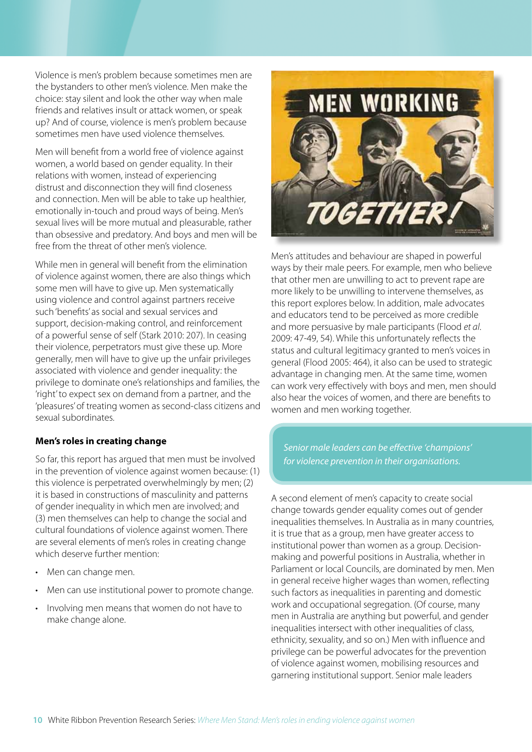Violence is men's problem because sometimes men are the bystanders to other men's violence. Men make the choice: stay silent and look the other way when male friends and relatives insult or attack women, or speak up? And of course, violence is men's problem because sometimes men have used violence themselves.

Men will benefit from a world free of violence against women, a world based on gender equality. In their relations with women, instead of experiencing distrust and disconnection they will find closeness and connection. Men will be able to take up healthier, emotionally in-touch and proud ways of being. Men's sexual lives will be more mutual and pleasurable, rather than obsessive and predatory. And boys and men will be free from the threat of other men's violence.

While men in general will benefit from the elimination of violence against women, there are also things which some men will have to give up. Men systematically using violence and control against partners receive such 'benefits' as social and sexual services and support, decision-making control, and reinforcement of a powerful sense of self (Stark 2010: 207). In ceasing their violence, perpetrators must give these up. More generally, men will have to give up the unfair privileges associated with violence and gender inequality: the privilege to dominate one's relationships and families, the 'right' to expect sex on demand from a partner, and the 'pleasures' of treating women as second-class citizens and sexual subordinates.

**Men's roles in creating change**

So far, this report has argued that men must be involved in the prevention of violence against women because: (1) this violence is perpetrated overwhelmingly by men; (2) it is based in constructions of masculinity and patterns of gender inequality in which men are involved; and (3) men themselves can help to change the social and cultural foundations of violence against women. There are several elements of men's roles in creating change which deserve further mention:

- Men can change men.
- Men can use institutional power to promote change.
- Involving men means that women do not have to make change alone.

Men's attitudes and behaviour are shaped in powerful ways by their male peers. For example, men who believe that other men are unwilling to act to prevent rape are more likely to be unwilling to intervene themselves, as this report explores below. In addition, male advocates and educators tend to be perceived as more credible and more persuasive by male participants (Flood *et al*. 2009: 47-49, 54). While this unfortunately reflects the status and cultural legitimacy granted to men's voices in general (Flood 2005: 464), it also can be used to strategic advantage in changing men. At the same time, women can work very effectively with boys and men, men should also hear the voices of women, and there are benefits to women and men working together.

*Senior male leaders can be effective 'champions' for violence prevention in their organisations.*

A second element of men's capacity to create social change towards gender equality comes out of gender inequalities themselves. In Australia as in many countries, it is true that as a group, men have greater access to institutional power than women as a group. Decision-making and powerful positions in Australia, whether in Parliament or local Councils, are dominated by men. Men in general receive higher wages than women, reflecting such factors as inequalities in parenting and domestic work and occupational segregation. (Of course, many men in Australia are anything but powerful, and gender inequalities intersect with other inequalities of class, ethnicity, sexuality, and so on.) Men with influence and privilege can be powerful advocates for the prevention of violence against women, mobilising resources and garnering institutional support. Senior male leaders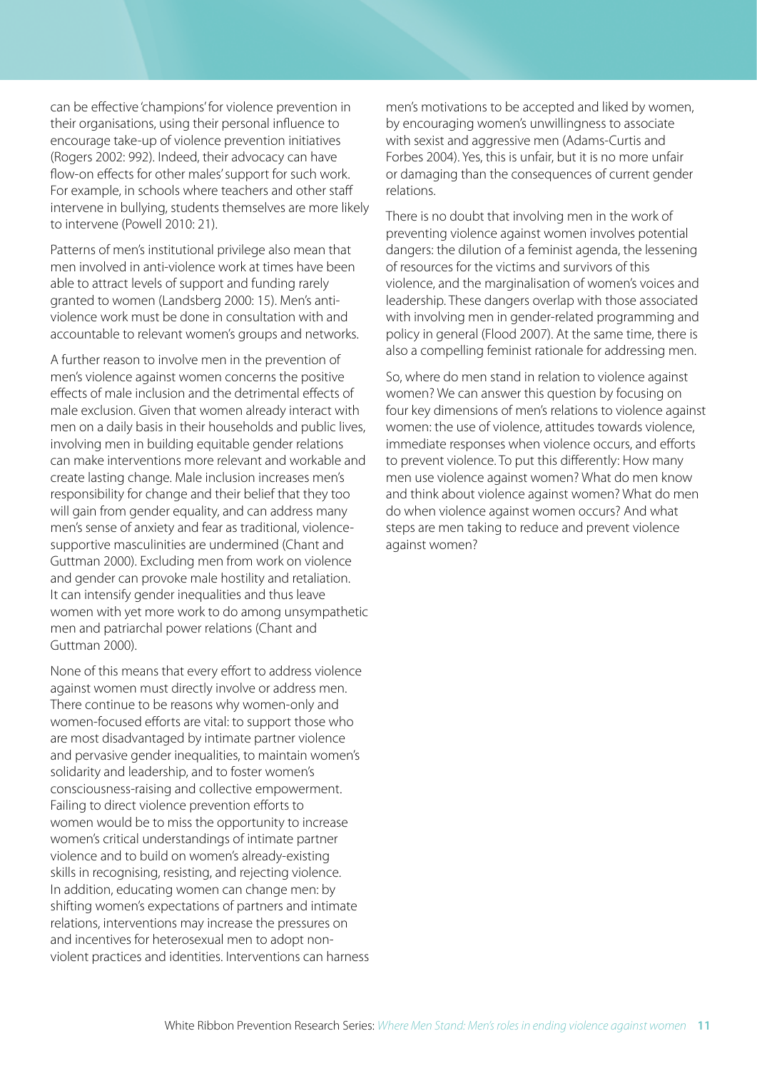can be effective 'champions' for violence prevention in their organisations, using their personal influence to encourage take-up of violence prevention initiatives (Rogers 2002: 992). Indeed, their advocacy can have flow-on effects for other males' support for such work. For example, in schools where teachers and other staff intervene in bullying, students themselves are more likely to intervene (Powell 2010: 21).

Patterns of men's institutional privilege also mean that men involved in anti-violence work at times have been able to attract levels of support and funding rarely granted to women (Landsberg 2000: 15). Men's anti-violence work must be done in consultation with and accountable to relevant women's groups and networks.

A further reason to involve men in the prevention of men's violence against women concerns the positive effects of male inclusion and the detrimental effects of male exclusion. Given that women already interact with men on a daily basis in their households and public lives, involving men in building equitable gender relations can make interventions more relevant and workable and create lasting change. Male inclusion increases men's responsibility for change and their belief that they too will gain from gender equality, and can address many men's sense of anxiety and fear as traditional, violence-supportive masculinities are undermined (Chant and Guttman 2000). Excluding men from work on violence and gender can provoke male hostility and retaliation. It can intensify gender inequalities and thus leave women with yet more work to do among unsympathetic men and patriarchal power relations (Chant and Guttman 2000).

None of this means that every effort to address violence against women must directly involve or address men. There continue to be reasons why women-only and women-focused efforts are vital: to support those who are most disadvantaged by intimate partner violence and pervasive gender inequalities, to maintain women's solidarity and leadership, and to foster women's consciousness-raising and collective empowerment. Failing to direct violence prevention efforts to women would be to miss the opportunity to increase women's critical understandings of intimate partner violence and to build on women's already-existing skills in recognising, resisting, and rejecting violence. In addition, educating women can change men: by shifting women's expectations of partners and intimate relations, interventions may increase the pressures on and incentives for heterosexual men to adopt non-violent practices and identities. Interventions can harness men's motivations to be accepted and liked by women, by encouraging women's unwillingness to associate with sexist and aggressive men (Adams-Curtis and Forbes 2004). Yes, this is unfair, but it is no more unfair or damaging than the consequences of current gender relations.

There is no doubt that involving men in the work of preventing violence against women involves potential dangers: the dilution of a feminist agenda, the lessening of resources for the victims and survivors of this violence, and the marginalisation of women's voices and leadership. These dangers overlap with those associated with involving men in gender-related programming and policy in general (Flood 2007). At the same time, there is also a compelling feminist rationale for addressing men.

So, where do men stand in relation to violence against women? We can answer this question by focusing on four key dimensions of men's relations to violence against women: the use of violence, attitudes towards violence, immediate responses when violence occurs, and efforts to prevent violence. To put this differently: How many men use violence against women? What do men know and think about violence against women? What do men do when violence against women occurs? And what steps are men taking to reduce and prevent violence against women?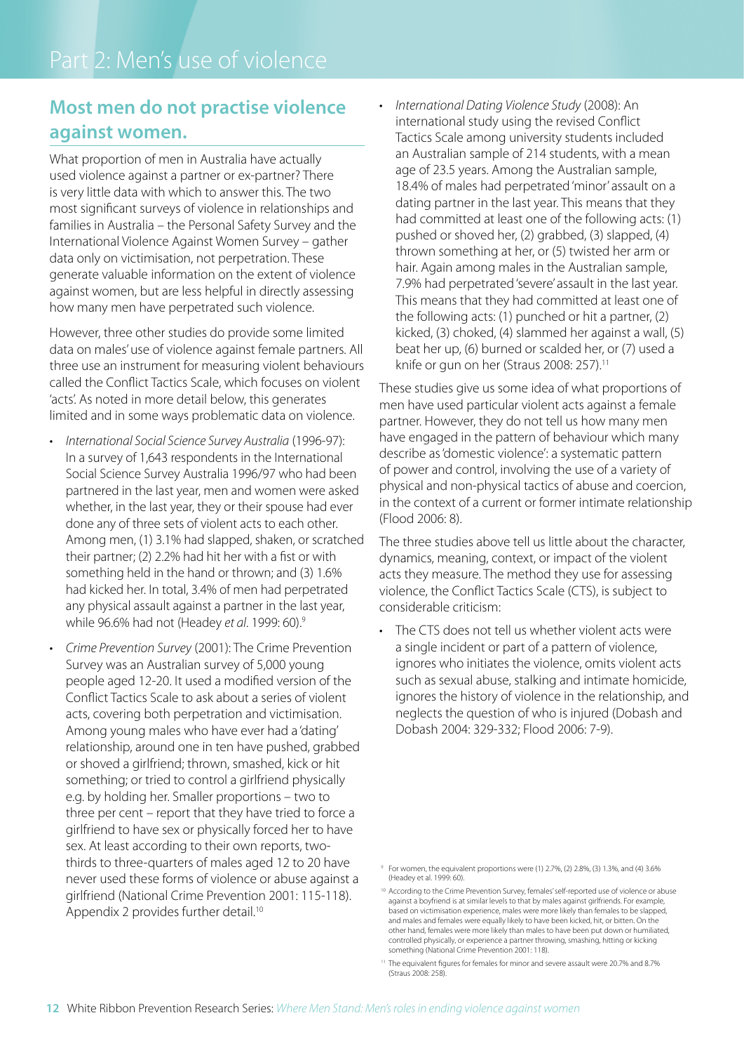# Part 2: Men's use of violence

## Most men do not practise violence against women.

What proportion of men in Australia have actually used violence against a partner or ex-partner? There is very little data with which to answer this. The two most significant surveys of violence in relationships and families in Australia – the Personal Safety Survey and the International Violence Against Women Survey – gather data only on victimisation, not perpetration. These generate valuable information on the extent of violence against women, but are less helpful in directly assessing how many men have perpetrated such violence.

However, three other studies do provide some limited data on males' use of violence against female partners. All three use an instrument for measuring violent behaviours called the Conflict Tactics Scale, which focuses on violent 'acts'. As noted in more detail below, this generates limited and in some ways problematic data on violence.

- *International Social Science Survey Australia* (1996-97): In a survey of 1,643 respondents in the International Social Science Survey Australia 1996/97 who had been partnered in the last year, men and women were asked whether, in the last year, they or their spouse had ever done any of three sets of violent acts to each other. Among men, (1) 3.1% had slapped, shaken, or scratched their partner; (2) 2.2% had hit her with a fist or with something held in the hand or thrown; and (3) 1.6% had kicked her. In total, 3.4% of men had perpetrated any physical assault against a partner in the last year, while 96.6% had not (Headey *et al*. 1999: 60).[9]
- *Crime Prevention Survey* (2001): The Crime Prevention Survey was an Australian survey of 5,000 young people aged 12-20. It used a modified version of the Conflict Tactics Scale to ask about a series of violent acts, covering both perpetration and victimisation. Among young males who have ever had a 'dating' relationship, around one in ten have pushed, grabbed or shoved a girlfriend; thrown, smashed, kick or hit something; or tried to control a girlfriend physically e.g. by holding her. Smaller proportions – two to three per cent – report that they have tried to force a girlfriend to have sex or physically forced her to have sex. At least according to their own reports, two-thirds to three-quarters of males aged 12 to 20 have never used these forms of violence or abuse against a girlfriend (National Crime Prevention 2001: 115-118). Appendix 2 provides further detail.[10]
- *International Dating Violence Study* (2008): An international study using the revised Conflict Tactics Scale among university students included an Australian sample of 214 students, with a mean age of 23.5 years. Among the Australian sample, 18.4% of males had perpetrated 'minor' assault on a dating partner in the last year. This means that they had committed at least one of the following acts: (1) pushed or shoved her, (2) grabbed, (3) slapped, (4) thrown something at her, or (5) twisted her arm or hair. Again among males in the Australian sample, 7.9% had perpetrated 'severe' assault in the last year. This means that they had committed at least one of the following acts: (1) punched or hit a partner, (2) kicked, (3) choked, (4) slammed her against a wall, (5) beat her up, (6) burned or scalded her, or (7) used a knife or gun on her (Straus 2008: 257).[11]

These studies give us some idea of what proportions of men have used particular violent acts against a female partner. However, they do not tell us how many men have engaged in the pattern of behaviour which many describe as 'domestic violence': a systematic pattern of power and control, involving the use of a variety of physical and non-physical tactics of abuse and coercion, in the context of a current or former intimate relationship (Flood 2006: 8).

The three studies above tell us little about the character, dynamics, meaning, context, or impact of the violent acts they measure. The method they use for assessing violence, the Conflict Tactics Scale (CTS), is subject to considerable criticism:

- The CTS does not tell us whether violent acts were a single incident or part of a pattern of violence, ignores who initiates the violence, omits violent acts such as sexual abuse, stalking and intimate homicide, ignores the history of violence in the relationship, and neglects the question of who is injured (Dobash and Dobash 2004: 329-332; Flood 2006: 7-9).

---

[9] For women, the equivalent proportions were (1) 2.7%, (2) 2.8%, (3) 1.3%, and (4) 3.6% (Headey et al. 1999: 60).

[10] According to the Crime Prevention Survey, females' self-reported use of violence or abuse against a boyfriend is at similar levels to that by males against girlfriends. For example, based on victimisation experience, males were more likely than females to be slapped, and males and females were equally likely to have been kicked, hit, or bitten. On the other hand, females were more likely than males to have been put down or humiliated, controlled physically, or experience a partner throwing, smashing, hitting or kicking something (National Crime Prevention 2001: 118).

[11] The equivalent figures for females for minor and severe assault were 20.7% and 8.7% (Straus 2008: 258).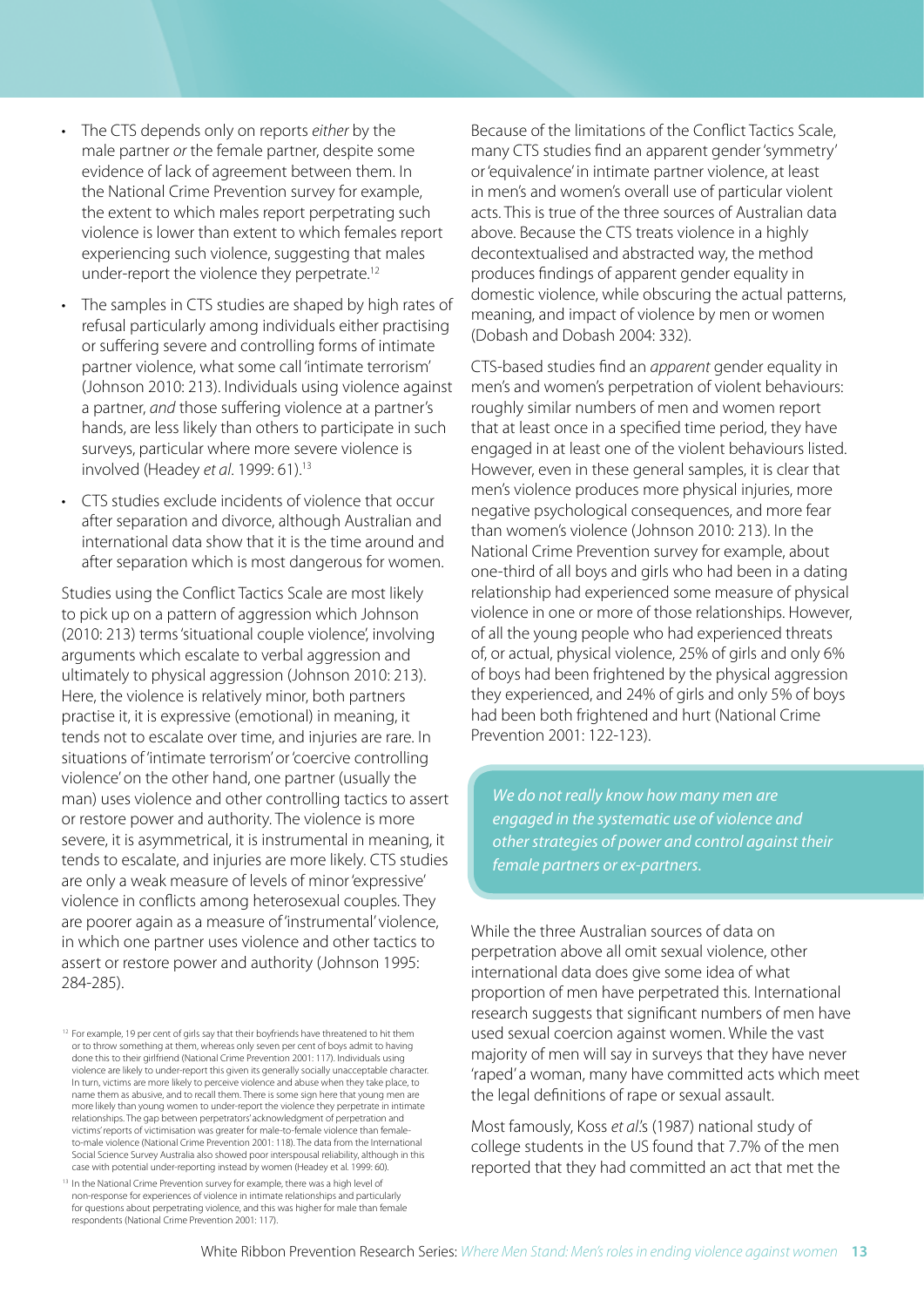- The CTS depends only on reports *either* by the male partner *or* the female partner, despite some evidence of lack of agreement between them. In the National Crime Prevention survey for example, the extent to which males report perpetrating such violence is lower than extent to which females report experiencing such violence, suggesting that males under-report the violence they perpetrate.[12]
- The samples in CTS studies are shaped by high rates of refusal particularly among individuals either practising or suffering severe and controlling forms of intimate partner violence, what some call 'intimate terrorism' (Johnson 2010: 213). Individuals using violence against a partner, *and* those suffering violence at a partner's hands, are less likely than others to participate in such surveys, particular where more severe violence is involved (Headey *et al*. 1999: 61).[13]
- CTS studies exclude incidents of violence that occur after separation and divorce, although Australian and international data show that it is the time around and after separation which is most dangerous for women.

Studies using the Conflict Tactics Scale are most likely to pick up on a pattern of aggression which Johnson (2010: 213) terms 'situational couple violence', involving arguments which escalate to verbal aggression and ultimately to physical aggression (Johnson 2010: 213). Here, the violence is relatively minor, both partners practise it, it is expressive (emotional) in meaning, it tends not to escalate over time, and injuries are rare. In situations of 'intimate terrorism' or 'coercive controlling violence' on the other hand, one partner (usually the man) uses violence and other controlling tactics to assert or restore power and authority. The violence is more severe, it is asymmetrical, it is instrumental in meaning, it tends to escalate, and injuries are more likely. CTS studies are only a weak measure of levels of minor 'expressive' violence in conflicts among heterosexual couples. They are poorer again as a measure of 'instrumental' violence, in which one partner uses violence and other tactics to assert or restore power and authority (Johnson 1995: 284-285).

Because of the limitations of the Conflict Tactics Scale, many CTS studies find an apparent gender 'symmetry' or 'equivalence' in intimate partner violence, at least in men's and women's overall use of particular violent acts. This is true of the three sources of Australian data above. Because the CTS treats violence in a highly decontextualised and abstracted way, the method produces findings of apparent gender equality in domestic violence, while obscuring the actual patterns, meaning, and impact of violence by men or women (Dobash and Dobash 2004: 332).

CTS-based studies find an *apparent* gender equality in men's and women's perpetration of violent behaviours: roughly similar numbers of men and women report that at least once in a specified time period, they have engaged in at least one of the violent behaviours listed. However, even in these general samples, it is clear that men's violence produces more physical injuries, more negative psychological consequences, and more fear than women's violence (Johnson 2010: 213). In the National Crime Prevention survey for example, about one-third of all boys and girls who had been in a dating relationship had experienced some measure of physical violence in one or more of those relationships. However, of all the young people who had experienced threats of, or actual, physical violence, 25% of girls and only 6% of boys had been frightened by the physical aggression they experienced, and 24% of girls and only 5% of boys had been both frightened and hurt (National Crime Prevention 2001: 122-123).

*We do not really know how many men are engaged in the systematic use of violence and other strategies of power and control against their female partners or ex-partners.*

While the three Australian sources of data on perpetration above all omit sexual violence, other international data does give some idea of what proportion of men have perpetrated this. International research suggests that significant numbers of men have used sexual coercion against women. While the vast majority of men will say in surveys that they have never 'raped' a woman, many have committed acts which meet the legal definitions of rape or sexual assault.

Most famously, Koss *et al*.'s (1987) national study of college students in the US found that 7.7% of the men reported that they had committed an act that met the

[12] For example, 19 per cent of girls say that their boyfriends have threatened to hit them or to throw something at them, whereas only seven per cent of boys admit to having done this to their girlfriend (National Crime Prevention 2001: 117). Individuals using violence are likely to under-report this given its generally socially unacceptable character. In turn, victims are more likely to perceive violence and abuse when they take place, to name them as abusive, and to recall them. There is some sign here that young men are more likely than young women to under-report the violence they perpetrate in intimate relationships. The gap between perpetrators' acknowledgment of perpetration and victims' reports of victimisation was greater for male-to-female violence than female-to-male violence (National Crime Prevention 2001: 118). The data from the International Social Science Survey Australia also showed poor interspousal reliability, although in this case with potential under-reporting instead by women (Headey et al. 1999: 60).

[13] In the National Crime Prevention survey for example, there was a high level of non-response for experiences of violence in intimate relationships and particularly for questions about perpetrating violence, and this was higher for male than female respondents (National Crime Prevention 2001: 117).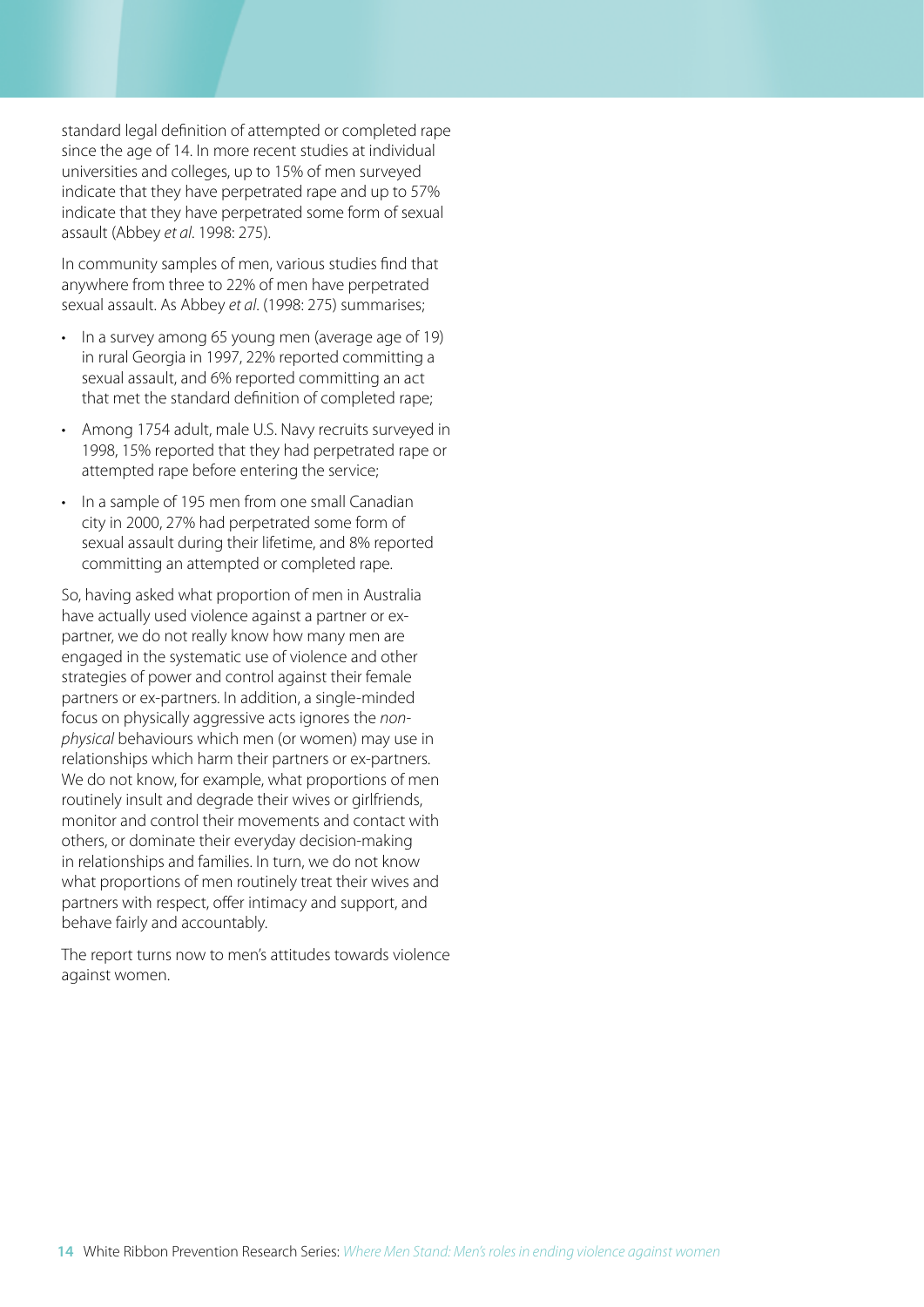standard legal definition of attempted or completed rape since the age of 14. In more recent studies at individual universities and colleges, up to 15% of men surveyed indicate that they have perpetrated rape and up to 57% indicate that they have perpetrated some form of sexual assault (Abbey *et al*. 1998: 275).

In community samples of men, various studies find that anywhere from three to 22% of men have perpetrated sexual assault. As Abbey *et al*. (1998: 275) summarises;

- In a survey among 65 young men (average age of 19) in rural Georgia in 1997, 22% reported committing a sexual assault, and 6% reported committing an act that met the standard definition of completed rape;
- Among 1754 adult, male U.S. Navy recruits surveyed in 1998, 15% reported that they had perpetrated rape or attempted rape before entering the service;
- In a sample of 195 men from one small Canadian city in 2000, 27% had perpetrated some form of sexual assault during their lifetime, and 8% reported committing an attempted or completed rape.

So, having asked what proportion of men in Australia have actually used violence against a partner or ex-partner, we do not really know how many men are engaged in the systematic use of violence and other strategies of power and control against their female partners or ex-partners. In addition, a single-minded focus on physically aggressive acts ignores the *non-physical* behaviours which men (or women) may use in relationships which harm their partners or ex-partners. We do not know, for example, what proportions of men routinely insult and degrade their wives or girlfriends, monitor and control their movements and contact with others, or dominate their everyday decision-making in relationships and families. In turn, we do not know what proportions of men routinely treat their wives and partners with respect, offer intimacy and support, and behave fairly and accountably.

The report turns now to men's attitudes towards violence against women.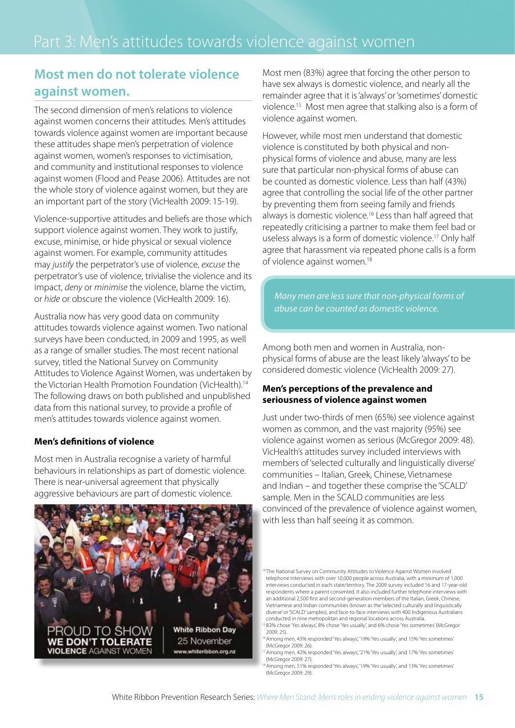# Part 3: Men's attitudes towards violence against women

## Most men do not tolerate violence against women.

The second dimension of men's relations to violence against women concerns their attitudes. Men's attitudes towards violence against women are important because these attitudes shape men's perpetration of violence against women, women's responses to victimisation, and community and institutional responses to violence against women (Flood and Pease 2006). Attitudes are not the whole story of violence against women, but they are an important part of the story (VicHealth 2009: 15-19).

Violence-supportive attitudes and beliefs are those which support violence against women. They work to justify, excuse, minimise, or hide physical or sexual violence against women. For example, community attitudes may *justify* the perpetrator's use of violence, *excuse* the perpetrator's use of violence, trivialise the violence and its impact, *deny* or *minimise* the violence, blame the victim, or *hide* or obscure the violence (VicHealth 2009: 16).

Australia now has very good data on community attitudes towards violence against women. Two national surveys have been conducted, in 2009 and 1995, as well as a range of smaller studies. The most recent national survey, titled the National Survey on Community Attitudes to Violence Against Women, was undertaken by the Victorian Health Promotion Foundation (VicHealth).[14] The following draws on both published and unpublished data from this national survey, to provide a profile of men's attitudes towards violence against women.

### Men's definitions of violence

Most men in Australia recognise a variety of harmful behaviours in relationships as part of domestic violence. There is near-universal agreement that physically aggressive behaviours are part of domestic violence.

PROUD TO SHOW **WE DON'T TOLERATE VIOLENCE** AGAINST WOMEN

**White Ribbon Day** 25 November www.whiteribbon.org.nz

Most men (83%) agree that forcing the other person to have sex always is domestic violence, and nearly all the remainder agree that it is 'always' or 'sometimes' domestic violence.[15] Most men agree that stalking also is a form of violence against women.

However, while most men understand that domestic violence is constituted by both physical and non-physical forms of violence and abuse, many are less sure that particular non-physical forms of abuse can be counted as domestic violence. Less than half (43%) agree that controlling the social life of the other partner by preventing them from seeing family and friends always is domestic violence.[16] Less than half agreed that repeatedly criticising a partner to make them feel bad or useless always is a form of domestic violence.[17] Only half agree that harassment via repeated phone calls is a form of violence against women.[18]

*Many men are less sure that non-physical forms of abuse can be counted as domestic violence.*

Among both men and women in Australia, non-physical forms of abuse are the least likely 'always' to be considered domestic violence (VicHealth 2009: 27).

### Men's perceptions of the prevalence and seriousness of violence against women

Just under two-thirds of men (65%) see violence against women as common, and the vast majority (95%) see violence against women as serious (McGregor 2009: 48). VicHealth's attitudes survey included interviews with members of 'selected culturally and linguistically diverse' communities – Italian, Greek, Chinese, Vietnamese and Indian – and together these comprise the 'SCALD' sample. Men in the SCALD communities are less convinced of the prevalence of violence against women, with less than half seeing it as common.

[14] The National Survey on Community Attitudes to Violence Against Women involved telephone interviews with over 10,000 people across Australia, with a minimum of 1,000 interviews conducted in each state/territory. The 2009 survey included 16 and 17-year-old respondents where a parent consented. It also included further telephone interviews with an additional 2,500 first and second-generation members of the Italian, Greek, Chinese, Vietnamese and Indian communities (known as the 'selected culturally and linguistically diverse' or 'SCALD' samples), and face-to-face interviews with 400 Indigenous Australians conducted in nine metropolitan and regional locations across Australia.

[15] 83% chose 'Yes always', 8% chose 'Yes usually', and 6% chose 'Yes sometimes' (McGregor 2009: 25).

[16] Among men, 43% responded 'Yes always,' 19% 'Yes usually,' and 15% 'Yes sometimes' (McGregor 2009: 26).

[17] Among men, 42% responded 'Yes always,' 21% 'Yes usually,' and 17% 'Yes sometimes' (McGregor 2009: 27).

[18] Among men, 51% responded 'Yes always,' 19% 'Yes usually,' and 13% 'Yes sometimes' (McGregor 2009: 29).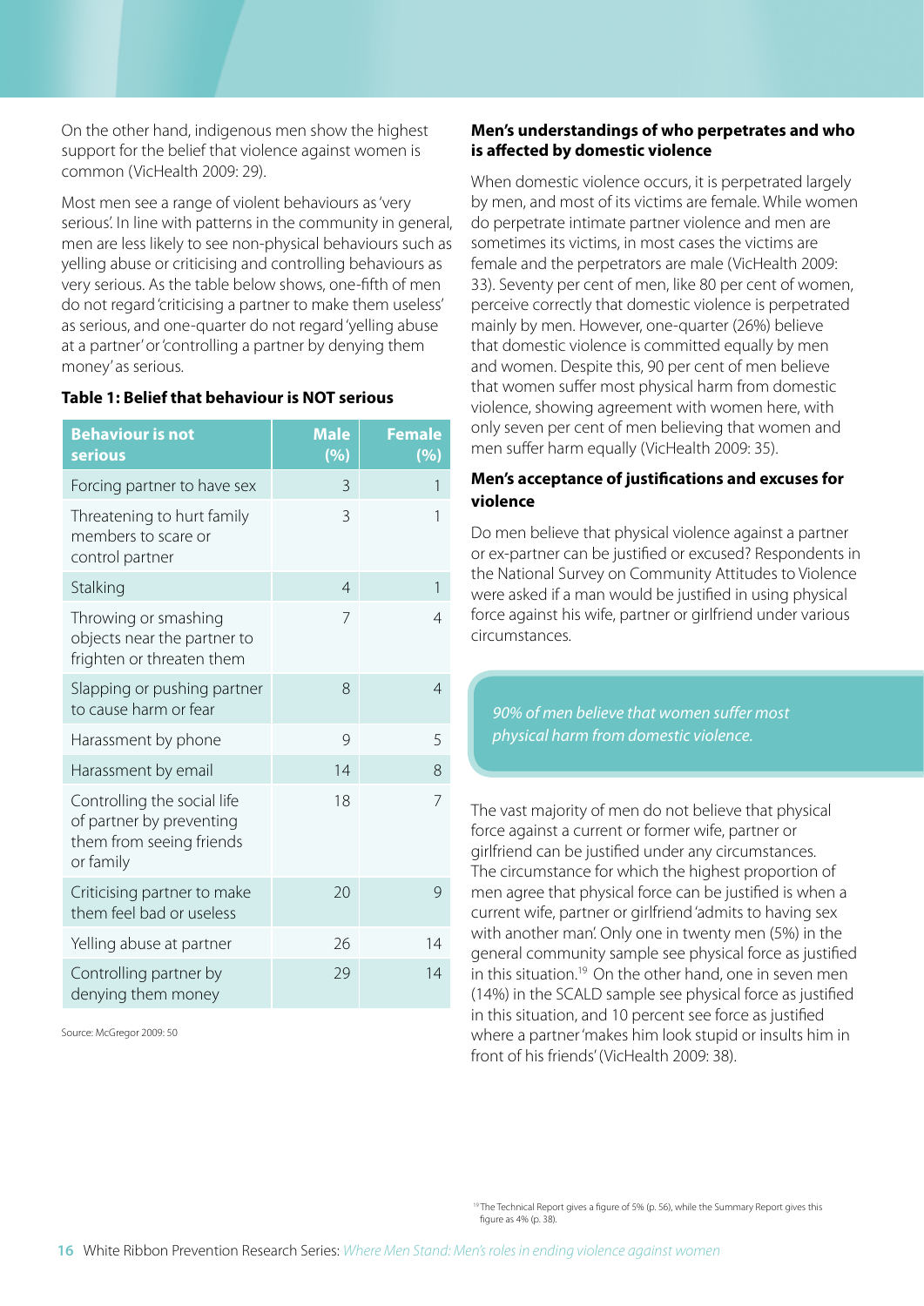On the other hand, indigenous men show the highest support for the belief that violence against women is common (VicHealth 2009: 29).

Most men see a range of violent behaviours as 'very serious'. In line with patterns in the community in general, men are less likely to see non-physical behaviours such as yelling abuse or criticising and controlling behaviours as very serious. As the table below shows, one-fifth of men do not regard 'criticising a partner to make them useless' as serious, and one-quarter do not regard 'yelling abuse at a partner' or 'controlling a partner by denying them money' as serious.

**Table 1: Belief that behaviour is NOT serious**

| Behaviour is not serious | Male (%) | Female (%) |
|---|---|---|
| Forcing partner to have sex | 3 | 1 |
| Threatening to hurt family members to scare or control partner | 3 | 1 |
| Stalking | 4 | 1 |
| Throwing or smashing objects near the partner to frighten or threaten them | 7 | 4 |
| Slapping or pushing partner to cause harm or fear | 8 | 4 |
| Harassment by phone | 9 | 5 |
| Harassment by email | 14 | 8 |
| Controlling the social life of partner by preventing them from seeing friends or family | 18 | 7 |
| Criticising partner to make them feel bad or useless | 20 | 9 |
| Yelling abuse at partner | 26 | 14 |
| Controlling partner by denying them money | 29 | 14 |

Source: McGregor 2009: 50

### Men's understandings of who perpetrates and who is affected by domestic violence

When domestic violence occurs, it is perpetrated largely by men, and most of its victims are female. While women do perpetrate intimate partner violence and men are sometimes its victims, in most cases the victims are female and the perpetrators are male (VicHealth 2009: 33). Seventy per cent of men, like 80 per cent of women, perceive correctly that domestic violence is perpetrated mainly by men. However, one-quarter (26%) believe that domestic violence is committed equally by men and women. Despite this, 90 per cent of men believe that women suffer most physical harm from domestic violence, showing agreement with women here, with only seven per cent of men believing that women and men suffer harm equally (VicHealth 2009: 35).

### Men's acceptance of justifications and excuses for violence

Do men believe that physical violence against a partner or ex-partner can be justified or excused? Respondents in the National Survey on Community Attitudes to Violence were asked if a man would be justified in using physical force against his wife, partner or girlfriend under various circumstances.

*90% of men believe that women suffer most physical harm from domestic violence.*

The vast majority of men do not believe that physical force against a current or former wife, partner or girlfriend can be justified under any circumstances. The circumstance for which the highest proportion of men agree that physical force can be justified is when a current wife, partner or girlfriend 'admits to having sex with another man'. Only one in twenty men (5%) in the general community sample see physical force as justified in this situation.[19] On the other hand, one in seven men (14%) in the SCALD sample see physical force as justified in this situation, and 10 percent see force as justified where a partner 'makes him look stupid or insults him in front of his friends' (VicHealth 2009: 38).

[19] The Technical Report gives a figure of 5% (p. 56), while the Summary Report gives this figure as 4% (p. 38).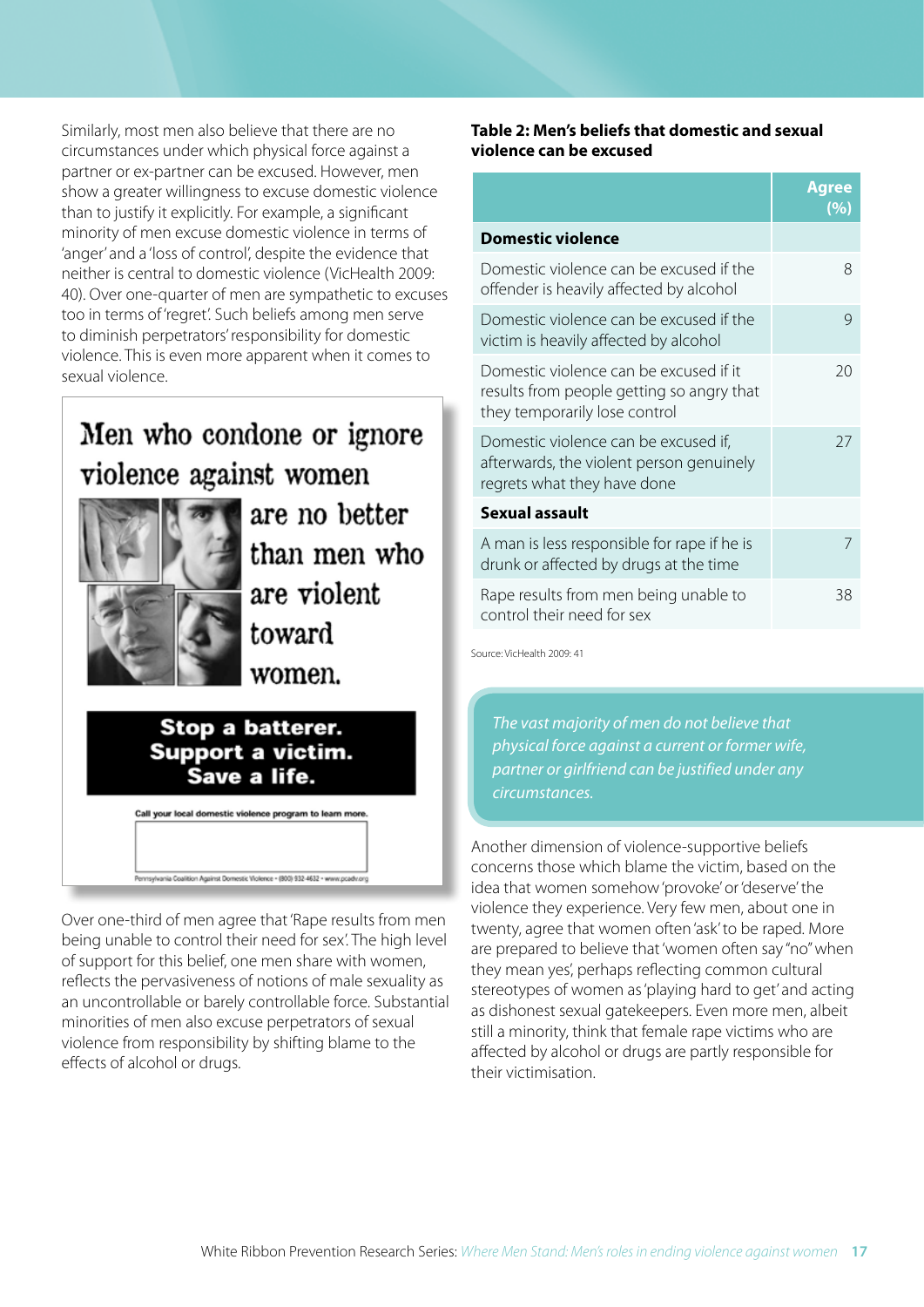Similarly, most men also believe that there are no circumstances under which physical force against a partner or ex-partner can be excused. However, men show a greater willingness to excuse domestic violence than to justify it explicitly. For example, a significant minority of men excuse domestic violence in terms of 'anger' and a 'loss of control', despite the evidence that neither is central to domestic violence (VicHealth 2009: 40). Over one-quarter of men are sympathetic to excuses too in terms of 'regret'. Such beliefs among men serve to diminish perpetrators' responsibility for domestic violence. This is even more apparent when it comes to sexual violence.

Men who condone or ignore violence against women are no better than men who are violent toward women.

**Stop a batterer. Support a victim. Save a life.**

Call your local domestic violence program to learn more.

Pennsylvania Coalition Against Domestic Violence • (800) 932-4632 • www.pcadv.org

Over one-third of men agree that 'Rape results from men being unable to control their need for sex'. The high level of support for this belief, one men share with women, reflects the pervasiveness of notions of male sexuality as an uncontrollable or barely controllable force. Substantial minorities of men also excuse perpetrators of sexual violence from responsibility by shifting blame to the effects of alcohol or drugs.

**Table 2: Men's beliefs that domestic and sexual violence can be excused**

| | Agree (%) |
|---|---|
| **Domestic violence** | |
| Domestic violence can be excused if the offender is heavily affected by alcohol | 8 |
| Domestic violence can be excused if the victim is heavily affected by alcohol | 9 |
| Domestic violence can be excused if it results from people getting so angry that they temporarily lose control | 20 |
| Domestic violence can be excused if, afterwards, the violent person genuinely regrets what they have done | 27 |
| **Sexual assault** | |
| A man is less responsible for rape if he is drunk or affected by drugs at the time | 7 |
| Rape results from men being unable to control their need for sex | 38 |

Source: VicHealth 2009: 41

*The vast majority of men do not believe that physical force against a current or former wife, partner or girlfriend can be justified under any circumstances.*

Another dimension of violence-supportive beliefs concerns those which blame the victim, based on the idea that women somehow 'provoke' or 'deserve' the violence they experience. Very few men, about one in twenty, agree that women often 'ask' to be raped. More are prepared to believe that 'women often say "no" when they mean yes', perhaps reflecting common cultural stereotypes of women as 'playing hard to get' and acting as dishonest sexual gatekeepers. Even more men, albeit still a minority, think that female rape victims who are affected by alcohol or drugs are partly responsible for their victimisation.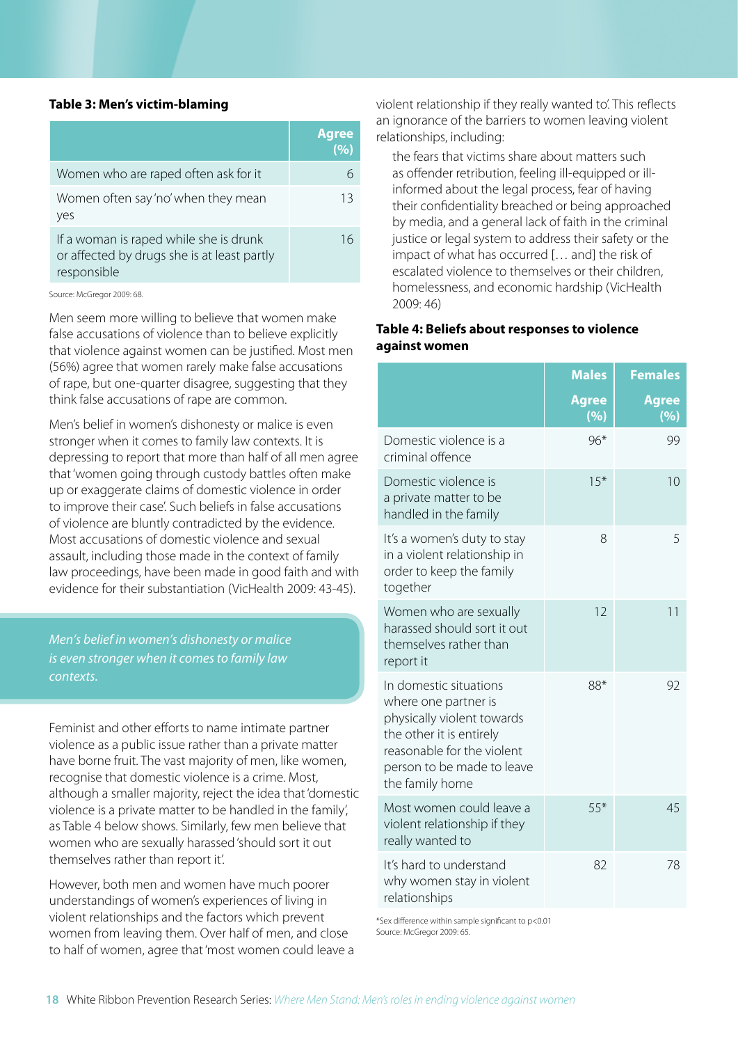**Table 3: Men's victim-blaming**

| | Agree (%) |
|---|---|
| Women who are raped often ask for it | 6 |
| Women often say 'no' when they mean yes | 13 |
| If a woman is raped while she is drunk or affected by drugs she is at least partly responsible | 16 |

Source: McGregor 2009: 68.

Men seem more willing to believe that women make false accusations of violence than to believe explicitly that violence against women can be justified. Most men (56%) agree that women rarely make false accusations of rape, but one-quarter disagree, suggesting that they think false accusations of rape are common.

Men's belief in women's dishonesty or malice is even stronger when it comes to family law contexts. It is depressing to report that more than half of all men agree that 'women going through custody battles often make up or exaggerate claims of domestic violence in order to improve their case'. Such beliefs in false accusations of violence are bluntly contradicted by the evidence. Most accusations of domestic violence and sexual assault, including those made in the context of family law proceedings, have been made in good faith and with evidence for their substantiation (VicHealth 2009: 43-45).

*Men's belief in women's dishonesty or malice is even stronger when it comes to family law contexts.*

Feminist and other efforts to name intimate partner violence as a public issue rather than a private matter have borne fruit. The vast majority of men, like women, recognise that domestic violence is a crime. Most, although a smaller majority, reject the idea that 'domestic violence is a private matter to be handled in the family', as Table 4 below shows. Similarly, few men believe that women who are sexually harassed 'should sort it out themselves rather than report it'.

However, both men and women have much poorer understandings of women's experiences of living in violent relationships and the factors which prevent women from leaving them. Over half of men, and close to half of women, agree that 'most women could leave a violent relationship if they really wanted to'. This reflects an ignorance of the barriers to women leaving violent relationships, including:

> the fears that victims share about matters such as offender retribution, feeling ill-equipped or ill-informed about the legal process, fear of having their confidentiality breached or being approached by media, and a general lack of faith in the criminal justice or legal system to address their safety or the impact of what has occurred [… and] the risk of escalated violence to themselves or their children, homelessness, and economic hardship (VicHealth 2009: 46)

**Table 4: Beliefs about responses to violence against women**

| | Males | Females |
|---|---|---|
| | Agree (%) | Agree (%) |
| Domestic violence is a criminal offence | 96* | 99 |
| Domestic violence is a private matter to be handled in the family | 15* | 10 |
| It's a women's duty to stay in a violent relationship in order to keep the family together | 8 | 5 |
| Women who are sexually harassed should sort it out themselves rather than report it | 12 | 11 |
| In domestic situations where one partner is physically violent towards the other it is entirely reasonable for the violent person to be made to leave the family home | 88* | 92 |
| Most women could leave a violent relationship if they really wanted to | 55* | 45 |
| It's hard to understand why women stay in violent relationships | 82 | 78 |

*Sex difference within sample significant to $p<0.01$
Source: McGregor 2009: 65.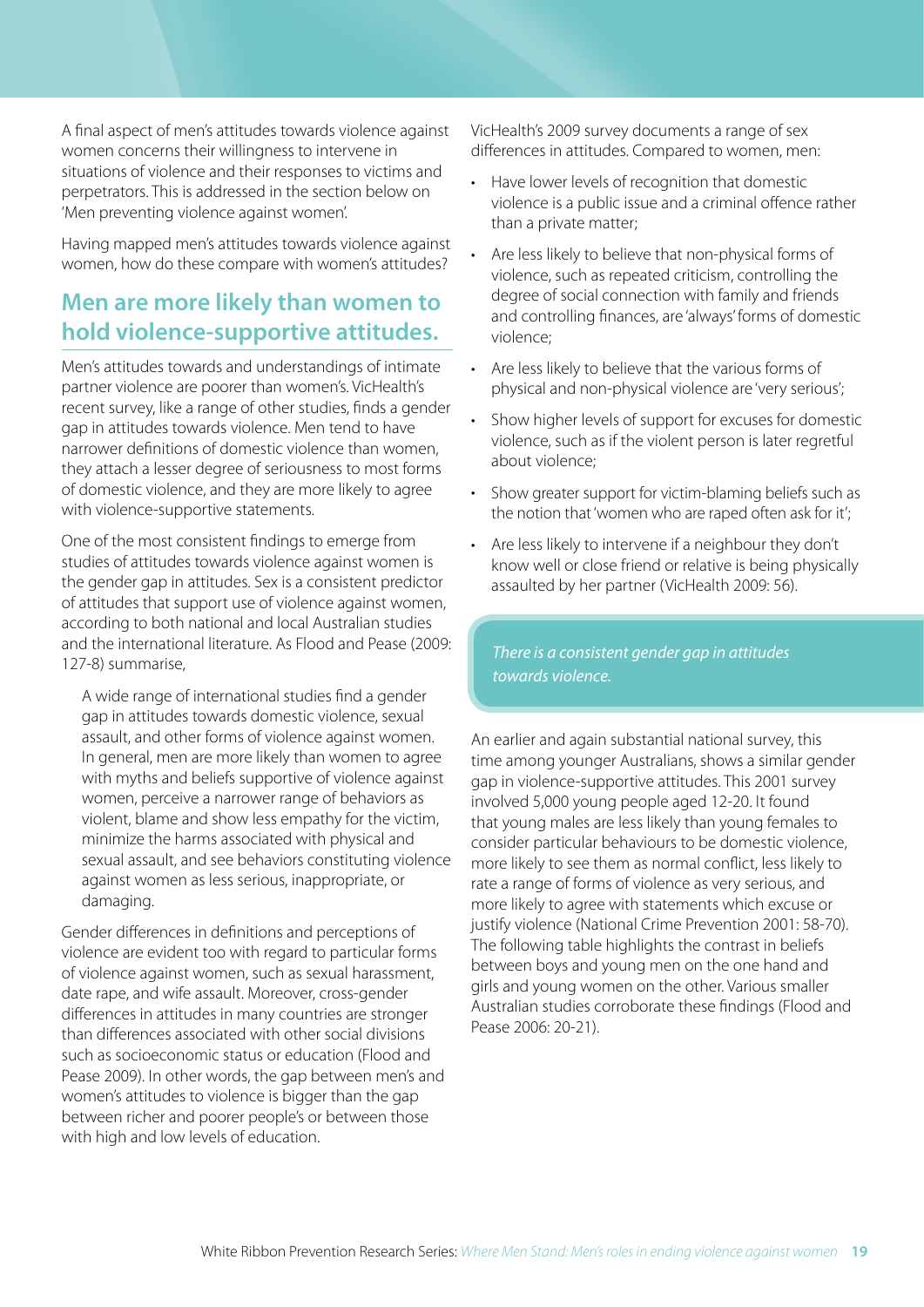A final aspect of men's attitudes towards violence against women concerns their willingness to intervene in situations of violence and their responses to victims and perpetrators. This is addressed in the section below on 'Men preventing violence against women'.

Having mapped men's attitudes towards violence against women, how do these compare with women's attitudes?

## Men are more likely than women to hold violence-supportive attitudes.

Men's attitudes towards and understandings of intimate partner violence are poorer than women's. VicHealth's recent survey, like a range of other studies, finds a gender gap in attitudes towards violence. Men tend to have narrower definitions of domestic violence than women, they attach a lesser degree of seriousness to most forms of domestic violence, and they are more likely to agree with violence-supportive statements.

One of the most consistent findings to emerge from studies of attitudes towards violence against women is the gender gap in attitudes. Sex is a consistent predictor of attitudes that support use of violence against women, according to both national and local Australian studies and the international literature. As Flood and Pease (2009: 127-8) summarise,

> A wide range of international studies find a gender gap in attitudes towards domestic violence, sexual assault, and other forms of violence against women. In general, men are more likely than women to agree with myths and beliefs supportive of violence against women, perceive a narrower range of behaviors as violent, blame and show less empathy for the victim, minimize the harms associated with physical and sexual assault, and see behaviors constituting violence against women as less serious, inappropriate, or damaging.

Gender differences in definitions and perceptions of violence are evident too with regard to particular forms of violence against women, such as sexual harassment, date rape, and wife assault. Moreover, cross-gender differences in attitudes in many countries are stronger than differences associated with other social divisions such as socioeconomic status or education (Flood and Pease 2009). In other words, the gap between men's and women's attitudes to violence is bigger than the gap between richer and poorer people's or between those with high and low levels of education.

VicHealth's 2009 survey documents a range of sex differences in attitudes. Compared to women, men:

- Have lower levels of recognition that domestic violence is a public issue and a criminal offence rather than a private matter;
- Are less likely to believe that non-physical forms of violence, such as repeated criticism, controlling the degree of social connection with family and friends and controlling finances, are 'always' forms of domestic violence;
- Are less likely to believe that the various forms of physical and non-physical violence are 'very serious';
- Show higher levels of support for excuses for domestic violence, such as if the violent person is later regretful about violence;
- Show greater support for victim-blaming beliefs such as the notion that 'women who are raped often ask for it';
- Are less likely to intervene if a neighbour they don't know well or close friend or relative is being physically assaulted by her partner (VicHealth 2009: 56).

*There is a consistent gender gap in attitudes towards violence.*

An earlier and again substantial national survey, this time among younger Australians, shows a similar gender gap in violence-supportive attitudes. This 2001 survey involved 5,000 young people aged 12-20. It found that young males are less likely than young females to consider particular behaviours to be domestic violence, more likely to see them as normal conflict, less likely to rate a range of forms of violence as very serious, and more likely to agree with statements which excuse or justify violence (National Crime Prevention 2001: 58-70). The following table highlights the contrast in beliefs between boys and young men on the one hand and girls and young women on the other. Various smaller Australian studies corroborate these findings (Flood and Pease 2006: 20-21).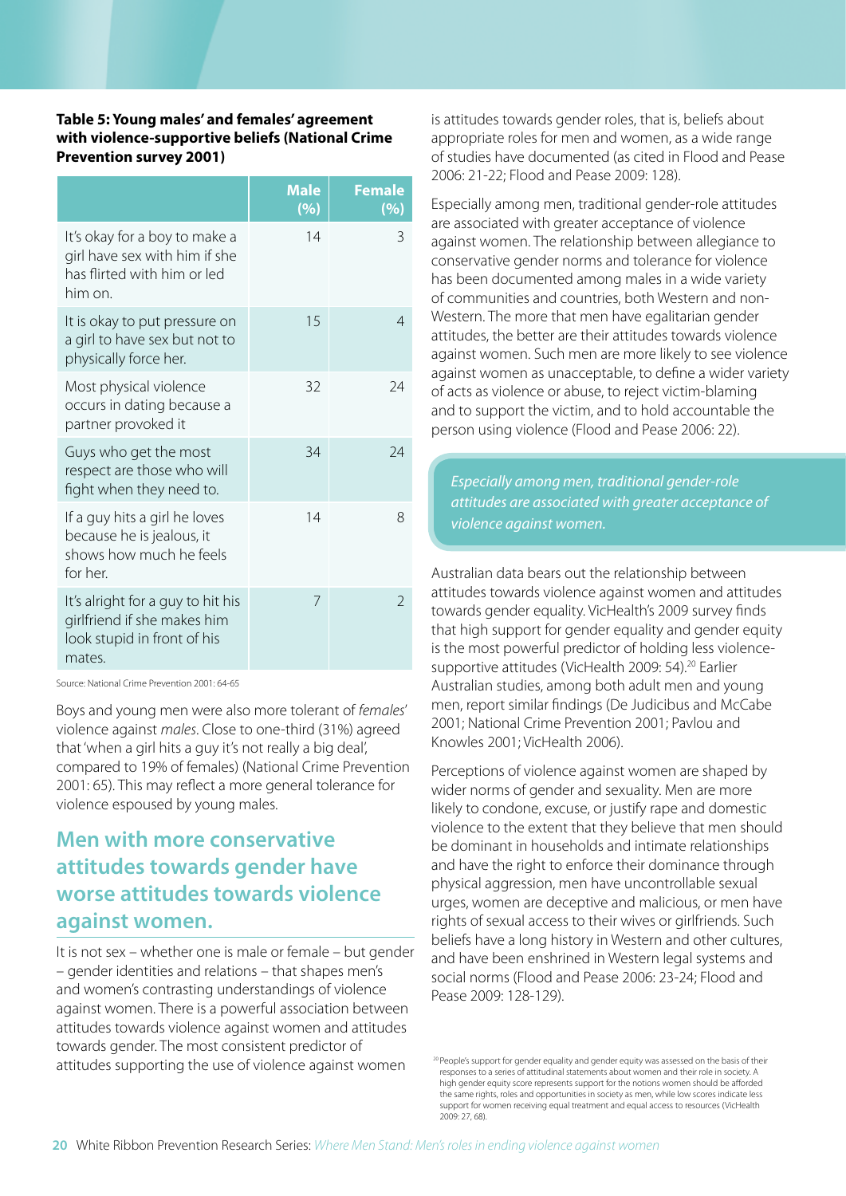**Table 5: Young males' and females' agreement with violence-supportive beliefs (National Crime Prevention survey 2001)**

| | Male (%) | Female (%) |
|---|---|---|
| It's okay for a boy to make a girl have sex with him if she has flirted with him or led him on. | 14 | 3 |
| It is okay to put pressure on a girl to have sex but not to physically force her. | 15 | 4 |
| Most physical violence occurs in dating because a partner provoked it | 32 | 24 |
| Guys who get the most respect are those who will fight when they need to. | 34 | 24 |
| If a guy hits a girl he loves because he is jealous, it shows how much he feels for her. | 14 | 8 |
| It's alright for a guy to hit his girlfriend if she makes him look stupid in front of his mates. | 7 | 2 |

Source: National Crime Prevention 2001: 64-65

Boys and young men were also more tolerant of *females'* violence against *males*. Close to one-third (31%) agreed that 'when a girl hits a guy it's not really a big deal', compared to 19% of females) (National Crime Prevention 2001: 65). This may reflect a more general tolerance for violence espoused by young males.

## Men with more conservative attitudes towards gender have worse attitudes towards violence against women.

It is not sex – whether one is male or female – but gender – gender identities and relations – that shapes men's and women's contrasting understandings of violence against women. There is a powerful association between attitudes towards violence against women and attitudes towards gender. The most consistent predictor of attitudes supporting the use of violence against women is attitudes towards gender roles, that is, beliefs about appropriate roles for men and women, as a wide range of studies have documented (as cited in Flood and Pease 2006: 21-22; Flood and Pease 2009: 128).

Especially among men, traditional gender-role attitudes are associated with greater acceptance of violence against women. The relationship between allegiance to conservative gender norms and tolerance for violence has been documented among males in a wide variety of communities and countries, both Western and non-Western. The more that men have egalitarian gender attitudes, the better are their attitudes towards violence against women. Such men are more likely to see violence against women as unacceptable, to define a wider variety of acts as violence or abuse, to reject victim-blaming and to support the victim, and to hold accountable the person using violence (Flood and Pease 2006: 22).

*Especially among men, traditional gender-role attitudes are associated with greater acceptance of violence against women.*

Australian data bears out the relationship between attitudes towards violence against women and attitudes towards gender equality. VicHealth's 2009 survey finds that high support for gender equality and gender equity is the most powerful predictor of holding less violence-supportive attitudes (VicHealth 2009: 54).[20] Earlier Australian studies, among both adult men and young men, report similar findings (De Judicibus and McCabe 2001; National Crime Prevention 2001; Pavlou and Knowles 2001; VicHealth 2006).

Perceptions of violence against women are shaped by wider norms of gender and sexuality. Men are more likely to condone, excuse, or justify rape and domestic violence to the extent that they believe that men should be dominant in households and intimate relationships and have the right to enforce their dominance through physical aggression, men have uncontrollable sexual urges, women are deceptive and malicious, or men have rights of sexual access to their wives or girlfriends. Such beliefs have a long history in Western and other cultures, and have been enshrined in Western legal systems and social norms (Flood and Pease 2006: 23-24; Flood and Pease 2009: 128-129).

[20] People's support for gender equality and gender equity was assessed on the basis of their responses to a series of attitudinal statements about women and their role in society. A high gender equity score represents support for the notions women should be afforded the same rights, roles and opportunities in society as men, while low scores indicate less support for women receiving equal treatment and equal access to resources (VicHealth 2009: 27, 68).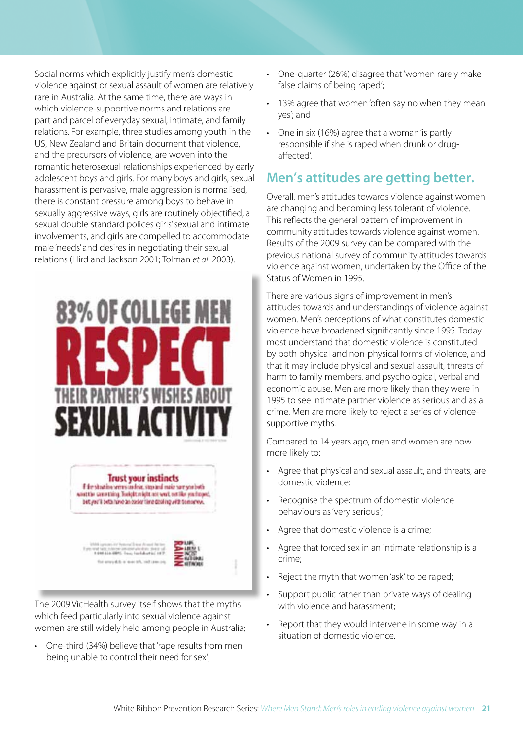Social norms which explicitly justify men's domestic violence against or sexual assault of women are relatively rare in Australia. At the same time, there are ways in which violence-supportive norms and relations are part and parcel of everyday sexual, intimate, and family relations. For example, three studies among youth in the US, New Zealand and Britain document that violence, and the precursors of violence, are woven into the romantic heterosexual relationships experienced by early adolescent boys and girls. For many boys and girls, sexual harassment is pervasive, male aggression is normalised, there is constant pressure among boys to behave in sexually aggressive ways, girls are routinely objectified, a sexual double standard polices girls' sexual and intimate involvements, and girls are compelled to accommodate male 'needs' and desires in negotiating their sexual relations (Hird and Jackson 2001; Tolman *et al*. 2003).

The 2009 VicHealth survey itself shows that the myths which feed particularly into sexual violence against women are still widely held among people in Australia;

- One-third (34%) believe that 'rape results from men being unable to control their need for sex';
- One-quarter (26%) disagree that 'women rarely make false claims of being raped';
- 13% agree that women 'often say no when they mean yes'; and
- One in six (16%) agree that a woman 'is partly responsible if she is raped when drunk or drug-affected'.

## Men's attitudes are getting better.

Overall, men's attitudes towards violence against women are changing and becoming less tolerant of violence. This reflects the general pattern of improvement in community attitudes towards violence against women. Results of the 2009 survey can be compared with the previous national survey of community attitudes towards violence against women, undertaken by the Office of the Status of Women in 1995.

There are various signs of improvement in men's attitudes towards and understandings of violence against women. Men's perceptions of what constitutes domestic violence have broadened significantly since 1995. Today most understand that domestic violence is constituted by both physical and non-physical forms of violence, and that it may include physical and sexual assault, threats of harm to family members, and psychological, verbal and economic abuse. Men are more likely than they were in 1995 to see intimate partner violence as serious and as a crime. Men are more likely to reject a series of violence-supportive myths.

Compared to 14 years ago, men and women are now more likely to:

- Agree that physical and sexual assault, and threats, are domestic violence;
- Recognise the spectrum of domestic violence behaviours as 'very serious';
- Agree that domestic violence is a crime;
- Agree that forced sex in an intimate relationship is a crime;
- Reject the myth that women 'ask' to be raped;
- Support public rather than private ways of dealing with violence and harassment;
- Report that they would intervene in some way in a situation of domestic violence.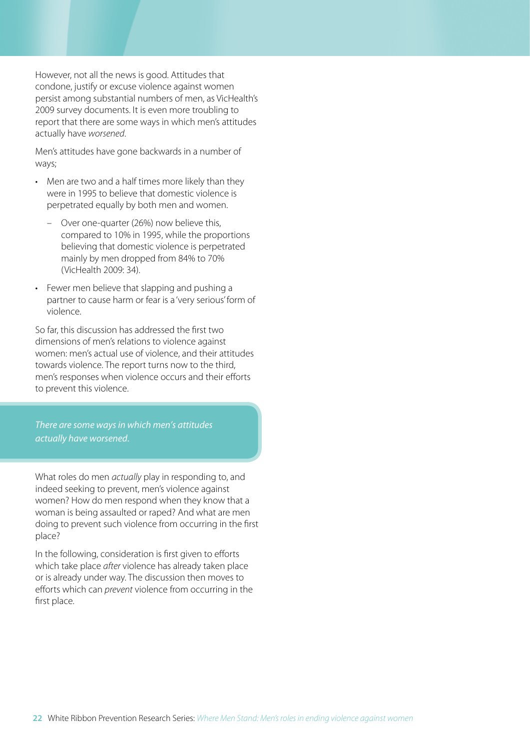However, not all the news is good. Attitudes that condone, justify or excuse violence against women persist among substantial numbers of men, as VicHealth's 2009 survey documents. It is even more troubling to report that there are some ways in which men's attitudes actually have *worsened*.

Men's attitudes have gone backwards in a number of ways;

- Men are two and a half times more likely than they were in 1995 to believe that domestic violence is perpetrated equally by both men and women.
  - Over one-quarter (26%) now believe this, compared to 10% in 1995, while the proportions believing that domestic violence is perpetrated mainly by men dropped from 84% to 70% (VicHealth 2009: 34).
- Fewer men believe that slapping and pushing a partner to cause harm or fear is a 'very serious' form of violence.

So far, this discussion has addressed the first two dimensions of men's relations to violence against women: men's actual use of violence, and their attitudes towards violence. The report turns now to the third, men's responses when violence occurs and their efforts to prevent this violence.

> *There are some ways in which men's attitudes actually have worsened.*

What roles do men *actually* play in responding to, and indeed seeking to prevent, men's violence against women? How do men respond when they know that a woman is being assaulted or raped? And what are men doing to prevent such violence from occurring in the first place?

In the following, consideration is first given to efforts which take place *after* violence has already taken place or is already under way. The discussion then moves to efforts which can *prevent* violence from occurring in the first place.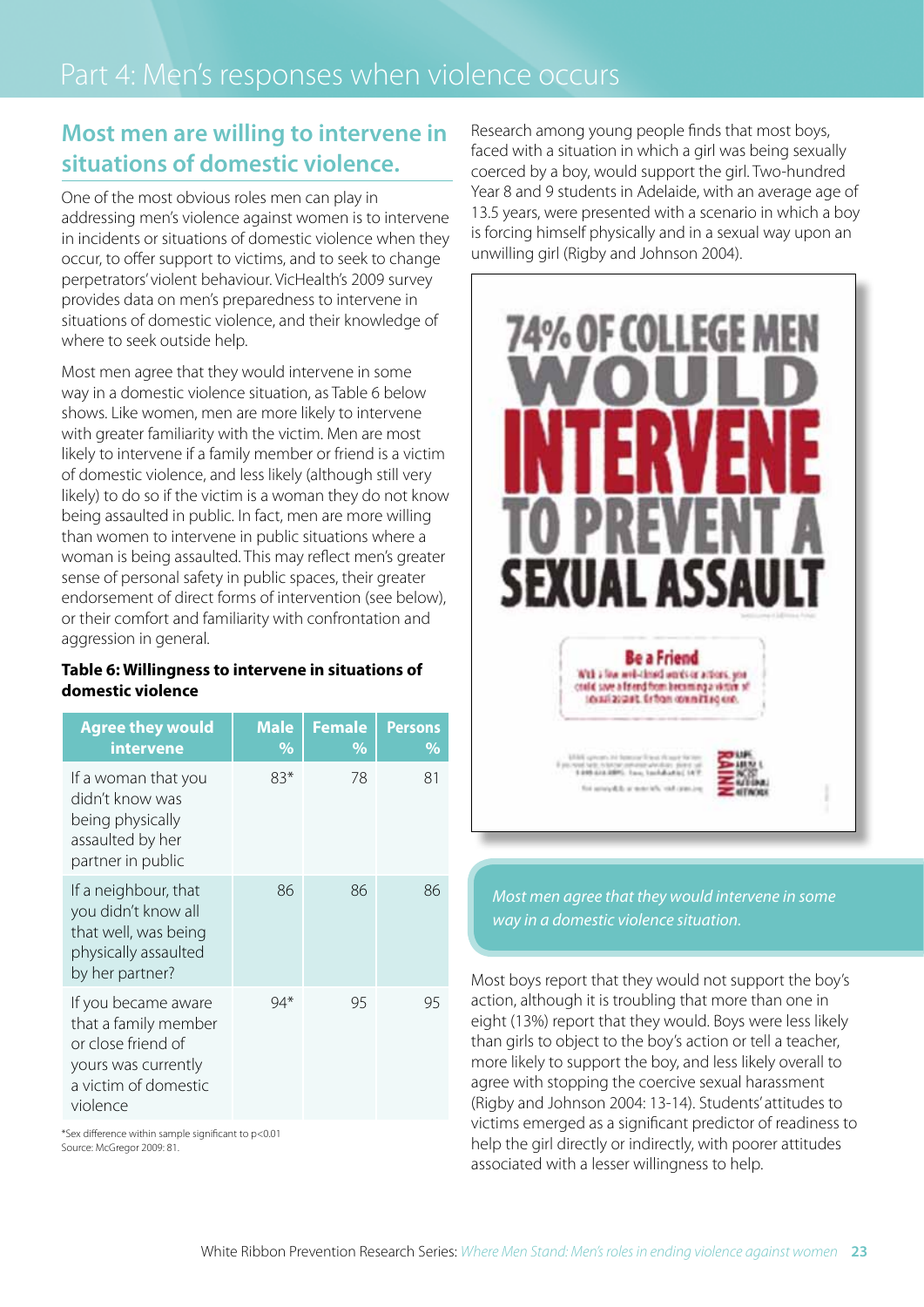# Part 4: Men's responses when violence occurs

## Most men are willing to intervene in situations of domestic violence.

One of the most obvious roles men can play in addressing men's violence against women is to intervene in incidents or situations of domestic violence when they occur, to offer support to victims, and to seek to change perpetrators' violent behaviour. VicHealth's 2009 survey provides data on men's preparedness to intervene in situations of domestic violence, and their knowledge of where to seek outside help.

Most men agree that they would intervene in some way in a domestic violence situation, as Table 6 below shows. Like women, men are more likely to intervene with greater familiarity with the victim. Men are most likely to intervene if a family member or friend is a victim of domestic violence, and less likely (although still very likely) to do so if the victim is a woman they do not know being assaulted in public. In fact, men are more willing than women to intervene in public situations where a woman is being assaulted. This may reflect men's greater sense of personal safety in public spaces, their greater endorsement of direct forms of intervention (see below), or their comfort and familiarity with confrontation and aggression in general.

**Table 6: Willingness to intervene in situations of domestic violence**

| Agree they would intervene | Male % | Female % | Persons % |
|---|---|---|---|
| If a woman that you didn't know was being physically assaulted by her partner in public | 83* | 78 | 81 |
| If a neighbour, that you didn't know all that well, was being physically assaulted by her partner? | 86 | 86 | 86 |
| If you became aware that a family member or close friend of yours was currently a victim of domestic violence | 94* | 95 | 95 |

*Sex difference within sample significant to p<0.01
Source: McGregor 2009: 81.

Research among young people finds that most boys, faced with a situation in which a girl was being sexually coerced by a boy, would support the girl. Two-hundred Year 8 and 9 students in Adelaide, with an average age of 13.5 years, were presented with a scenario in which a boy is forcing himself physically and in a sexual way upon an unwilling girl (Rigby and Johnson 2004).

*Most men agree that they would intervene in some way in a domestic violence situation.*

Most boys report that they would not support the boy's action, although it is troubling that more than one in eight (13%) report that they would. Boys were less likely than girls to object to the boy's action or tell a teacher, more likely to support the boy, and less likely overall to agree with stopping the coercive sexual harassment (Rigby and Johnson 2004: 13-14). Students' attitudes to victims emerged as a significant predictor of readiness to help the girl directly or indirectly, with poorer attitudes associated with a lesser willingness to help.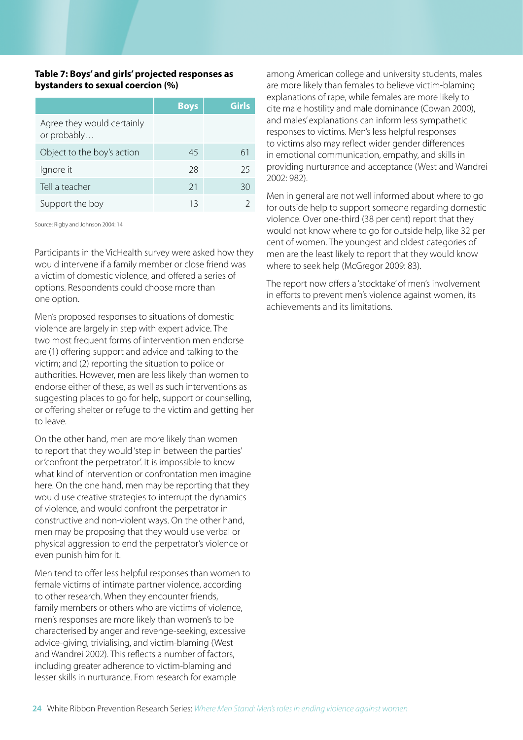**Table 7: Boys' and girls' projected responses as bystanders to sexual coercion (%)**

| | Boys | Girls |
|---|---|---|
| Agree they would certainly or probably… | | |
| Object to the boy's action | 45 | 61 |
| Ignore it | 28 | 25 |
| Tell a teacher | 21 | 30 |
| Support the boy | 13 | 2 |

Source: Rigby and Johnson 2004: 14

Participants in the VicHealth survey were asked how they would intervene if a family member or close friend was a victim of domestic violence, and offered a series of options. Respondents could choose more than one option.

Men's proposed responses to situations of domestic violence are largely in step with expert advice. The two most frequent forms of intervention men endorse are (1) offering support and advice and talking to the victim; and (2) reporting the situation to police or authorities. However, men are less likely than women to endorse either of these, as well as such interventions as suggesting places to go for help, support or counselling, or offering shelter or refuge to the victim and getting her to leave.

On the other hand, men are more likely than women to report that they would 'step in between the parties' or 'confront the perpetrator'. It is impossible to know what kind of intervention or confrontation men imagine here. On the one hand, men may be reporting that they would use creative strategies to interrupt the dynamics of violence, and would confront the perpetrator in constructive and non-violent ways. On the other hand, men may be proposing that they would use verbal or physical aggression to end the perpetrator's violence or even punish him for it.

Men tend to offer less helpful responses than women to female victims of intimate partner violence, according to other research. When they encounter friends, family members or others who are victims of violence, men's responses are more likely than women's to be characterised by anger and revenge-seeking, excessive advice-giving, trivialising, and victim-blaming (West and Wandrei 2002). This reflects a number of factors, including greater adherence to victim-blaming and lesser skills in nurturance. From research for example among American college and university students, males are more likely than females to believe victim-blaming explanations of rape, while females are more likely to cite male hostility and male dominance (Cowan 2000), and males' explanations can inform less sympathetic responses to victims. Men's less helpful responses to victims also may reflect wider gender differences in emotional communication, empathy, and skills in providing nurturance and acceptance (West and Wandrei 2002: 982).

Men in general are not well informed about where to go for outside help to support someone regarding domestic violence. Over one-third (38 per cent) report that they would not know where to go for outside help, like 32 per cent of women. The youngest and oldest categories of men are the least likely to report that they would know where to seek help (McGregor 2009: 83).

The report now offers a 'stocktake' of men's involvement in efforts to prevent men's violence against women, its achievements and its limitations.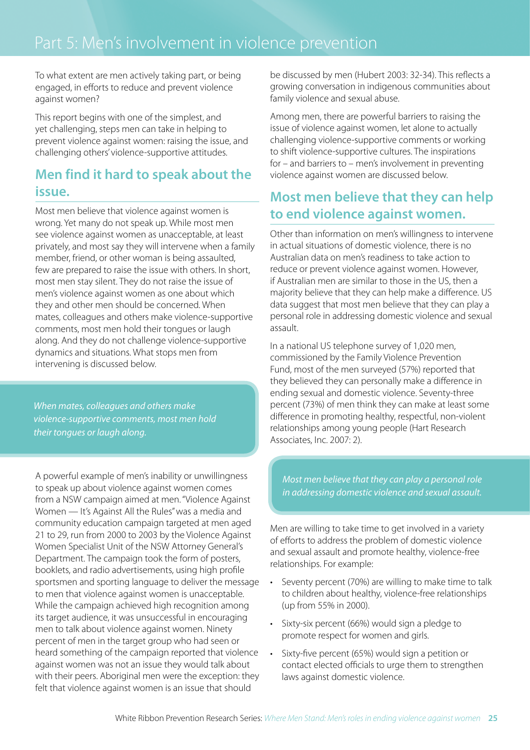# Part 5: Men's involvement in violence prevention

To what extent are men actively taking part, or being engaged, in efforts to reduce and prevent violence against women?

This report begins with one of the simplest, and yet challenging, steps men can take in helping to prevent violence against women: raising the issue, and challenging others' violence-supportive attitudes.

## Men find it hard to speak about the issue.

Most men believe that violence against women is wrong. Yet many do not speak up. While most men see violence against women as unacceptable, at least privately, and most say they will intervene when a family member, friend, or other woman is being assaulted, few are prepared to raise the issue with others. In short, most men stay silent. They do not raise the issue of men's violence against women as one about which they and other men should be concerned. When mates, colleagues and others make violence-supportive comments, most men hold their tongues or laugh along. And they do not challenge violence-supportive dynamics and situations. What stops men from intervening is discussed below.

> *When mates, colleagues and others make violence-supportive comments, most men hold their tongues or laugh along.*

A powerful example of men's inability or unwillingness to speak up about violence against women comes from a NSW campaign aimed at men. "Violence Against Women — It's Against All the Rules" was a media and community education campaign targeted at men aged 21 to 29, run from 2000 to 2003 by the Violence Against Women Specialist Unit of the NSW Attorney General's Department. The campaign took the form of posters, booklets, and radio advertisements, using high profile sportsmen and sporting language to deliver the message to men that violence against women is unacceptable. While the campaign achieved high recognition among its target audience, it was unsuccessful in encouraging men to talk about violence against women. Ninety percent of men in the target group who had seen or heard something of the campaign reported that violence against women was not an issue they would talk about with their peers. Aboriginal men were the exception: they felt that violence against women is an issue that should be discussed by men (Hubert 2003: 32-34). This reflects a growing conversation in indigenous communities about family violence and sexual abuse.

Among men, there are powerful barriers to raising the issue of violence against women, let alone to actually challenging violence-supportive comments or working to shift violence-supportive cultures. The inspirations for – and barriers to – men's involvement in preventing violence against women are discussed below.

## Most men believe that they can help to end violence against women.

Other than information on men's willingness to intervene in actual situations of domestic violence, there is no Australian data on men's readiness to take action to reduce or prevent violence against women. However, if Australian men are similar to those in the US, then a majority believe that they can help make a difference. US data suggest that most men believe that they can play a personal role in addressing domestic violence and sexual assault.

In a national US telephone survey of 1,020 men, commissioned by the Family Violence Prevention Fund, most of the men surveyed (57%) reported that they believed they can personally make a difference in ending sexual and domestic violence. Seventy-three percent (73%) of men think they can make at least some difference in promoting healthy, respectful, non-violent relationships among young people (Hart Research Associates, Inc. 2007: 2).

> *Most men believe that they can play a personal role in addressing domestic violence and sexual assault.*

Men are willing to take time to get involved in a variety of efforts to address the problem of domestic violence and sexual assault and promote healthy, violence-free relationships. For example:

- Seventy percent (70%) are willing to make time to talk to children about healthy, violence-free relationships (up from 55% in 2000).
- Sixty-six percent (66%) would sign a pledge to promote respect for women and girls.
- Sixty-five percent (65%) would sign a petition or contact elected officials to urge them to strengthen laws against domestic violence.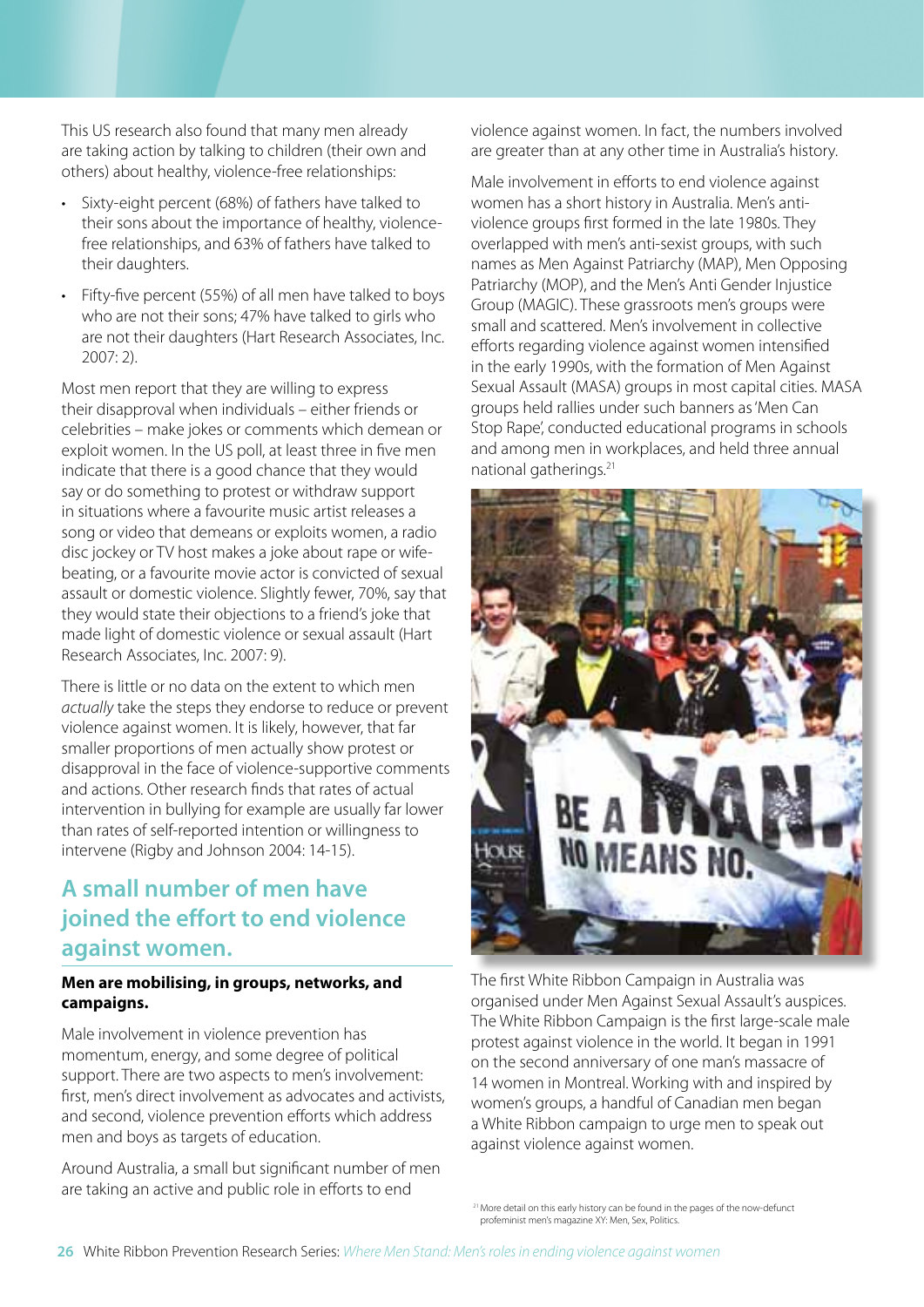This US research also found that many men already are taking action by talking to children (their own and others) about healthy, violence-free relationships:

- Sixty-eight percent (68%) of fathers have talked to their sons about the importance of healthy, violence-free relationships, and 63% of fathers have talked to their daughters.
- Fifty-five percent (55%) of all men have talked to boys who are not their sons; 47% have talked to girls who are not their daughters (Hart Research Associates, Inc. 2007: 2).

Most men report that they are willing to express their disapproval when individuals – either friends or celebrities – make jokes or comments which demean or exploit women. In the US poll, at least three in five men indicate that there is a good chance that they would say or do something to protest or withdraw support in situations where a favourite music artist releases a song or video that demeans or exploits women, a radio disc jockey or TV host makes a joke about rape or wife-beating, or a favourite movie actor is convicted of sexual assault or domestic violence. Slightly fewer, 70%, say that they would state their objections to a friend's joke that made light of domestic violence or sexual assault (Hart Research Associates, Inc. 2007: 9).

There is little or no data on the extent to which men *actually* take the steps they endorse to reduce or prevent violence against women. It is likely, however, that far smaller proportions of men actually show protest or disapproval in the face of violence-supportive comments and actions. Other research finds that rates of actual intervention in bullying for example are usually far lower than rates of self-reported intention or willingness to intervene (Rigby and Johnson 2004: 14-15).

## A small number of men have joined the effort to end violence against women.

**Men are mobilising, in groups, networks, and campaigns.**

Male involvement in violence prevention has momentum, energy, and some degree of political support. There are two aspects to men's involvement: first, men's direct involvement as advocates and activists, and second, violence prevention efforts which address men and boys as targets of education.

Around Australia, a small but significant number of men are taking an active and public role in efforts to end violence against women. In fact, the numbers involved are greater than at any other time in Australia's history.

Male involvement in efforts to end violence against women has a short history in Australia. Men's anti-violence groups first formed in the late 1980s. They overlapped with men's anti-sexist groups, with such names as Men Against Patriarchy (MAP), Men Opposing Patriarchy (MOP), and the Men's Anti Gender Injustice Group (MAGIC). These grassroots men's groups were small and scattered. Men's involvement in collective efforts regarding violence against women intensified in the early 1990s, with the formation of Men Against Sexual Assault (MASA) groups in most capital cities. MASA groups held rallies under such banners as 'Men Can Stop Rape', conducted educational programs in schools and among men in workplaces, and held three annual national gatherings.[21]

The first White Ribbon Campaign in Australia was organised under Men Against Sexual Assault's auspices. The White Ribbon Campaign is the first large-scale male protest against violence in the world. It began in 1991 on the second anniversary of one man's massacre of 14 women in Montreal. Working with and inspired by women's groups, a handful of Canadian men began a White Ribbon campaign to urge men to speak out against violence against women.

[21] More detail on this early history can be found in the pages of the now-defunct profeminist men's magazine XY: Men, Sex, Politics.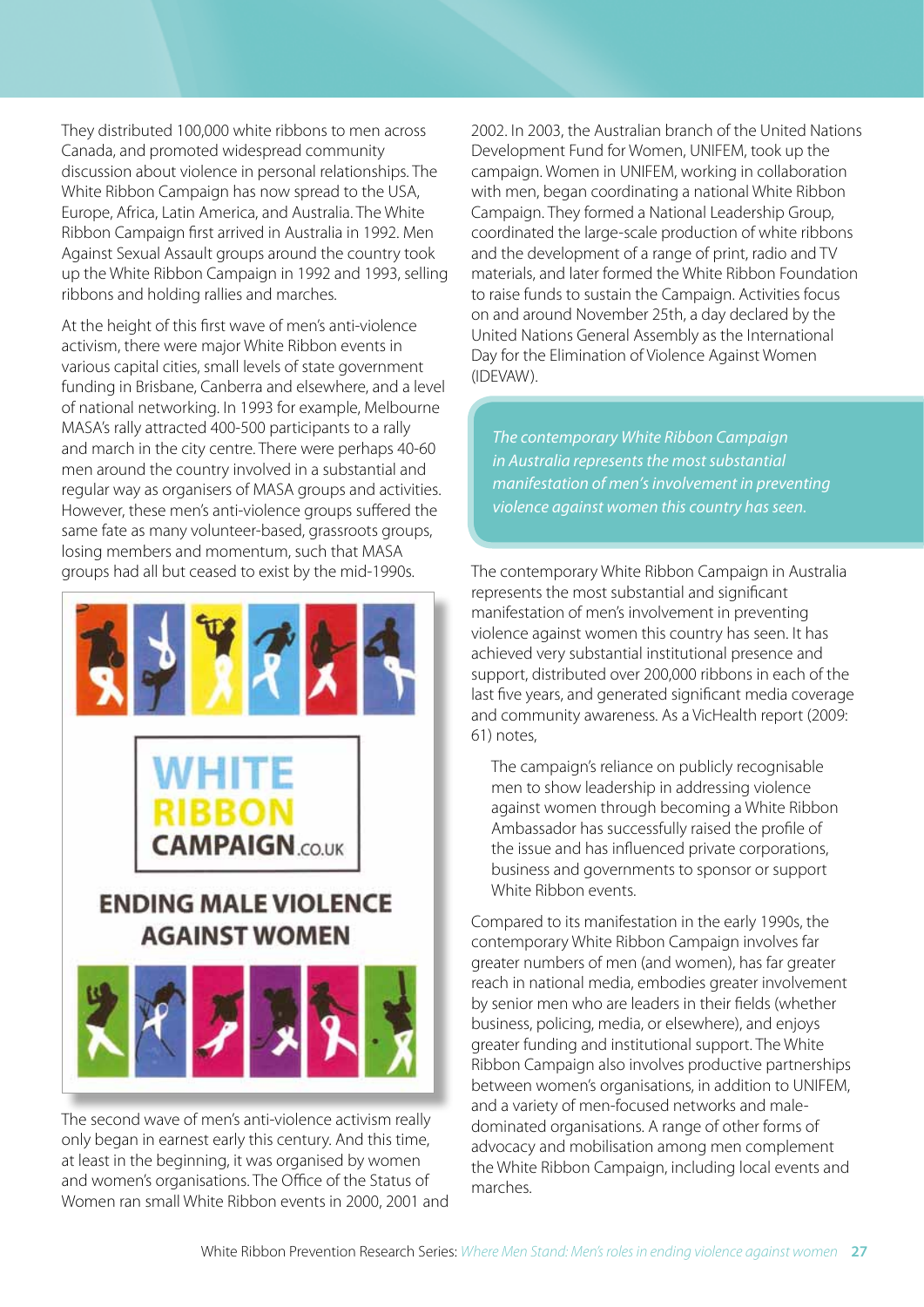They distributed 100,000 white ribbons to men across Canada, and promoted widespread community discussion about violence in personal relationships. The White Ribbon Campaign has now spread to the USA, Europe, Africa, Latin America, and Australia. The White Ribbon Campaign first arrived in Australia in 1992. Men Against Sexual Assault groups around the country took up the White Ribbon Campaign in 1992 and 1993, selling ribbons and holding rallies and marches.

At the height of this first wave of men's anti-violence activism, there were major White Ribbon events in various capital cities, small levels of state government funding in Brisbane, Canberra and elsewhere, and a level of national networking. In 1993 for example, Melbourne MASA's rally attracted 400-500 participants to a rally and march in the city centre. There were perhaps 40-60 men around the country involved in a substantial and regular way as organisers of MASA groups and activities. However, these men's anti-violence groups suffered the same fate as many volunteer-based, grassroots groups, losing members and momentum, such that MASA groups had all but ceased to exist by the mid-1990s.

The second wave of men's anti-violence activism really only began in earnest early this century. And this time, at least in the beginning, it was organised by women and women's organisations. The Office of the Status of Women ran small White Ribbon events in 2000, 2001 and 2002. In 2003, the Australian branch of the United Nations Development Fund for Women, UNIFEM, took up the campaign. Women in UNIFEM, working in collaboration with men, began coordinating a national White Ribbon Campaign. They formed a National Leadership Group, coordinated the large-scale production of white ribbons and the development of a range of print, radio and TV materials, and later formed the White Ribbon Foundation to raise funds to sustain the Campaign. Activities focus on and around November 25th, a day declared by the United Nations General Assembly as the International Day for the Elimination of Violence Against Women (IDEVAW).

> *The contemporary White Ribbon Campaign in Australia represents the most substantial manifestation of men's involvement in preventing violence against women this country has seen.*

The contemporary White Ribbon Campaign in Australia represents the most substantial and significant manifestation of men's involvement in preventing violence against women this country has seen. It has achieved very substantial institutional presence and support, distributed over 200,000 ribbons in each of the last five years, and generated significant media coverage and community awareness. As a VicHealth report (2009: 61) notes,

> The campaign's reliance on publicly recognisable men to show leadership in addressing violence against women through becoming a White Ribbon Ambassador has successfully raised the profile of the issue and has influenced private corporations, business and governments to sponsor or support White Ribbon events.

Compared to its manifestation in the early 1990s, the contemporary White Ribbon Campaign involves far greater numbers of men (and women), has far greater reach in national media, embodies greater involvement by senior men who are leaders in their fields (whether business, policing, media, or elsewhere), and enjoys greater funding and institutional support. The White Ribbon Campaign also involves productive partnerships between women's organisations, in addition to UNIFEM, and a variety of men-focused networks and male-dominated organisations. A range of other forms of advocacy and mobilisation among men complement the White Ribbon Campaign, including local events and marches.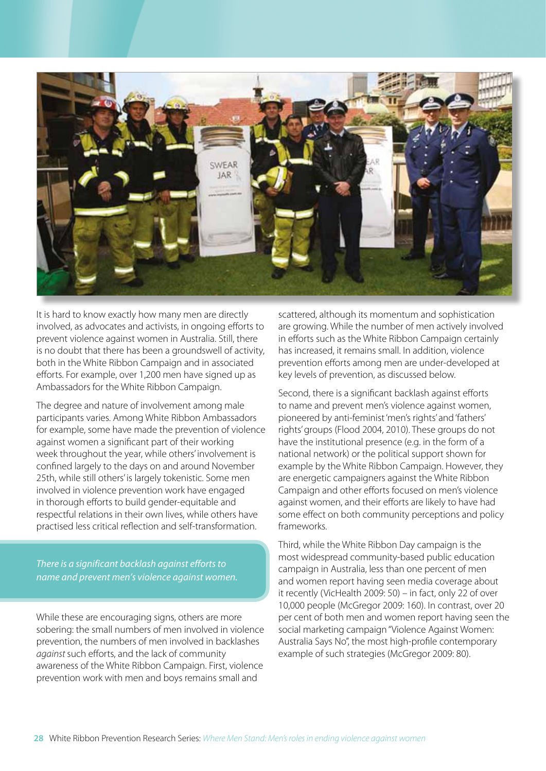It is hard to know exactly how many men are directly involved, as advocates and activists, in ongoing efforts to prevent violence against women in Australia. Still, there is no doubt that there has been a groundswell of activity, both in the White Ribbon Campaign and in associated efforts. For example, over 1,200 men have signed up as Ambassadors for the White Ribbon Campaign.

The degree and nature of involvement among male participants varies. Among White Ribbon Ambassadors for example, some have made the prevention of violence against women a significant part of their working week throughout the year, while others' involvement is confined largely to the days on and around November 25th, while still others' is largely tokenistic. Some men involved in violence prevention work have engaged in thorough efforts to build gender-equitable and respectful relations in their own lives, while others have practised less critical reflection and self-transformation.

*There is a significant backlash against efforts to name and prevent men's violence against women.*

While these are encouraging signs, others are more sobering: the small numbers of men involved in violence prevention, the numbers of men involved in backlashes *against* such efforts, and the lack of community awareness of the White Ribbon Campaign. First, violence prevention work with men and boys remains small and scattered, although its momentum and sophistication are growing. While the number of men actively involved in efforts such as the White Ribbon Campaign certainly has increased, it remains small. In addition, violence prevention efforts among men are under-developed at key levels of prevention, as discussed below.

Second, there is a significant backlash against efforts to name and prevent men's violence against women, pioneered by anti-feminist 'men's rights' and 'fathers' rights' groups (Flood 2004, 2010). These groups do not have the institutional presence (e.g. in the form of a national network) or the political support shown for example by the White Ribbon Campaign. However, they are energetic campaigners against the White Ribbon Campaign and other efforts focused on men's violence against women, and their efforts are likely to have had some effect on both community perceptions and policy frameworks.

Third, while the White Ribbon Day campaign is the most widespread community-based public education campaign in Australia, less than one percent of men and women report having seen media coverage about it recently (VicHealth 2009: 50) – in fact, only 22 of over 10,000 people (McGregor 2009: 160). In contrast, over 20 per cent of both men and women report having seen the social marketing campaign "Violence Against Women: Australia Says No", the most high-profile contemporary example of such strategies (McGregor 2009: 80).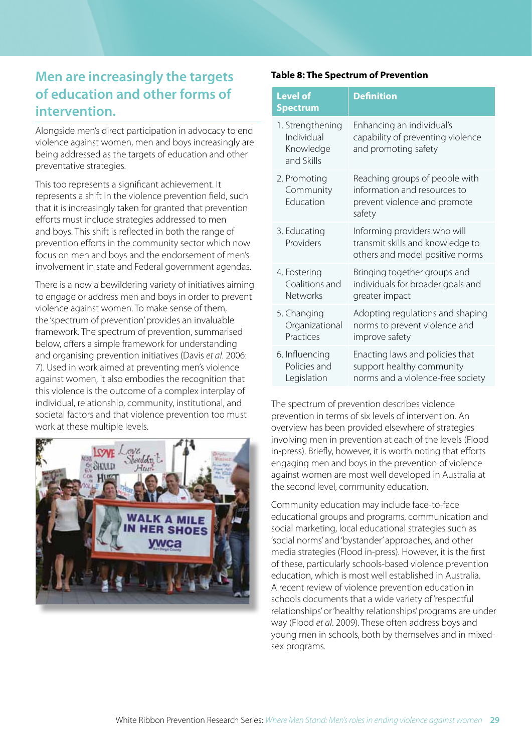## Men are increasingly the targets of education and other forms of intervention.

Alongside men's direct participation in advocacy to end violence against women, men and boys increasingly are being addressed as the targets of education and other preventative strategies.

This too represents a significant achievement. It represents a shift in the violence prevention field, such that it is increasingly taken for granted that prevention efforts must include strategies addressed to men and boys. This shift is reflected in both the range of prevention efforts in the community sector which now focus on men and boys and the endorsement of men's involvement in state and Federal government agendas.

There is a now a bewildering variety of initiatives aiming to engage or address men and boys in order to prevent violence against women. To make sense of them, the 'spectrum of prevention' provides an invaluable framework. The spectrum of prevention, summarised below, offers a simple framework for understanding and organising prevention initiatives (Davis *et al*. 2006: 7). Used in work aimed at preventing men's violence against women, it also embodies the recognition that this violence is the outcome of a complex interplay of individual, relationship, community, institutional, and societal factors and that violence prevention too must work at these multiple levels.

**Table 8: The Spectrum of Prevention**

| Level of Spectrum | Definition |
|---|---|
| 1. Strengthening Individual Knowledge and Skills | Enhancing an individual's capability of preventing violence and promoting safety |
| 2. Promoting Community Education | Reaching groups of people with information and resources to prevent violence and promote safety |
| 3. Educating Providers | Informing providers who will transmit skills and knowledge to others and model positive norms |
| 4. Fostering Coalitions and Networks | Bringing together groups and individuals for broader goals and greater impact |
| 5. Changing Organizational Practices | Adopting regulations and shaping norms to prevent violence and improve safety |
| 6. Influencing Policies and Legislation | Enacting laws and policies that support healthy community norms and a violence-free society |

The spectrum of prevention describes violence prevention in terms of six levels of intervention. An overview has been provided elsewhere of strategies involving men in prevention at each of the levels (Flood in-press). Briefly, however, it is worth noting that efforts engaging men and boys in the prevention of violence against women are most well developed in Australia at the second level, community education.

Community education may include face-to-face educational groups and programs, communication and social marketing, local educational strategies such as 'social norms' and 'bystander' approaches, and other media strategies (Flood in-press). However, it is the first of these, particularly schools-based violence prevention education, which is most well established in Australia. A recent review of violence prevention education in schools documents that a wide variety of 'respectful relationships' or 'healthy relationships' programs are under way (Flood *et al*. 2009). These often address boys and young men in schools, both by themselves and in mixed-sex programs.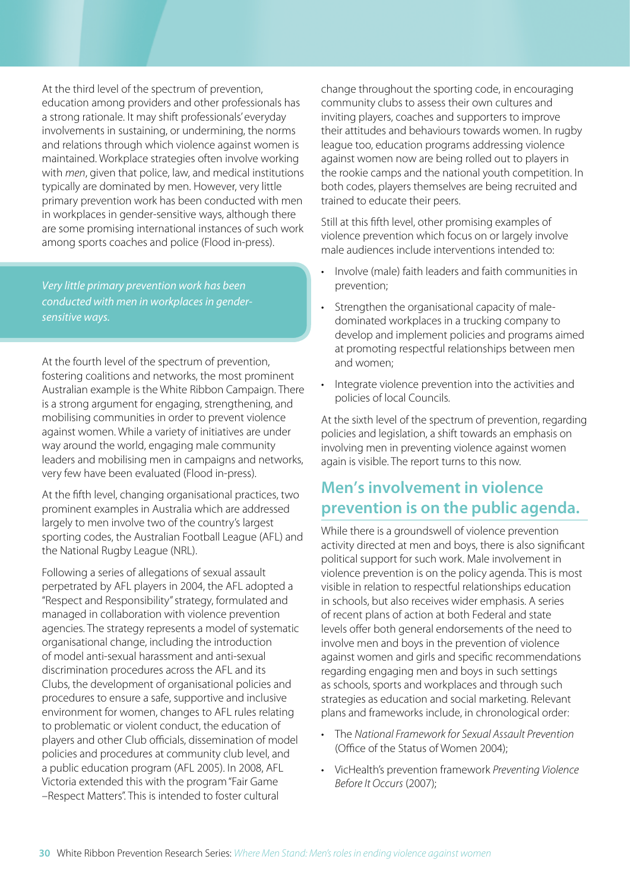At the third level of the spectrum of prevention, education among providers and other professionals has a strong rationale. It may shift professionals' everyday involvements in sustaining, or undermining, the norms and relations through which violence against women is maintained. Workplace strategies often involve working with *men*, given that police, law, and medical institutions typically are dominated by men. However, very little primary prevention work has been conducted with men in workplaces in gender-sensitive ways, although there are some promising international instances of such work among sports coaches and police (Flood in-press).

*Very little primary prevention work has been conducted with men in workplaces in gender-sensitive ways.*

At the fourth level of the spectrum of prevention, fostering coalitions and networks, the most prominent Australian example is the White Ribbon Campaign. There is a strong argument for engaging, strengthening, and mobilising communities in order to prevent violence against women. While a variety of initiatives are under way around the world, engaging male community leaders and mobilising men in campaigns and networks, very few have been evaluated (Flood in-press).

At the fifth level, changing organisational practices, two prominent examples in Australia which are addressed largely to men involve two of the country's largest sporting codes, the Australian Football League (AFL) and the National Rugby League (NRL).

Following a series of allegations of sexual assault perpetrated by AFL players in 2004, the AFL adopted a "Respect and Responsibility" strategy, formulated and managed in collaboration with violence prevention agencies. The strategy represents a model of systematic organisational change, including the introduction of model anti-sexual harassment and anti-sexual discrimination procedures across the AFL and its Clubs, the development of organisational policies and procedures to ensure a safe, supportive and inclusive environment for women, changes to AFL rules relating to problematic or violent conduct, the education of players and other Club officials, dissemination of model policies and procedures at community club level, and a public education program (AFL 2005). In 2008, AFL Victoria extended this with the program "Fair Game –Respect Matters". This is intended to foster cultural change throughout the sporting code, in encouraging community clubs to assess their own cultures and inviting players, coaches and supporters to improve their attitudes and behaviours towards women. In rugby league too, education programs addressing violence against women now are being rolled out to players in the rookie camps and the national youth competition. In both codes, players themselves are being recruited and trained to educate their peers.

Still at this fifth level, other promising examples of violence prevention which focus on or largely involve male audiences include interventions intended to:

- Involve (male) faith leaders and faith communities in prevention;
- Strengthen the organisational capacity of male-dominated workplaces in a trucking company to develop and implement policies and programs aimed at promoting respectful relationships between men and women;
- Integrate violence prevention into the activities and policies of local Councils.

At the sixth level of the spectrum of prevention, regarding policies and legislation, a shift towards an emphasis on involving men in preventing violence against women again is visible. The report turns to this now.

## Men's involvement in violence prevention is on the public agenda.

While there is a groundswell of violence prevention activity directed at men and boys, there is also significant political support for such work. Male involvement in violence prevention is on the policy agenda. This is most visible in relation to respectful relationships education in schools, but also receives wider emphasis. A series of recent plans of action at both Federal and state levels offer both general endorsements of the need to involve men and boys in the prevention of violence against women and girls and specific recommendations regarding engaging men and boys in such settings as schools, sports and workplaces and through such strategies as education and social marketing. Relevant plans and frameworks include, in chronological order:

- The *National Framework for Sexual Assault Prevention* (Office of the Status of Women 2004);
- VicHealth's prevention framework *Preventing Violence Before It Occurs* (2007);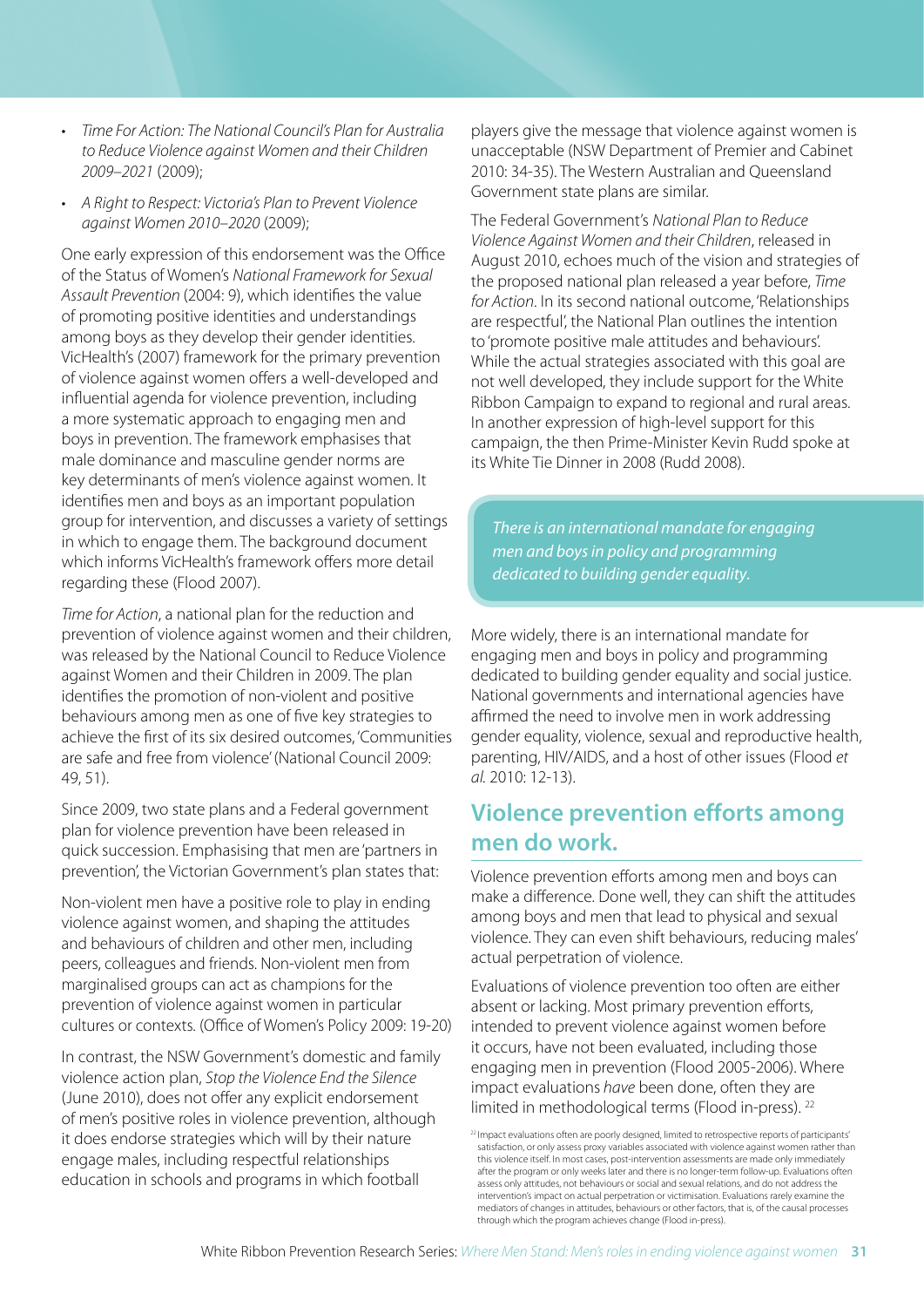- *Time For Action: The National Council's Plan for Australia to Reduce Violence against Women and their Children 2009–2021* (2009);
- *A Right to Respect: Victoria's Plan to Prevent Violence against Women 2010–2020* (2009);

One early expression of this endorsement was the Office of the Status of Women's *National Framework for Sexual Assault Prevention* (2004: 9), which identifies the value of promoting positive identities and understandings among boys as they develop their gender identities. VicHealth's (2007) framework for the primary prevention of violence against women offers a well-developed and influential agenda for violence prevention, including a more systematic approach to engaging men and boys in prevention. The framework emphasises that male dominance and masculine gender norms are key determinants of men's violence against women. It identifies men and boys as an important population group for intervention, and discusses a variety of settings in which to engage them. The background document which informs VicHealth's framework offers more detail regarding these (Flood 2007).

*Time for Action*, a national plan for the reduction and prevention of violence against women and their children, was released by the National Council to Reduce Violence against Women and their Children in 2009. The plan identifies the promotion of non-violent and positive behaviours among men as one of five key strategies to achieve the first of its six desired outcomes, 'Communities are safe and free from violence' (National Council 2009: 49, 51).

Since 2009, two state plans and a Federal government plan for violence prevention have been released in quick succession. Emphasising that men are 'partners in prevention', the Victorian Government's plan states that:

Non-violent men have a positive role to play in ending violence against women, and shaping the attitudes and behaviours of children and other men, including peers, colleagues and friends. Non-violent men from marginalised groups can act as champions for the prevention of violence against women in particular cultures or contexts. (Office of Women's Policy 2009: 19-20)

In contrast, the NSW Government's domestic and family violence action plan, *Stop the Violence End the Silence* (June 2010), does not offer any explicit endorsement of men's positive roles in violence prevention, although it does endorse strategies which will by their nature engage males, including respectful relationships education in schools and programs in which football players give the message that violence against women is unacceptable (NSW Department of Premier and Cabinet 2010: 34-35). The Western Australian and Queensland Government state plans are similar.

The Federal Government's *National Plan to Reduce Violence Against Women and their Children*, released in August 2010, echoes much of the vision and strategies of the proposed national plan released a year before, *Time for Action*. In its second national outcome, 'Relationships are respectful', the National Plan outlines the intention to 'promote positive male attitudes and behaviours'. While the actual strategies associated with this goal are not well developed, they include support for the White Ribbon Campaign to expand to regional and rural areas. In another expression of high-level support for this campaign, the then Prime-Minister Kevin Rudd spoke at its White Tie Dinner in 2008 (Rudd 2008).

> *There is an international mandate for engaging men and boys in policy and programming dedicated to building gender equality.*

More widely, there is an international mandate for engaging men and boys in policy and programming dedicated to building gender equality and social justice. National governments and international agencies have affirmed the need to involve men in work addressing gender equality, violence, sexual and reproductive health, parenting, HIV/AIDS, and a host of other issues (Flood *et al.* 2010: 12-13).

## Violence prevention efforts among men do work.

Violence prevention efforts among men and boys can make a difference. Done well, they can shift the attitudes among boys and men that lead to physical and sexual violence. They can even shift behaviours, reducing males' actual perpetration of violence.

Evaluations of violence prevention too often are either absent or lacking. Most primary prevention efforts, intended to prevent violence against women before it occurs, have not been evaluated, including those engaging men in prevention (Flood 2005-2006). Where impact evaluations *have* been done, often they are limited in methodological terms (Flood in-press). [22]

[22] Impact evaluations often are poorly designed, limited to retrospective reports of participants' satisfaction, or only assess proxy variables associated with violence against women rather than this violence itself. In most cases, post-intervention assessments are made only immediately after the program or only weeks later and there is no longer-term follow-up. Evaluations often assess only attitudes, not behaviours or social and sexual relations, and do not address the intervention's impact on actual perpetration or victimisation. Evaluations rarely examine the mediators of changes in attitudes, behaviours or other factors, that is, of the causal processes through which the program achieves change (Flood in-press).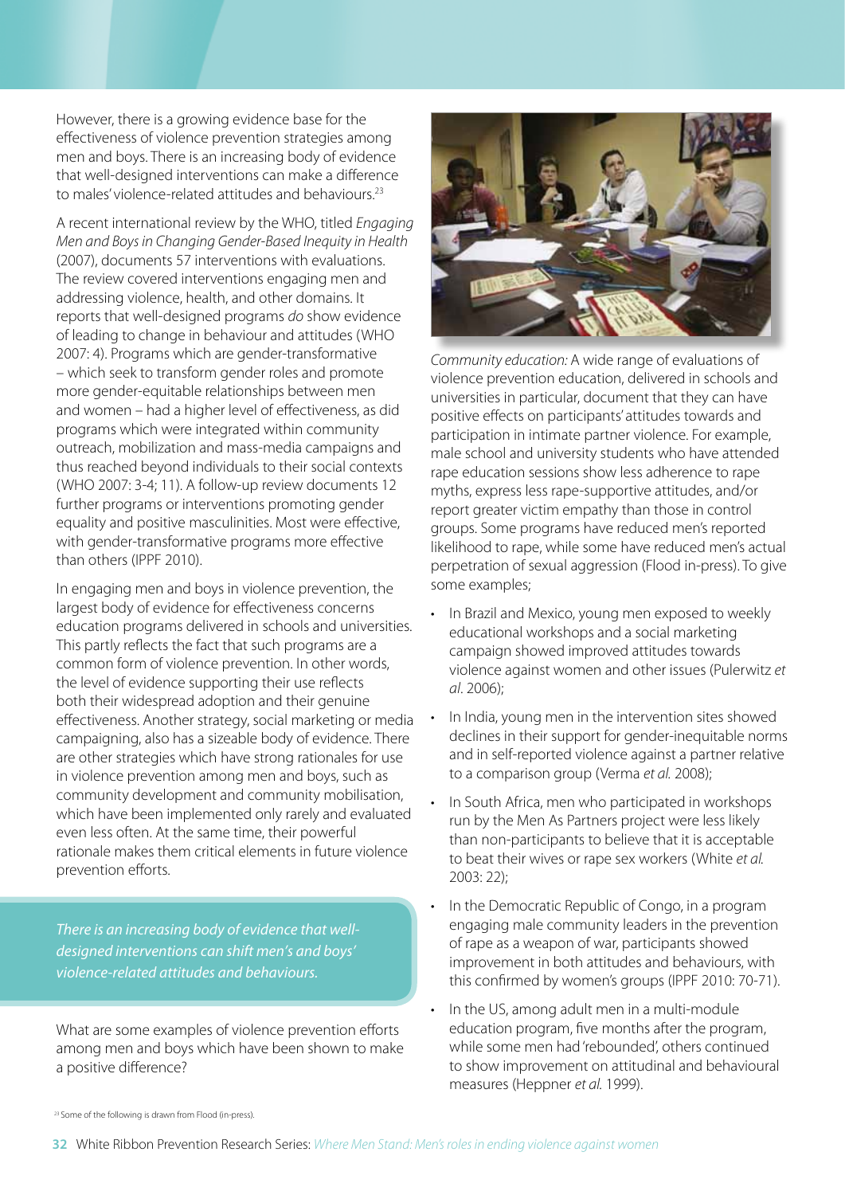However, there is a growing evidence base for the effectiveness of violence prevention strategies among men and boys. There is an increasing body of evidence that well-designed interventions can make a difference to males' violence-related attitudes and behaviours.[23]

A recent international review by the WHO, titled *Engaging Men and Boys in Changing Gender-Based Inequity in Health* (2007), documents 57 interventions with evaluations. The review covered interventions engaging men and addressing violence, health, and other domains. It reports that well-designed programs *do* show evidence of leading to change in behaviour and attitudes (WHO 2007: 4). Programs which are gender-transformative – which seek to transform gender roles and promote more gender-equitable relationships between men and women – had a higher level of effectiveness, as did programs which were integrated within community outreach, mobilization and mass-media campaigns and thus reached beyond individuals to their social contexts (WHO 2007: 3-4; 11). A follow-up review documents 12 further programs or interventions promoting gender equality and positive masculinities. Most were effective, with gender-transformative programs more effective than others (IPPF 2010).

In engaging men and boys in violence prevention, the largest body of evidence for effectiveness concerns education programs delivered in schools and universities. This partly reflects the fact that such programs are a common form of violence prevention. In other words, the level of evidence supporting their use reflects both their widespread adoption and their genuine effectiveness. Another strategy, social marketing or media campaigning, also has a sizeable body of evidence. There are other strategies which have strong rationales for use in violence prevention among men and boys, such as community development and community mobilisation, which have been implemented only rarely and evaluated even less often. At the same time, their powerful rationale makes them critical elements in future violence prevention efforts.

*There is an increasing body of evidence that well-designed interventions can shift men's and boys' violence-related attitudes and behaviours.*

What are some examples of violence prevention efforts among men and boys which have been shown to make a positive difference?

*Community education:* A wide range of evaluations of violence prevention education, delivered in schools and universities in particular, document that they can have positive effects on participants' attitudes towards and participation in intimate partner violence. For example, male school and university students who have attended rape education sessions show less adherence to rape myths, express less rape-supportive attitudes, and/or report greater victim empathy than those in control groups. Some programs have reduced men's reported likelihood to rape, while some have reduced men's actual perpetration of sexual aggression (Flood in-press). To give some examples;

- In Brazil and Mexico, young men exposed to weekly educational workshops and a social marketing campaign showed improved attitudes towards violence against women and other issues (Pulerwitz *et al*. 2006);
- In India, young men in the intervention sites showed declines in their support for gender-inequitable norms and in self-reported violence against a partner relative to a comparison group (Verma *et al.* 2008);
- In South Africa, men who participated in workshops run by the Men As Partners project were less likely than non-participants to believe that it is acceptable to beat their wives or rape sex workers (White *et al.* 2003: 22);
- In the Democratic Republic of Congo, in a program engaging male community leaders in the prevention of rape as a weapon of war, participants showed improvement in both attitudes and behaviours, with this confirmed by women's groups (IPPF 2010: 70-71).
- In the US, among adult men in a multi-module education program, five months after the program, while some men had 'rebounded', others continued to show improvement on attitudinal and behavioural measures (Heppner *et al.* 1999).

[23] Some of the following is drawn from Flood (in-press).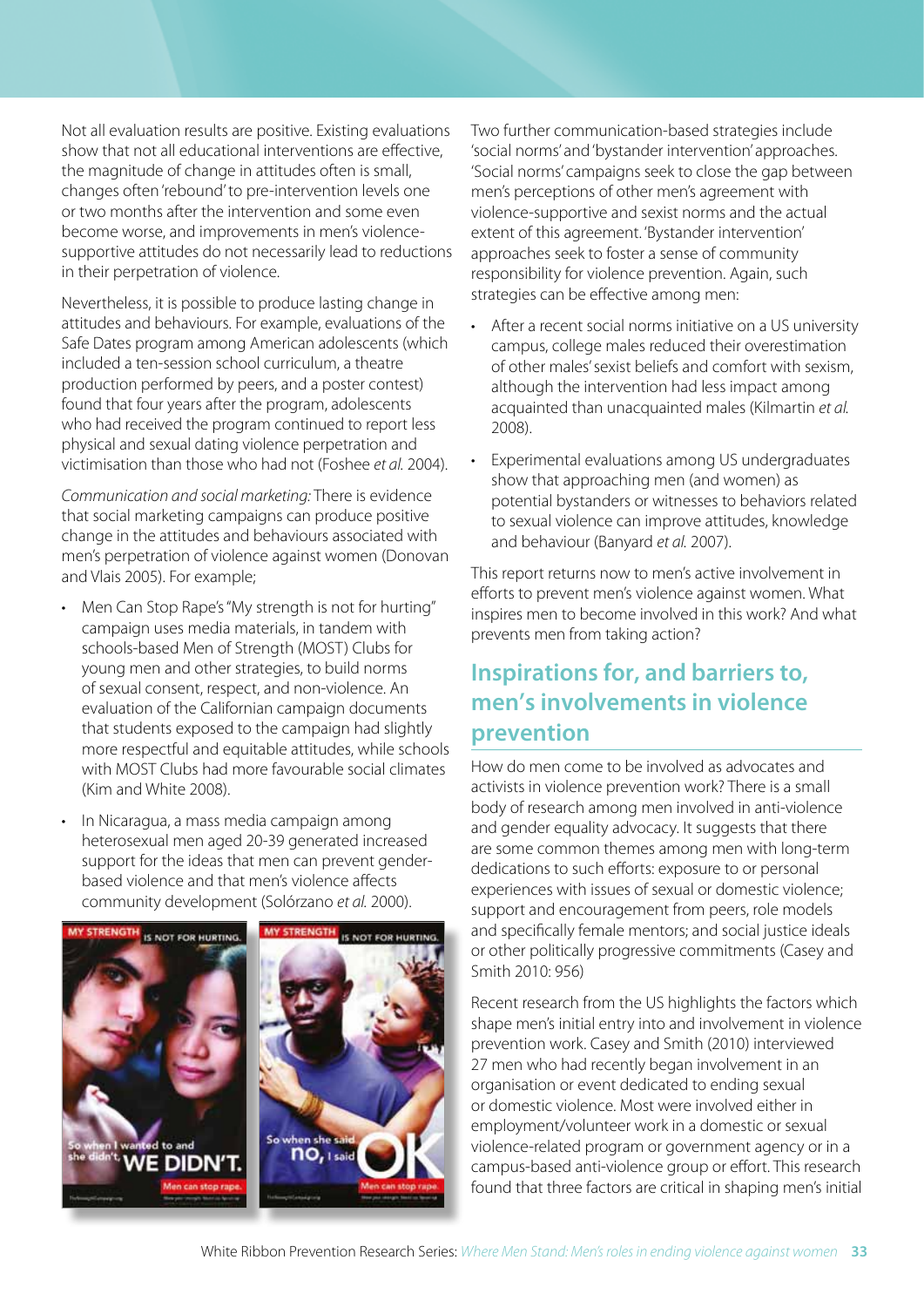Not all evaluation results are positive. Existing evaluations show that not all educational interventions are effective, the magnitude of change in attitudes often is small, changes often 'rebound' to pre-intervention levels one or two months after the intervention and some even become worse, and improvements in men's violence-supportive attitudes do not necessarily lead to reductions in their perpetration of violence.

Nevertheless, it is possible to produce lasting change in attitudes and behaviours. For example, evaluations of the Safe Dates program among American adolescents (which included a ten-session school curriculum, a theatre production performed by peers, and a poster contest) found that four years after the program, adolescents who had received the program continued to report less physical and sexual dating violence perpetration and victimisation than those who had not (Foshee *et al.* 2004).

*Communication and social marketing:* There is evidence that social marketing campaigns can produce positive change in the attitudes and behaviours associated with men's perpetration of violence against women (Donovan and Vlais 2005). For example;

- Men Can Stop Rape's "My strength is not for hurting" campaign uses media materials, in tandem with schools-based Men of Strength (MOST) Clubs for young men and other strategies, to build norms of sexual consent, respect, and non-violence. An evaluation of the Californian campaign documents that students exposed to the campaign had slightly more respectful and equitable attitudes, while schools with MOST Clubs had more favourable social climates (Kim and White 2008).
- In Nicaragua, a mass media campaign among heterosexual men aged 20-39 generated increased support for the ideas that men can prevent gender-based violence and that men's violence affects community development (Solórzano *et al.* 2000).

Two further communication-based strategies include 'social norms' and 'bystander intervention' approaches. 'Social norms' campaigns seek to close the gap between men's perceptions of other men's agreement with violence-supportive and sexist norms and the actual extent of this agreement. 'Bystander intervention' approaches seek to foster a sense of community responsibility for violence prevention. Again, such strategies can be effective among men:

- After a recent social norms initiative on a US university campus, college males reduced their overestimation of other males' sexist beliefs and comfort with sexism, although the intervention had less impact among acquainted than unacquainted males (Kilmartin *et al.* 2008).
- Experimental evaluations among US undergraduates show that approaching men (and women) as potential bystanders or witnesses to behaviors related to sexual violence can improve attitudes, knowledge and behaviour (Banyard *et al.* 2007).

This report returns now to men's active involvement in efforts to prevent men's violence against women. What inspires men to become involved in this work? And what prevents men from taking action?

## Inspirations for, and barriers to, men's involvements in violence prevention

How do men come to be involved as advocates and activists in violence prevention work? There is a small body of research among men involved in anti-violence and gender equality advocacy. It suggests that there are some common themes among men with long-term dedications to such efforts: exposure to or personal experiences with issues of sexual or domestic violence; support and encouragement from peers, role models and specifically female mentors; and social justice ideals or other politically progressive commitments (Casey and Smith 2010: 956)

Recent research from the US highlights the factors which shape men's initial entry into and involvement in violence prevention work. Casey and Smith (2010) interviewed 27 men who had recently began involvement in an organisation or event dedicated to ending sexual or domestic violence. Most were involved either in employment/volunteer work in a domestic or sexual violence-related program or government agency or in a campus-based anti-violence group or effort. This research found that three factors are critical in shaping men's initial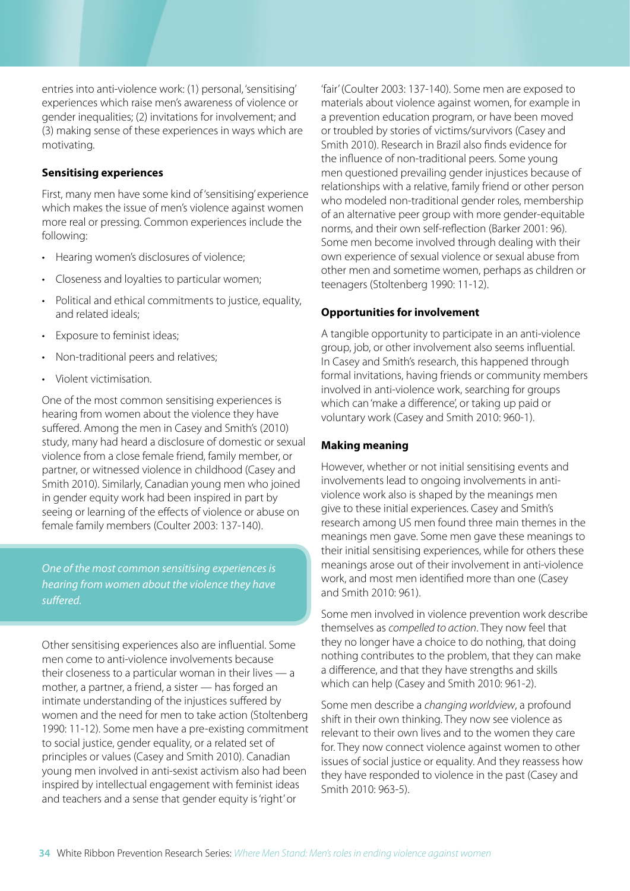entries into anti-violence work: (1) personal, 'sensitising' experiences which raise men's awareness of violence or gender inequalities; (2) invitations for involvement; and (3) making sense of these experiences in ways which are motivating.

**Sensitising experiences**

First, many men have some kind of 'sensitising' experience which makes the issue of men's violence against women more real or pressing. Common experiences include the following:

- Hearing women's disclosures of violence;
- Closeness and loyalties to particular women;
- Political and ethical commitments to justice, equality, and related ideals;
- Exposure to feminist ideas;
- Non-traditional peers and relatives;
- Violent victimisation.

One of the most common sensitising experiences is hearing from women about the violence they have suffered. Among the men in Casey and Smith's (2010) study, many had heard a disclosure of domestic or sexual violence from a close female friend, family member, or partner, or witnessed violence in childhood (Casey and Smith 2010). Similarly, Canadian young men who joined in gender equity work had been inspired in part by seeing or learning of the effects of violence or abuse on female family members (Coulter 2003: 137-140).

*One of the most common sensitising experiences is hearing from women about the violence they have suffered.*

Other sensitising experiences also are influential. Some men come to anti-violence involvements because their closeness to a particular woman in their lives — a mother, a partner, a friend, a sister — has forged an intimate understanding of the injustices suffered by women and the need for men to take action (Stoltenberg 1990: 11-12). Some men have a pre-existing commitment to social justice, gender equality, or a related set of principles or values (Casey and Smith 2010). Canadian young men involved in anti-sexist activism also had been inspired by intellectual engagement with feminist ideas and teachers and a sense that gender equity is 'right' or 'fair' (Coulter 2003: 137-140). Some men are exposed to materials about violence against women, for example in a prevention education program, or have been moved or troubled by stories of victims/survivors (Casey and Smith 2010). Research in Brazil also finds evidence for the influence of non-traditional peers. Some young men questioned prevailing gender injustices because of relationships with a relative, family friend or other person who modeled non-traditional gender roles, membership of an alternative peer group with more gender-equitable norms, and their own self-reflection (Barker 2001: 96). Some men become involved through dealing with their own experience of sexual violence or sexual abuse from other men and sometime women, perhaps as children or teenagers (Stoltenberg 1990: 11-12).

**Opportunities for involvement**

A tangible opportunity to participate in an anti-violence group, job, or other involvement also seems influential. In Casey and Smith's research, this happened through formal invitations, having friends or community members involved in anti-violence work, searching for groups which can 'make a difference', or taking up paid or voluntary work (Casey and Smith 2010: 960-1).

**Making meaning**

However, whether or not initial sensitising events and involvements lead to ongoing involvements in anti-violence work also is shaped by the meanings men give to these initial experiences. Casey and Smith's research among US men found three main themes in the meanings men gave. Some men gave these meanings to their initial sensitising experiences, while for others these meanings arose out of their involvement in anti-violence work, and most men identified more than one (Casey and Smith 2010: 961).

Some men involved in violence prevention work describe themselves as *compelled to action*. They now feel that they no longer have a choice to do nothing, that doing nothing contributes to the problem, that they can make a difference, and that they have strengths and skills which can help (Casey and Smith 2010: 961-2).

Some men describe a *changing worldview*, a profound shift in their own thinking. They now see violence as relevant to their own lives and to the women they care for. They now connect violence against women to other issues of social justice or equality. And they reassess how they have responded to violence in the past (Casey and Smith 2010: 963-5).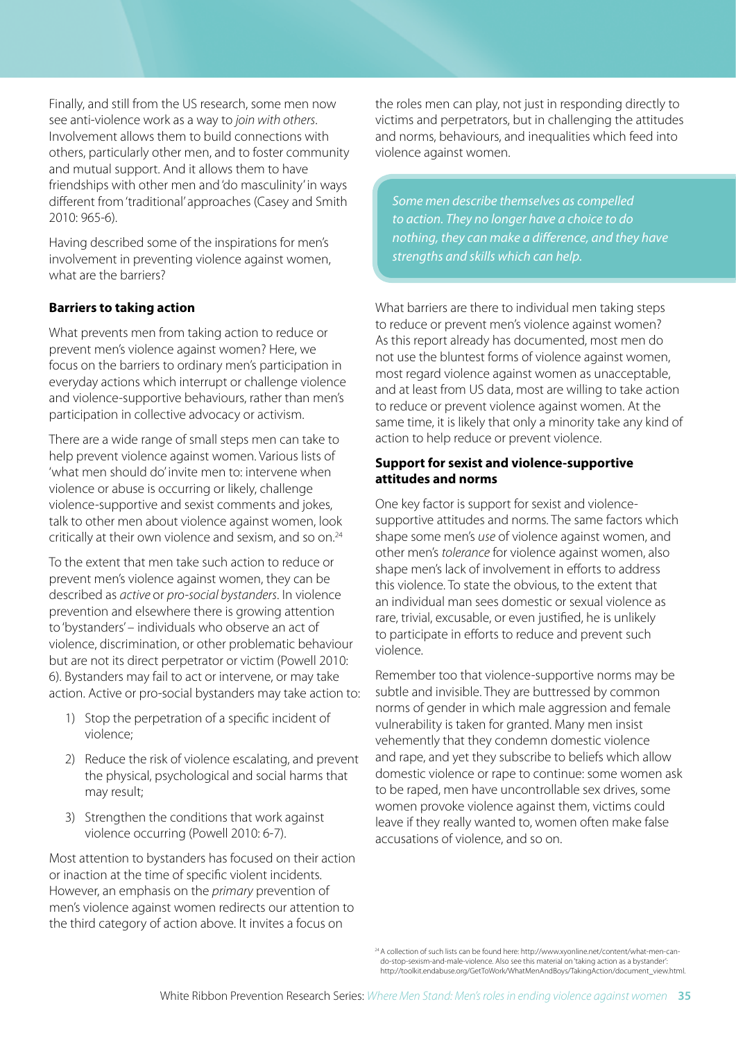Finally, and still from the US research, some men now see anti-violence work as a way to *join with others*. Involvement allows them to build connections with others, particularly other men, and to foster community and mutual support. And it allows them to have friendships with other men and 'do masculinity' in ways different from 'traditional' approaches (Casey and Smith 2010: 965-6).

Having described some of the inspirations for men's involvement in preventing violence against women, what are the barriers?

**Barriers to taking action**

What prevents men from taking action to reduce or prevent men's violence against women? Here, we focus on the barriers to ordinary men's participation in everyday actions which interrupt or challenge violence and violence-supportive behaviours, rather than men's participation in collective advocacy or activism.

There are a wide range of small steps men can take to help prevent violence against women. Various lists of 'what men should do' invite men to: intervene when violence or abuse is occurring or likely, challenge violence-supportive and sexist comments and jokes, talk to other men about violence against women, look critically at their own violence and sexism, and so on.[24]

To the extent that men take such action to reduce or prevent men's violence against women, they can be described as *active* or *pro-social bystanders*. In violence prevention and elsewhere there is growing attention to 'bystanders' – individuals who observe an act of violence, discrimination, or other problematic behaviour but are not its direct perpetrator or victim (Powell 2010: 6). Bystanders may fail to act or intervene, or may take action. Active or pro-social bystanders may take action to:

1) Stop the perpetration of a specific incident of violence;
2) Reduce the risk of violence escalating, and prevent the physical, psychological and social harms that may result;
3) Strengthen the conditions that work against violence occurring (Powell 2010: 6-7).

Most attention to bystanders has focused on their action or inaction at the time of specific violent incidents. However, an emphasis on the *primary* prevention of men's violence against women redirects our attention to the third category of action above. It invites a focus on the roles men can play, not just in responding directly to victims and perpetrators, but in challenging the attitudes and norms, behaviours, and inequalities which feed into violence against women.

> *Some men describe themselves as compelled to action. They no longer have a choice to do nothing, they can make a difference, and they have strengths and skills which can help.*

What barriers are there to individual men taking steps to reduce or prevent men's violence against women? As this report already has documented, most men do not use the bluntest forms of violence against women, most regard violence against women as unacceptable, and at least from US data, most are willing to take action to reduce or prevent violence against women. At the same time, it is likely that only a minority take any kind of action to help reduce or prevent violence.

**Support for sexist and violence-supportive attitudes and norms**

One key factor is support for sexist and violence-supportive attitudes and norms. The same factors which shape some men's *use* of violence against women, and other men's *tolerance* for violence against women, also shape men's lack of involvement in efforts to address this violence. To state the obvious, to the extent that an individual man sees domestic or sexual violence as rare, trivial, excusable, or even justified, he is unlikely to participate in efforts to reduce and prevent such violence.

Remember too that violence-supportive norms may be subtle and invisible. They are buttressed by common norms of gender in which male aggression and female vulnerability is taken for granted. Many men insist vehemently that they condemn domestic violence and rape, and yet they subscribe to beliefs which allow domestic violence or rape to continue: some women ask to be raped, men have uncontrollable sex drives, some women provoke violence against them, victims could leave if they really wanted to, women often make false accusations of violence, and so on.

[24] A collection of such lists can be found here: http://www.xyonline.net/content/what-men-can-do-stop-sexism-and-male-violence. Also see this material on 'taking action as a bystander': http://toolkit.endabuse.org/GetToWork/WhatMenAndBoys/TakingAction/document_view.html.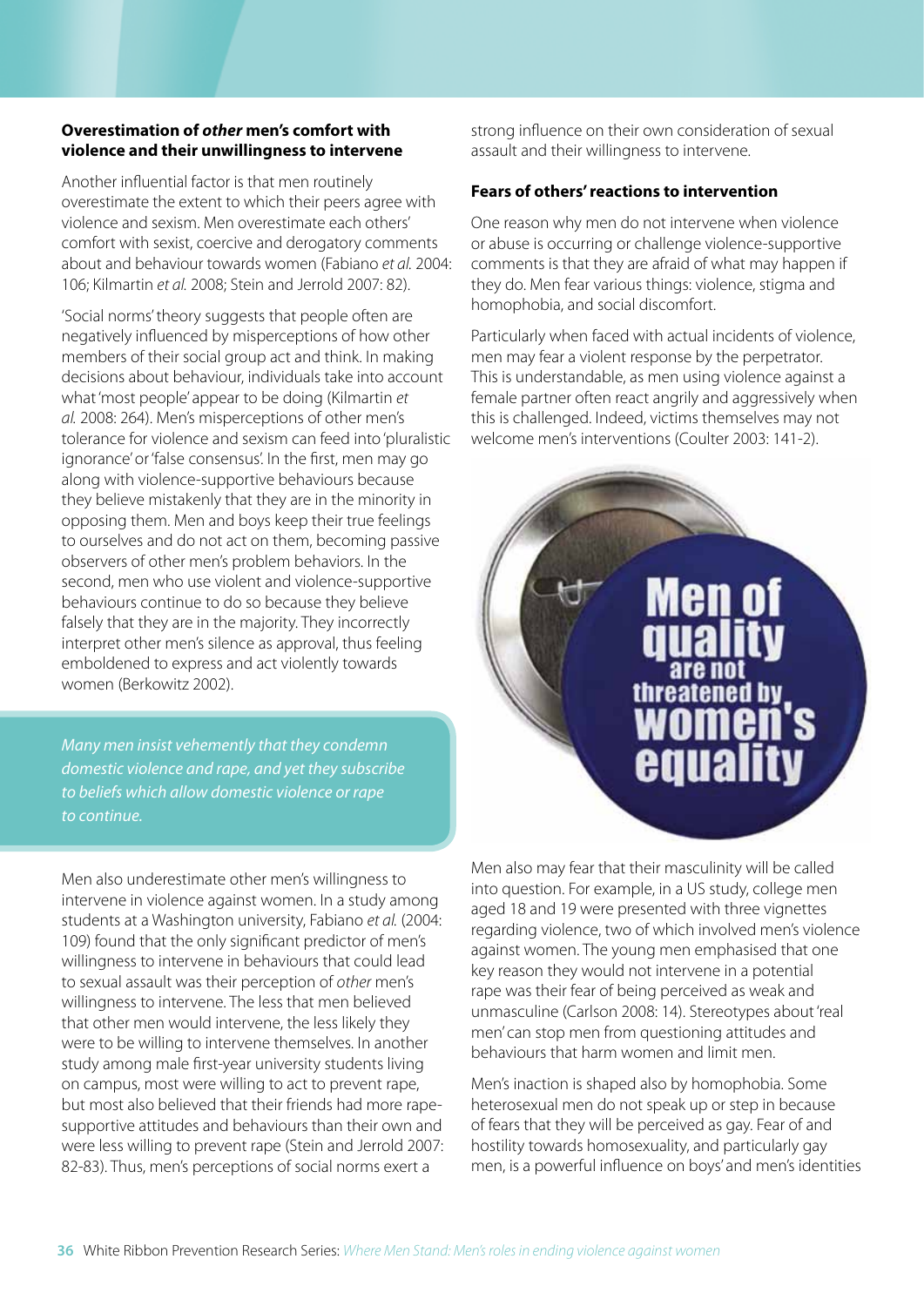**Overestimation of *other* men's comfort with violence and their unwillingness to intervene**

Another influential factor is that men routinely overestimate the extent to which their peers agree with violence and sexism. Men overestimate each others' comfort with sexist, coercive and derogatory comments about and behaviour towards women (Fabiano *et al.* 2004: 106; Kilmartin *et al.* 2008; Stein and Jerrold 2007: 82).

'Social norms' theory suggests that people often are negatively influenced by misperceptions of how other members of their social group act and think. In making decisions about behaviour, individuals take into account what 'most people' appear to be doing (Kilmartin *et al.* 2008: 264). Men's misperceptions of other men's tolerance for violence and sexism can feed into 'pluralistic ignorance' or 'false consensus'. In the first, men may go along with violence-supportive behaviours because they believe mistakenly that they are in the minority in opposing them. Men and boys keep their true feelings to ourselves and do not act on them, becoming passive observers of other men's problem behaviors. In the second, men who use violent and violence-supportive behaviours continue to do so because they believe falsely that they are in the majority. They incorrectly interpret other men's silence as approval, thus feeling emboldened to express and act violently towards women (Berkowitz 2002).

*Many men insist vehemently that they condemn domestic violence and rape, and yet they subscribe to beliefs which allow domestic violence or rape to continue.*

Men also underestimate other men's willingness to intervene in violence against women. In a study among students at a Washington university, Fabiano *et al.* (2004: 109) found that the only significant predictor of men's willingness to intervene in behaviours that could lead to sexual assault was their perception of *other* men's willingness to intervene. The less that men believed that other men would intervene, the less likely they were to be willing to intervene themselves. In another study among male first-year university students living on campus, most were willing to act to prevent rape, but most also believed that their friends had more rape-supportive attitudes and behaviours than their own and were less willing to prevent rape (Stein and Jerrold 2007: 82-83). Thus, men's perceptions of social norms exert a strong influence on their own consideration of sexual assault and their willingness to intervene.

**Fears of others' reactions to intervention**

One reason why men do not intervene when violence or abuse is occurring or challenge violence-supportive comments is that they are afraid of what may happen if they do. Men fear various things: violence, stigma and homophobia, and social discomfort.

Particularly when faced with actual incidents of violence, men may fear a violent response by the perpetrator. This is understandable, as men using violence against a female partner often react angrily and aggressively when this is challenged. Indeed, victims themselves may not welcome men's interventions (Coulter 2003: 141-2).

Men of quality are not threatened by women's equality

Men also may fear that their masculinity will be called into question. For example, in a US study, college men aged 18 and 19 were presented with three vignettes regarding violence, two of which involved men's violence against women. The young men emphasised that one key reason they would not intervene in a potential rape was their fear of being perceived as weak and unmasculine (Carlson 2008: 14). Stereotypes about 'real men' can stop men from questioning attitudes and behaviours that harm women and limit men.

Men's inaction is shaped also by homophobia. Some heterosexual men do not speak up or step in because of fears that they will be perceived as gay. Fear of and hostility towards homosexuality, and particularly gay men, is a powerful influence on boys' and men's identities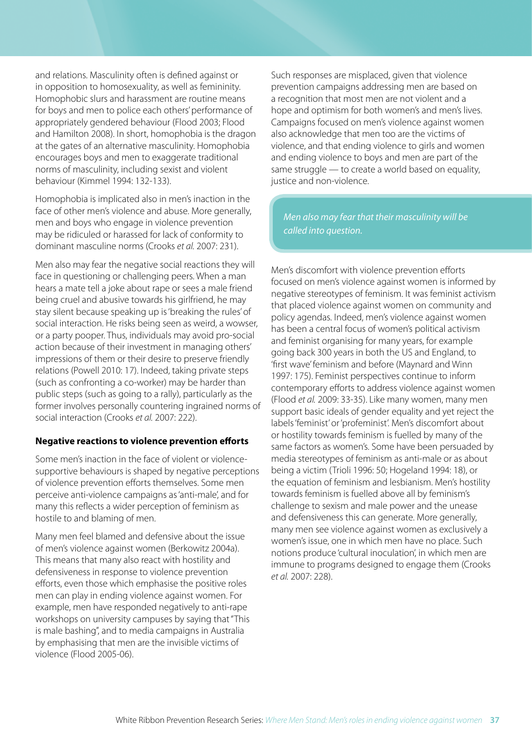and relations. Masculinity often is defined against or in opposition to homosexuality, as well as femininity. Homophobic slurs and harassment are routine means for boys and men to police each others' performance of appropriately gendered behaviour (Flood 2003; Flood and Hamilton 2008). In short, homophobia is the dragon at the gates of an alternative masculinity. Homophobia encourages boys and men to exaggerate traditional norms of masculinity, including sexist and violent behaviour (Kimmel 1994: 132-133).

Homophobia is implicated also in men's inaction in the face of other men's violence and abuse. More generally, men and boys who engage in violence prevention may be ridiculed or harassed for lack of conformity to dominant masculine norms (Crooks *et al.* 2007: 231).

Men also may fear the negative social reactions they will face in questioning or challenging peers. When a man hears a mate tell a joke about rape or sees a male friend being cruel and abusive towards his girlfriend, he may stay silent because speaking up is 'breaking the rules' of social interaction. He risks being seen as weird, a wowser, or a party pooper. Thus, individuals may avoid pro-social action because of their investment in managing others' impressions of them or their desire to preserve friendly relations (Powell 2010: 17). Indeed, taking private steps (such as confronting a co-worker) may be harder than public steps (such as going to a rally), particularly as the former involves personally countering ingrained norms of social interaction (Crooks *et al.* 2007: 222).

### Negative reactions to violence prevention efforts

Some men's inaction in the face of violent or violence-supportive behaviours is shaped by negative perceptions of violence prevention efforts themselves. Some men perceive anti-violence campaigns as 'anti-male', and for many this reflects a wider perception of feminism as hostile to and blaming of men.

Many men feel blamed and defensive about the issue of men's violence against women (Berkowitz 2004a). This means that many also react with hostility and defensiveness in response to violence prevention efforts, even those which emphasise the positive roles men can play in ending violence against women. For example, men have responded negatively to anti-rape workshops on university campuses by saying that "This is male bashing", and to media campaigns in Australia by emphasising that men are the invisible victims of violence (Flood 2005-06).

Such responses are misplaced, given that violence prevention campaigns addressing men are based on a recognition that most men are not violent and a hope and optimism for both women's and men's lives. Campaigns focused on men's violence against women also acknowledge that men too are the victims of violence, and that ending violence to girls and women and ending violence to boys and men are part of the same struggle — to create a world based on equality, justice and non-violence.

> *Men also may fear that their masculinity will be called into question.*

Men's discomfort with violence prevention efforts focused on men's violence against women is informed by negative stereotypes of feminism. It was feminist activism that placed violence against women on community and policy agendas. Indeed, men's violence against women has been a central focus of women's political activism and feminist organising for many years, for example going back 300 years in both the US and England, to 'first wave' feminism and before (Maynard and Winn 1997: 175). Feminist perspectives continue to inform contemporary efforts to address violence against women (Flood *et al.* 2009: 33-35). Like many women, many men support basic ideals of gender equality and yet reject the labels 'feminist' or 'profeminist'. Men's discomfort about or hostility towards feminism is fuelled by many of the same factors as women's. Some have been persuaded by media stereotypes of feminism as anti-male or as about being a victim (Trioli 1996: 50; Hogeland 1994: 18), or the equation of feminism and lesbianism. Men's hostility towards feminism is fuelled above all by feminism's challenge to sexism and male power and the unease and defensiveness this can generate. More generally, many men see violence against women as exclusively a women's issue, one in which men have no place. Such notions produce 'cultural inoculation', in which men are immune to programs designed to engage them (Crooks *et al.* 2007: 228).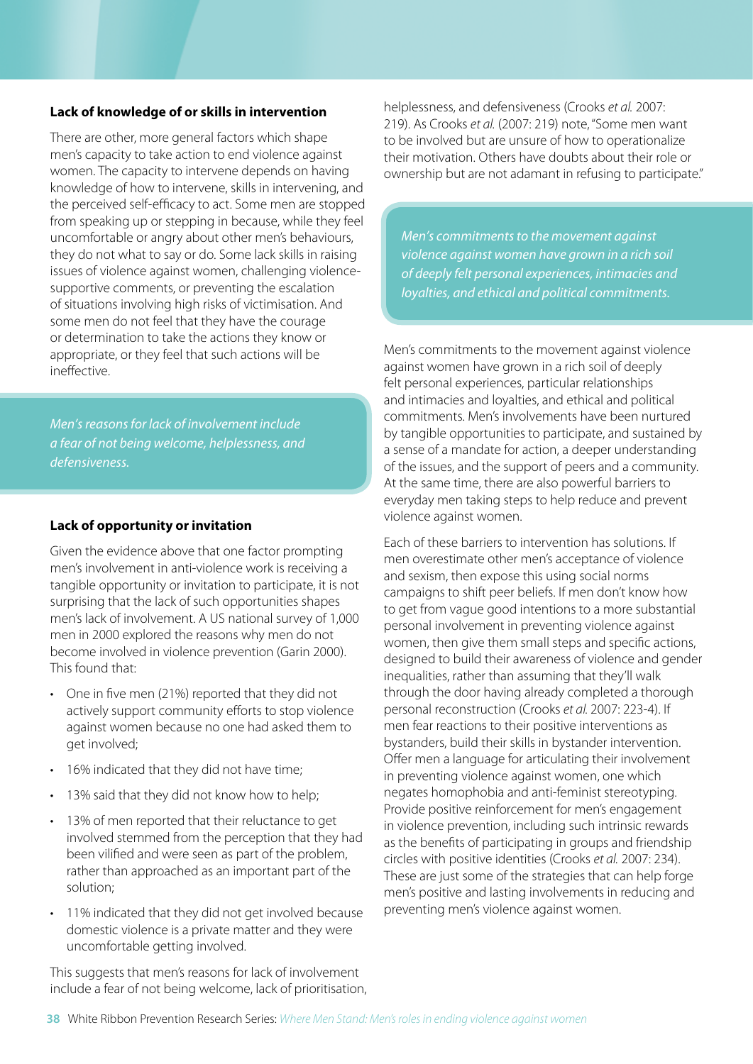### Lack of knowledge of or skills in intervention

There are other, more general factors which shape men's capacity to take action to end violence against women. The capacity to intervene depends on having knowledge of how to intervene, skills in intervening, and the perceived self-efficacy to act. Some men are stopped from speaking up or stepping in because, while they feel uncomfortable or angry about other men's behaviours, they do not what to say or do. Some lack skills in raising issues of violence against women, challenging violence-supportive comments, or preventing the escalation of situations involving high risks of victimisation. And some men do not feel that they have the courage or determination to take the actions they know or appropriate, or they feel that such actions will be ineffective.

*Men's reasons for lack of involvement include a fear of not being welcome, helplessness, and defensiveness.*

### Lack of opportunity or invitation

Given the evidence above that one factor prompting men's involvement in anti-violence work is receiving a tangible opportunity or invitation to participate, it is not surprising that the lack of such opportunities shapes men's lack of involvement. A US national survey of 1,000 men in 2000 explored the reasons why men do not become involved in violence prevention (Garin 2000). This found that:

- One in five men (21%) reported that they did not actively support community efforts to stop violence against women because no one had asked them to get involved;
- 16% indicated that they did not have time;
- 13% said that they did not know how to help;
- 13% of men reported that their reluctance to get involved stemmed from the perception that they had been vilified and were seen as part of the problem, rather than approached as an important part of the solution;
- 11% indicated that they did not get involved because domestic violence is a private matter and they were uncomfortable getting involved.

This suggests that men's reasons for lack of involvement include a fear of not being welcome, lack of prioritisation, helplessness, and defensiveness (Crooks *et al.* 2007: 219). As Crooks *et al.* (2007: 219) note, "Some men want to be involved but are unsure of how to operationalize their motivation. Others have doubts about their role or ownership but are not adamant in refusing to participate."

*Men's commitments to the movement against violence against women have grown in a rich soil of deeply felt personal experiences, intimacies and loyalties, and ethical and political commitments.*

Men's commitments to the movement against violence against women have grown in a rich soil of deeply felt personal experiences, particular relationships and intimacies and loyalties, and ethical and political commitments. Men's involvements have been nurtured by tangible opportunities to participate, and sustained by a sense of a mandate for action, a deeper understanding of the issues, and the support of peers and a community. At the same time, there are also powerful barriers to everyday men taking steps to help reduce and prevent violence against women.

Each of these barriers to intervention has solutions. If men overestimate other men's acceptance of violence and sexism, then expose this using social norms campaigns to shift peer beliefs. If men don't know how to get from vague good intentions to a more substantial personal involvement in preventing violence against women, then give them small steps and specific actions, designed to build their awareness of violence and gender inequalities, rather than assuming that they'll walk through the door having already completed a thorough personal reconstruction (Crooks *et al.* 2007: 223-4). If men fear reactions to their positive interventions as bystanders, build their skills in bystander intervention. Offer men a language for articulating their involvement in preventing violence against women, one which negates homophobia and anti-feminist stereotyping. Provide positive reinforcement for men's engagement in violence prevention, including such intrinsic rewards as the benefits of participating in groups and friendship circles with positive identities (Crooks *et al.* 2007: 234). These are just some of the strategies that can help forge men's positive and lasting involvements in reducing and preventing men's violence against women.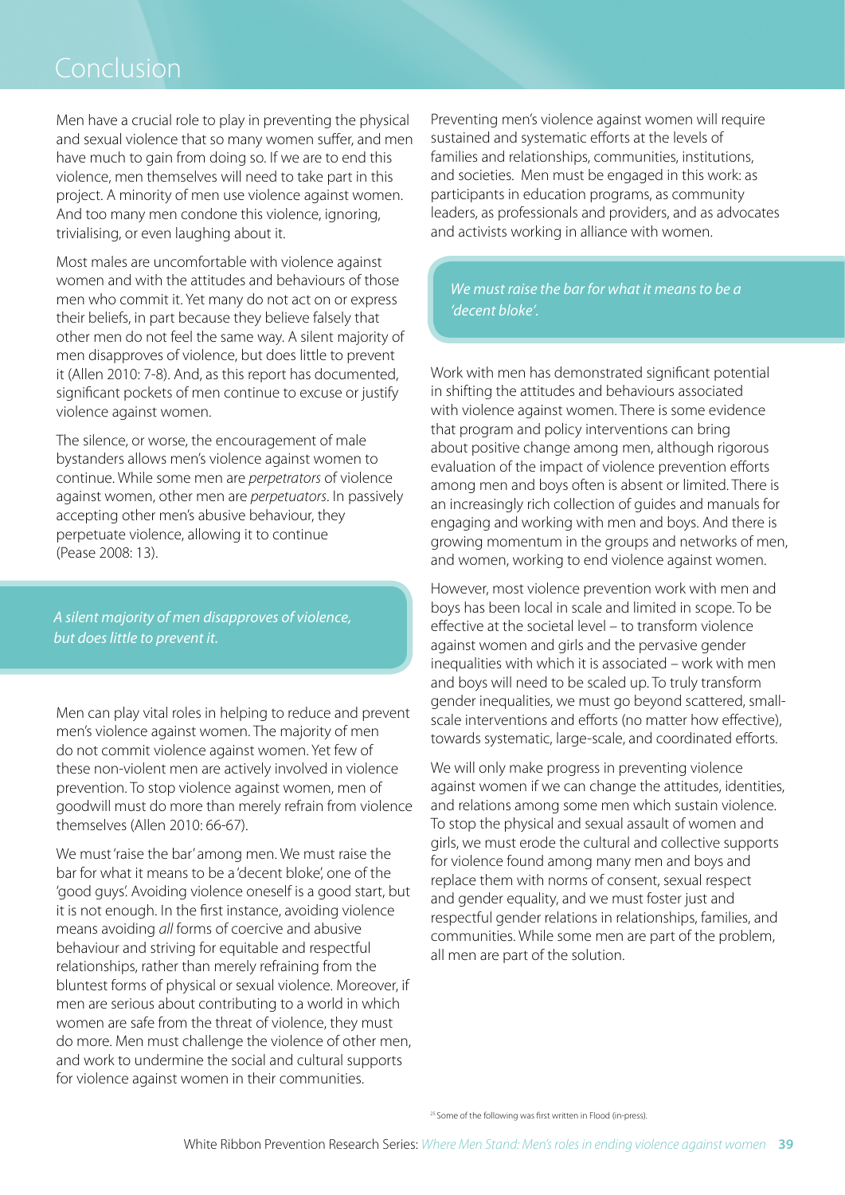# Conclusion

Men have a crucial role to play in preventing the physical and sexual violence that so many women suffer, and men have much to gain from doing so. If we are to end this violence, men themselves will need to take part in this project. A minority of men use violence against women. And too many men condone this violence, ignoring, trivialising, or even laughing about it.

Most males are uncomfortable with violence against women and with the attitudes and behaviours of those men who commit it. Yet many do not act on or express their beliefs, in part because they believe falsely that other men do not feel the same way. A silent majority of men disapproves of violence, but does little to prevent it (Allen 2010: 7-8). And, as this report has documented, significant pockets of men continue to excuse or justify violence against women.

The silence, or worse, the encouragement of male bystanders allows men's violence against women to continue. While some men are *perpetrators* of violence against women, other men are *perpetuators*. In passively accepting other men's abusive behaviour, they perpetuate violence, allowing it to continue (Pease 2008: 13).

*A silent majority of men disapproves of violence, but does little to prevent it.*

Men can play vital roles in helping to reduce and prevent men's violence against women. The majority of men do not commit violence against women. Yet few of these non-violent men are actively involved in violence prevention. To stop violence against women, men of goodwill must do more than merely refrain from violence themselves (Allen 2010: 66-67).

We must 'raise the bar' among men. We must raise the bar for what it means to be a 'decent bloke', one of the 'good guys'. Avoiding violence oneself is a good start, but it is not enough. In the first instance, avoiding violence means avoiding *all* forms of coercive and abusive behaviour and striving for equitable and respectful relationships, rather than merely refraining from the bluntest forms of physical or sexual violence. Moreover, if men are serious about contributing to a world in which women are safe from the threat of violence, they must do more. Men must challenge the violence of other men, and work to undermine the social and cultural supports for violence against women in their communities.

Preventing men's violence against women will require sustained and systematic efforts at the levels of families and relationships, communities, institutions, and societies. Men must be engaged in this work: as participants in education programs, as community leaders, as professionals and providers, and as advocates and activists working in alliance with women.

*We must raise the bar for what it means to be a 'decent bloke'.*

Work with men has demonstrated significant potential in shifting the attitudes and behaviours associated with violence against women. There is some evidence that program and policy interventions can bring about positive change among men, although rigorous evaluation of the impact of violence prevention efforts among men and boys often is absent or limited. There is an increasingly rich collection of guides and manuals for engaging and working with men and boys. And there is growing momentum in the groups and networks of men, and women, working to end violence against women.

However, most violence prevention work with men and boys has been local in scale and limited in scope. To be effective at the societal level – to transform violence against women and girls and the pervasive gender inequalities with which it is associated – work with men and boys will need to be scaled up. To truly transform gender inequalities, we must go beyond scattered, small-scale interventions and efforts (no matter how effective), towards systematic, large-scale, and coordinated efforts.

We will only make progress in preventing violence against women if we can change the attitudes, identities, and relations among some men which sustain violence. To stop the physical and sexual assault of women and girls, we must erode the cultural and collective supports for violence found among many men and boys and replace them with norms of consent, sexual respect and gender equality, and we must foster just and respectful gender relations in relationships, families, and communities. While some men are part of the problem, all men are part of the solution.

[25] Some of the following was first written in Flood (in-press).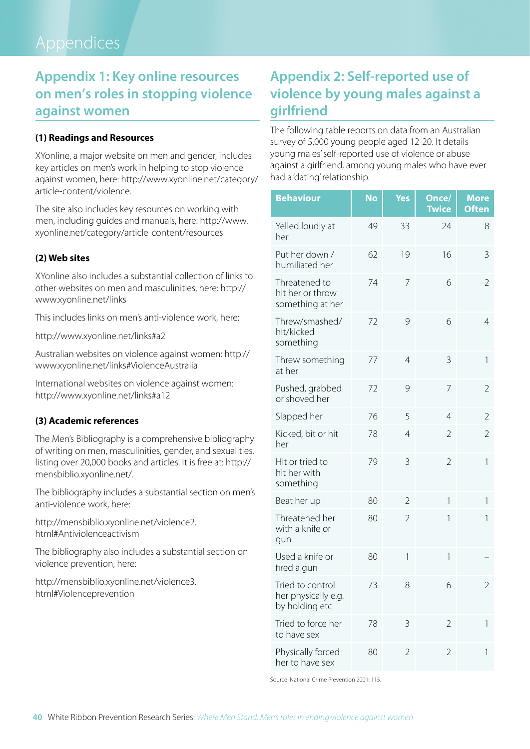# Appendices

## Appendix 1: Key online resources on men's roles in stopping violence against women

### (1) Readings and Resources

XYonline, a major website on men and gender, includes key articles on men's work in helping to stop violence against women, here: http://www.xyonline.net/category/article-content/violence.

The site also includes key resources on working with men, including guides and manuals, here: http://www.xyonline.net/category/article-content/resources

### (2) Web sites

XYonline also includes a substantial collection of links to other websites on men and masculinities, here: http://www.xyonline.net/links

This includes links on men's anti-violence work, here:

http://www.xyonline.net/links#a2

Australian websites on violence against women: http://www.xyonline.net/links#ViolenceAustralia

International websites on violence against women: http://www.xyonline.net/links#a12

### (3) Academic references

The Men's Bibliography is a comprehensive bibliography of writing on men, masculinities, gender, and sexualities, listing over 20,000 books and articles. It is free at: http://mensbiblio.xyonline.net/.

The bibliography includes a substantial section on men's anti-violence work, here:

http://mensbiblio.xyonline.net/violence2.html#Antiviolenceactivism

The bibliography also includes a substantial section on violence prevention, here:

http://mensbiblio.xyonline.net/violence3.html#Violenceprevention

## Appendix 2: Self-reported use of violence by young males against a girlfriend

The following table reports on data from an Australian survey of 5,000 young people aged 12-20. It details young males' self-reported use of violence or abuse against a girlfriend, among young males who have ever had a 'dating' relationship.

| Behaviour | No | Yes | Once/ Twice | More Often |
|---|---|---|---|---|
| Yelled loudly at her | 49 | 33 | 24 | 8 |
| Put her down / humiliated her | 62 | 19 | 16 | 3 |
| Threatened to hit her or throw something at her | 74 | 7 | 6 | 2 |
| Threw/smashed/ hit/kicked something | 72 | 9 | 6 | 4 |
| Threw something at her | 77 | 4 | 3 | 1 |
| Pushed, grabbed or shoved her | 72 | 9 | 7 | 2 |
| Slapped her | 76 | 5 | 4 | 2 |
| Kicked, bit or hit her | 78 | 4 | 2 | 2 |
| Hit or tried to hit her with something | 79 | 3 | 2 | 1 |
| Beat her up | 80 | 2 | 1 | 1 |
| Threatened her with a knife or gun | 80 | 2 | 1 | 1 |
| Used a knife or fired a gun | 80 | 1 | 1 | – |
| Tried to control her physically e.g. by holding etc | 73 | 8 | 6 | 2 |
| Tried to force her to have sex | 78 | 3 | 2 | 1 |
| Physically forced her to have sex | 80 | 2 | 2 | 1 |

Source: National Crime Prevention 2001: 115.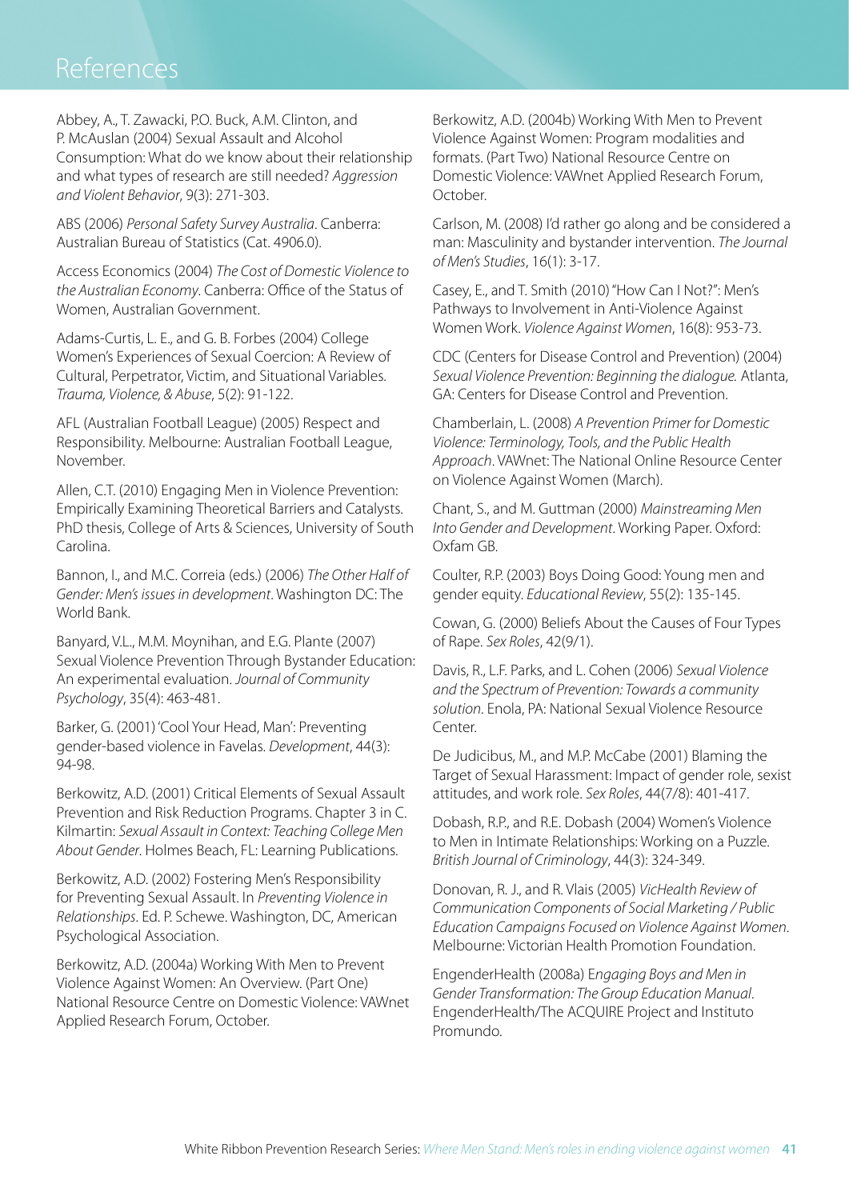# References

Abbey, A., T. Zawacki, P.O. Buck, A.M. Clinton, and P. McAuslan (2004) Sexual Assault and Alcohol Consumption: What do we know about their relationship and what types of research are still needed? *Aggression and Violent Behavior*, 9(3): 271-303.

ABS (2006) *Personal Safety Survey Australia*. Canberra: Australian Bureau of Statistics (Cat. 4906.0).

Access Economics (2004) *The Cost of Domestic Violence to the Australian Economy*. Canberra: Office of the Status of Women, Australian Government.

Adams-Curtis, L. E., and G. B. Forbes (2004) College Women's Experiences of Sexual Coercion: A Review of Cultural, Perpetrator, Victim, and Situational Variables. *Trauma, Violence, & Abuse*, 5(2): 91-122.

AFL (Australian Football League) (2005) Respect and Responsibility. Melbourne: Australian Football League, November.

Allen, C.T. (2010) Engaging Men in Violence Prevention: Empirically Examining Theoretical Barriers and Catalysts. PhD thesis, College of Arts & Sciences, University of South Carolina.

Bannon, I., and M.C. Correia (eds.) (2006) *The Other Half of Gender: Men's issues in development*. Washington DC: The World Bank.

Banyard, V.L., M.M. Moynihan, and E.G. Plante (2007) Sexual Violence Prevention Through Bystander Education: An experimental evaluation. *Journal of Community Psychology*, 35(4): 463-481.

Barker, G. (2001) 'Cool Your Head, Man': Preventing gender-based violence in Favelas. *Development*, 44(3): 94-98.

Berkowitz, A.D. (2001) Critical Elements of Sexual Assault Prevention and Risk Reduction Programs. Chapter 3 in C. Kilmartin: *Sexual Assault in Context: Teaching College Men About Gender*. Holmes Beach, FL: Learning Publications.

Berkowitz, A.D. (2002) Fostering Men's Responsibility for Preventing Sexual Assault. In *Preventing Violence in Relationships*. Ed. P. Schewe. Washington, DC, American Psychological Association.

Berkowitz, A.D. (2004a) Working With Men to Prevent Violence Against Women: An Overview. (Part One) National Resource Centre on Domestic Violence: VAWnet Applied Research Forum, October.

Berkowitz, A.D. (2004b) Working With Men to Prevent Violence Against Women: Program modalities and formats. (Part Two) National Resource Centre on Domestic Violence: VAWnet Applied Research Forum, October.

Carlson, M. (2008) I'd rather go along and be considered a man: Masculinity and bystander intervention. *The Journal of Men's Studies*, 16(1): 3-17.

Casey, E., and T. Smith (2010) "How Can I Not?": Men's Pathways to Involvement in Anti-Violence Against Women Work. *Violence Against Women*, 16(8): 953-73.

CDC (Centers for Disease Control and Prevention) (2004) *Sexual Violence Prevention: Beginning the dialogue.* Atlanta, GA: Centers for Disease Control and Prevention.

Chamberlain, L. (2008) *A Prevention Primer for Domestic Violence: Terminology, Tools, and the Public Health Approach*. VAWnet: The National Online Resource Center on Violence Against Women (March).

Chant, S., and M. Guttman (2000) *Mainstreaming Men Into Gender and Development*. Working Paper. Oxford: Oxfam GB.

Coulter, R.P. (2003) Boys Doing Good: Young men and gender equity. *Educational Review*, 55(2): 135-145.

Cowan, G. (2000) Beliefs About the Causes of Four Types of Rape. *Sex Roles*, 42(9/1).

Davis, R., L.F. Parks, and L. Cohen (2006) *Sexual Violence and the Spectrum of Prevention: Towards a community solution*. Enola, PA: National Sexual Violence Resource Center.

De Judicibus, M., and M.P. McCabe (2001) Blaming the Target of Sexual Harassment: Impact of gender role, sexist attitudes, and work role. *Sex Roles*, 44(7/8): 401-417.

Dobash, R.P., and R.E. Dobash (2004) Women's Violence to Men in Intimate Relationships: Working on a Puzzle. *British Journal of Criminology*, 44(3): 324-349.

Donovan, R. J., and R. Vlais (2005) *VicHealth Review of Communication Components of Social Marketing / Public Education Campaigns Focused on Violence Against Women*. Melbourne: Victorian Health Promotion Foundation.

EngenderHealth (2008a) *Engaging Boys and Men in Gender Transformation: The Group Education Manual*. EngenderHealth/The ACQUIRE Project and Instituto Promundo.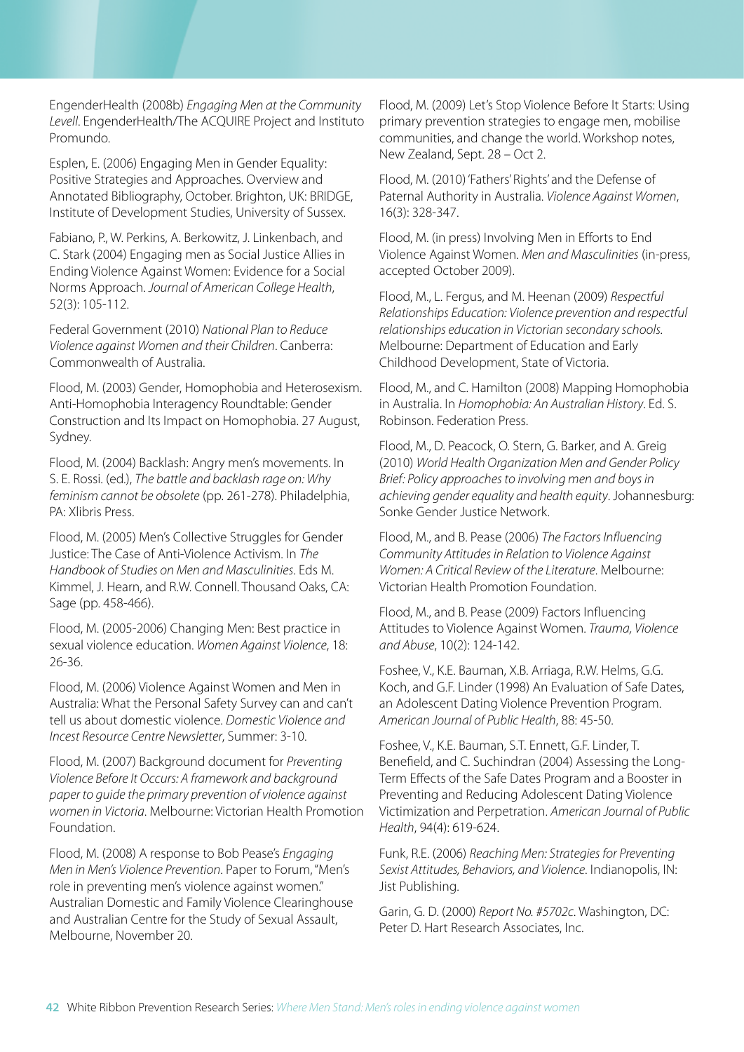EngenderHealth (2008b) *Engaging Men at the Community Levell*. EngenderHealth/The ACQUIRE Project and Instituto Promundo.

Esplen, E. (2006) Engaging Men in Gender Equality: Positive Strategies and Approaches. Overview and Annotated Bibliography, October. Brighton, UK: BRIDGE, Institute of Development Studies, University of Sussex.

Fabiano, P., W. Perkins, A. Berkowitz, J. Linkenbach, and C. Stark (2004) Engaging men as Social Justice Allies in Ending Violence Against Women: Evidence for a Social Norms Approach. *Journal of American College Health*, 52(3): 105-112.

Federal Government (2010) *National Plan to Reduce Violence against Women and their Children*. Canberra: Commonwealth of Australia.

Flood, M. (2003) Gender, Homophobia and Heterosexism. Anti-Homophobia Interagency Roundtable: Gender Construction and Its Impact on Homophobia. 27 August, Sydney.

Flood, M. (2004) Backlash: Angry men's movements. In S. E. Rossi. (ed.), *The battle and backlash rage on: Why feminism cannot be obsolete* (pp. 261-278). Philadelphia, PA: Xlibris Press.

Flood, M. (2005) Men's Collective Struggles for Gender Justice: The Case of Anti-Violence Activism. In *The Handbook of Studies on Men and Masculinities*. Eds M. Kimmel, J. Hearn, and R.W. Connell. Thousand Oaks, CA: Sage (pp. 458-466).

Flood, M. (2005-2006) Changing Men: Best practice in sexual violence education. *Women Against Violence*, 18: 26-36.

Flood, M. (2006) Violence Against Women and Men in Australia: What the Personal Safety Survey can and can't tell us about domestic violence. *Domestic Violence and Incest Resource Centre Newsletter*, Summer: 3-10.

Flood, M. (2007) Background document for *Preventing Violence Before It Occurs: A framework and background paper to guide the primary prevention of violence against women in Victoria*. Melbourne: Victorian Health Promotion Foundation.

Flood, M. (2008) A response to Bob Pease's *Engaging Men in Men's Violence Prevention*. Paper to Forum, "Men's role in preventing men's violence against women." Australian Domestic and Family Violence Clearinghouse and Australian Centre for the Study of Sexual Assault, Melbourne, November 20.

Flood, M. (2009) Let's Stop Violence Before It Starts: Using primary prevention strategies to engage men, mobilise communities, and change the world. Workshop notes, New Zealand, Sept. 28 – Oct 2.

Flood, M. (2010) 'Fathers' Rights' and the Defense of Paternal Authority in Australia. *Violence Against Women*, 16(3): 328-347.

Flood, M. (in press) Involving Men in Efforts to End Violence Against Women. *Men and Masculinities* (in-press, accepted October 2009).

Flood, M., L. Fergus, and M. Heenan (2009) *Respectful Relationships Education: Violence prevention and respectful relationships education in Victorian secondary schools*. Melbourne: Department of Education and Early Childhood Development, State of Victoria.

Flood, M., and C. Hamilton (2008) Mapping Homophobia in Australia. In *Homophobia: An Australian History*. Ed. S. Robinson. Federation Press.

Flood, M., D. Peacock, O. Stern, G. Barker, and A. Greig (2010) *World Health Organization Men and Gender Policy Brief: Policy approaches to involving men and boys in achieving gender equality and health equity*. Johannesburg: Sonke Gender Justice Network.

Flood, M., and B. Pease (2006) *The Factors Influencing Community Attitudes in Relation to Violence Against Women: A Critical Review of the Literature*. Melbourne: Victorian Health Promotion Foundation.

Flood, M., and B. Pease (2009) Factors Influencing Attitudes to Violence Against Women. *Trauma, Violence and Abuse*, 10(2): 124-142.

Foshee, V., K.E. Bauman, X.B. Arriaga, R.W. Helms, G.G. Koch, and G.F. Linder (1998) An Evaluation of Safe Dates, an Adolescent Dating Violence Prevention Program. *American Journal of Public Health*, 88: 45-50.

Foshee, V., K.E. Bauman, S.T. Ennett, G.F. Linder, T. Benefield, and C. Suchindran (2004) Assessing the Long-Term Effects of the Safe Dates Program and a Booster in Preventing and Reducing Adolescent Dating Violence Victimization and Perpetration. *American Journal of Public Health*, 94(4): 619-624.

Funk, R.E. (2006) *Reaching Men: Strategies for Preventing Sexist Attitudes, Behaviors, and Violence*. Indianopolis, IN: Jist Publishing.

Garin, G. D. (2000) *Report No. #5702c*. Washington, DC: Peter D. Hart Research Associates, Inc.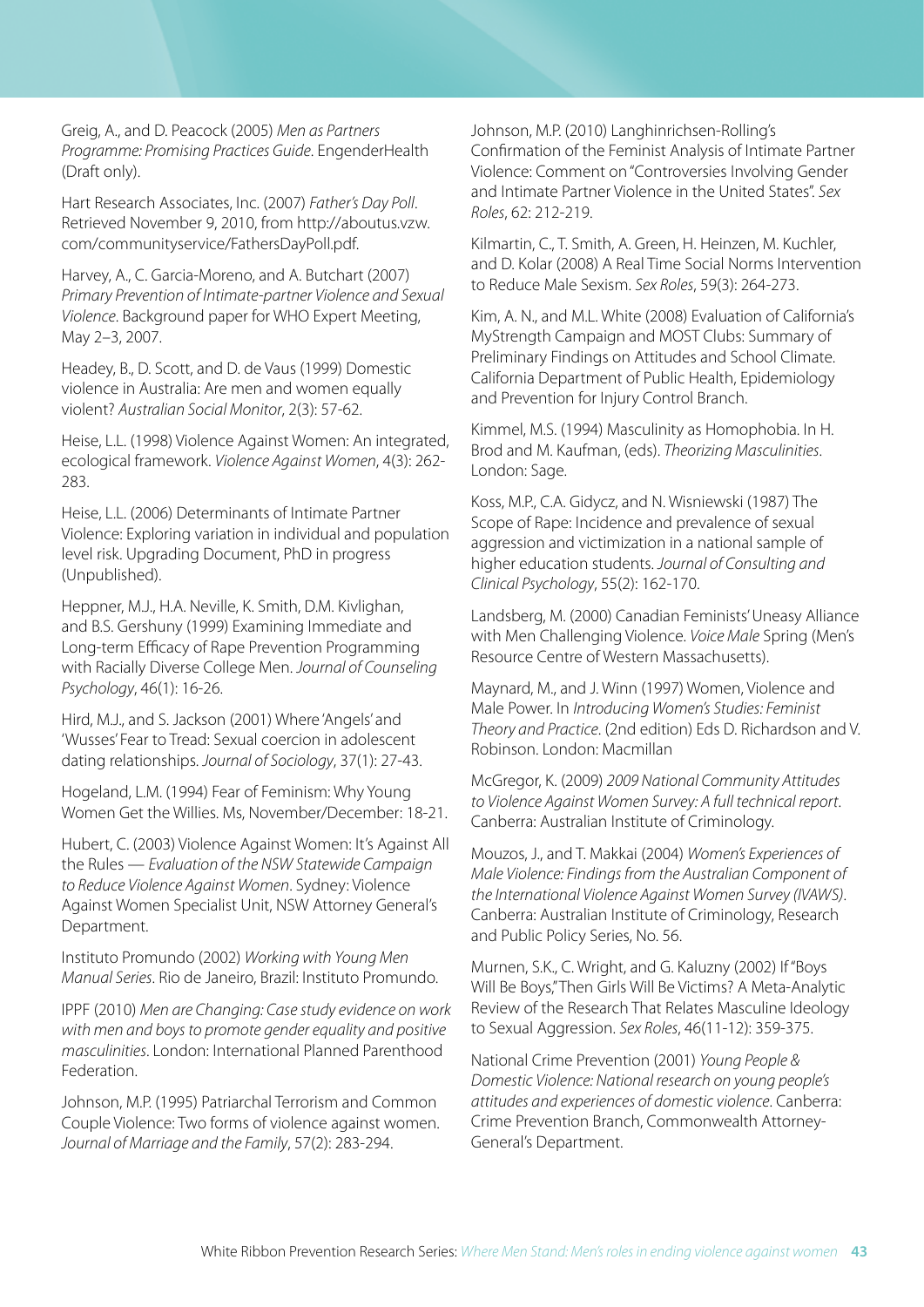Greig, A., and D. Peacock (2005) *Men as Partners Programme: Promising Practices Guide*. EngenderHealth (Draft only).

Hart Research Associates, Inc. (2007) *Father's Day Poll*. Retrieved November 9, 2010, from http://aboutus.vzw.com/communityservice/FathersDayPoll.pdf.

Harvey, A., C. Garcia-Moreno, and A. Butchart (2007) *Primary Prevention of Intimate-partner Violence and Sexual Violence*. Background paper for WHO Expert Meeting, May 2–3, 2007.

Headey, B., D. Scott, and D. de Vaus (1999) Domestic violence in Australia: Are men and women equally violent? *Australian Social Monitor*, 2(3): 57-62.

Heise, L.L. (1998) Violence Against Women: An integrated, ecological framework. *Violence Against Women*, 4(3): 262-283.

Heise, L.L. (2006) Determinants of Intimate Partner Violence: Exploring variation in individual and population level risk. Upgrading Document, PhD in progress (Unpublished).

Heppner, M.J., H.A. Neville, K. Smith, D.M. Kivlighan, and B.S. Gershuny (1999) Examining Immediate and Long-term Efficacy of Rape Prevention Programming with Racially Diverse College Men. *Journal of Counseling Psychology*, 46(1): 16-26.

Hird, M.J., and S. Jackson (2001) Where 'Angels' and 'Wusses' Fear to Tread: Sexual coercion in adolescent dating relationships. *Journal of Sociology*, 37(1): 27-43.

Hogeland, L.M. (1994) Fear of Feminism: Why Young Women Get the Willies. Ms, November/December: 18-21.

Hubert, C. (2003) Violence Against Women: It's Against All the Rules — *Evaluation of the NSW Statewide Campaign to Reduce Violence Against Women*. Sydney: Violence Against Women Specialist Unit, NSW Attorney General's Department.

Instituto Promundo (2002) *Working with Young Men Manual Series*. Rio de Janeiro, Brazil: Instituto Promundo.

IPPF (2010) *Men are Changing: Case study evidence on work with men and boys to promote gender equality and positive masculinities*. London: International Planned Parenthood Federation.

Johnson, M.P. (1995) Patriarchal Terrorism and Common Couple Violence: Two forms of violence against women. *Journal of Marriage and the Family*, 57(2): 283-294.

Johnson, M.P. (2010) Langhinrichsen-Rolling's Confirmation of the Feminist Analysis of Intimate Partner Violence: Comment on "Controversies Involving Gender and Intimate Partner Violence in the United States". *Sex Roles*, 62: 212-219.

Kilmartin, C., T. Smith, A. Green, H. Heinzen, M. Kuchler, and D. Kolar (2008) A Real Time Social Norms Intervention to Reduce Male Sexism. *Sex Roles*, 59(3): 264-273.

Kim, A. N., and M.L. White (2008) Evaluation of California's MyStrength Campaign and MOST Clubs: Summary of Preliminary Findings on Attitudes and School Climate. California Department of Public Health, Epidemiology and Prevention for Injury Control Branch.

Kimmel, M.S. (1994) Masculinity as Homophobia. In H. Brod and M. Kaufman, (eds). *Theorizing Masculinities*. London: Sage.

Koss, M.P., C.A. Gidycz, and N. Wisniewski (1987) The Scope of Rape: Incidence and prevalence of sexual aggression and victimization in a national sample of higher education students. *Journal of Consulting and Clinical Psychology*, 55(2): 162-170.

Landsberg, M. (2000) Canadian Feminists' Uneasy Alliance with Men Challenging Violence. *Voice Male* Spring (Men's Resource Centre of Western Massachusetts).

Maynard, M., and J. Winn (1997) Women, Violence and Male Power. In *Introducing Women's Studies: Feminist Theory and Practice*. (2nd edition) Eds D. Richardson and V. Robinson. London: Macmillan

McGregor, K. (2009) *2009 National Community Attitudes to Violence Against Women Survey: A full technical report*. Canberra: Australian Institute of Criminology.

Mouzos, J., and T. Makkai (2004) *Women's Experiences of Male Violence: Findings from the Australian Component of the International Violence Against Women Survey (IVAWS)*. Canberra: Australian Institute of Criminology, Research and Public Policy Series, No. 56.

Murnen, S.K., C. Wright, and G. Kaluzny (2002) If "Boys Will Be Boys," Then Girls Will Be Victims? A Meta-Analytic Review of the Research That Relates Masculine Ideology to Sexual Aggression. *Sex Roles*, 46(11-12): 359-375.

National Crime Prevention (2001) *Young People & Domestic Violence: National research on young people's attitudes and experiences of domestic violence*. Canberra: Crime Prevention Branch, Commonwealth Attorney-General's Department.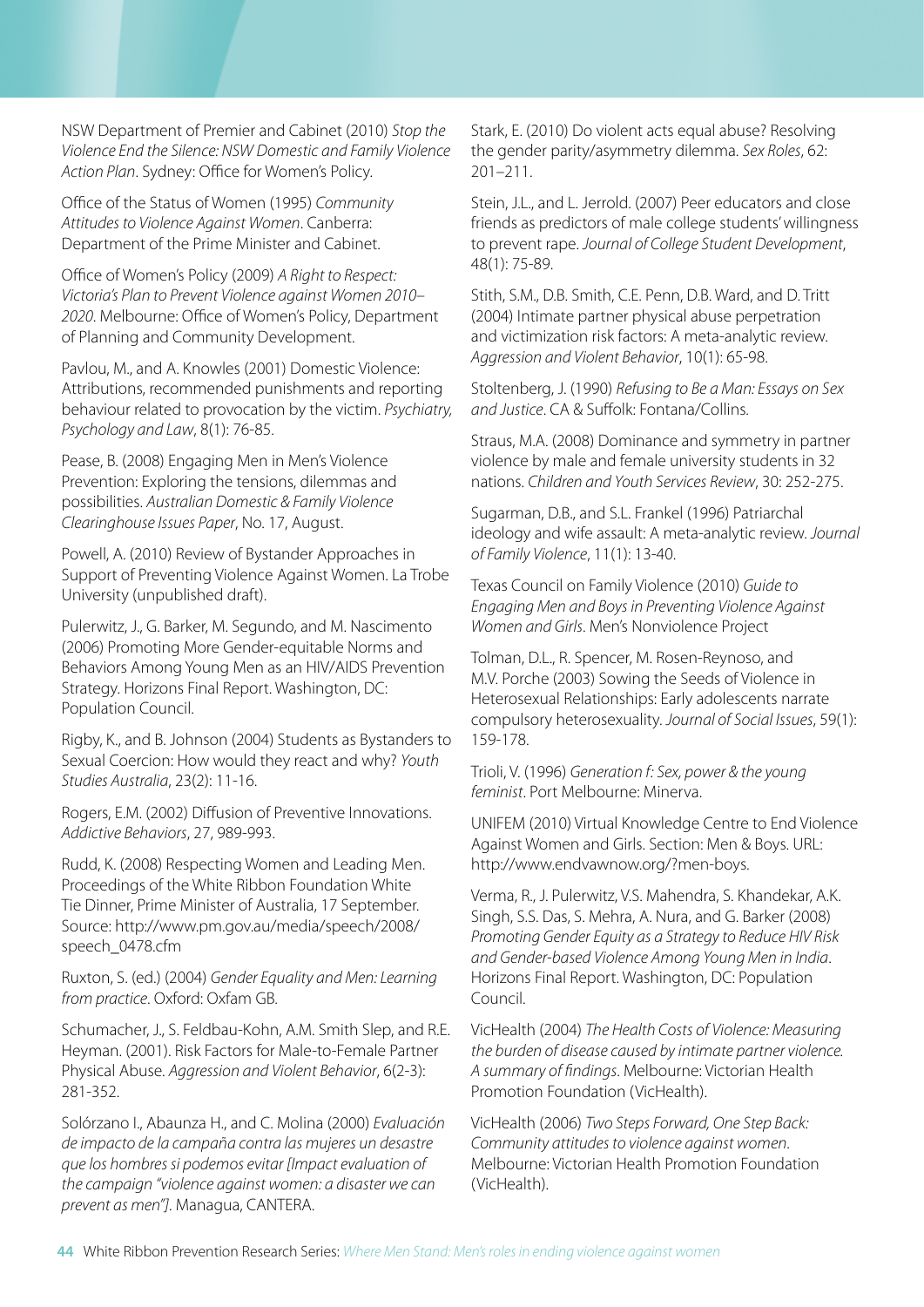NSW Department of Premier and Cabinet (2010) *Stop the Violence End the Silence: NSW Domestic and Family Violence Action Plan*. Sydney: Office for Women's Policy.

Office of the Status of Women (1995) *Community Attitudes to Violence Against Women*. Canberra: Department of the Prime Minister and Cabinet.

Office of Women's Policy (2009) *A Right to Respect: Victoria's Plan to Prevent Violence against Women 2010–2020*. Melbourne: Office of Women's Policy, Department of Planning and Community Development.

Pavlou, M., and A. Knowles (2001) Domestic Violence: Attributions, recommended punishments and reporting behaviour related to provocation by the victim. *Psychiatry, Psychology and Law*, 8(1): 76-85.

Pease, B. (2008) Engaging Men in Men's Violence Prevention: Exploring the tensions, dilemmas and possibilities. *Australian Domestic & Family Violence Clearinghouse Issues Paper*, No. 17, August.

Powell, A. (2010) Review of Bystander Approaches in Support of Preventing Violence Against Women. La Trobe University (unpublished draft).

Pulerwitz, J., G. Barker, M. Segundo, and M. Nascimento (2006) Promoting More Gender-equitable Norms and Behaviors Among Young Men as an HIV/AIDS Prevention Strategy. Horizons Final Report. Washington, DC: Population Council.

Rigby, K., and B. Johnson (2004) Students as Bystanders to Sexual Coercion: How would they react and why? *Youth Studies Australia*, 23(2): 11-16.

Rogers, E.M. (2002) Diffusion of Preventive Innovations. *Addictive Behaviors*, 27, 989-993.

Rudd, K. (2008) Respecting Women and Leading Men. Proceedings of the White Ribbon Foundation White Tie Dinner, Prime Minister of Australia, 17 September. Source: http://www.pm.gov.au/media/speech/2008/speech_0478.cfm

Ruxton, S. (ed.) (2004) *Gender Equality and Men: Learning from practice*. Oxford: Oxfam GB.

Schumacher, J., S. Feldbau-Kohn, A.M. Smith Slep, and R.E. Heyman. (2001). Risk Factors for Male-to-Female Partner Physical Abuse. *Aggression and Violent Behavior*, 6(2-3): 281-352.

Solórzano I., Abaunza H., and C. Molina (2000) *Evaluación de impacto de la campaña contra las mujeres un desastre que los hombres si podemos evitar [Impact evaluation of the campaign "violence against women: a disaster we can prevent as men"]*. Managua, CANTERA.

Stark, E. (2010) Do violent acts equal abuse? Resolving the gender parity/asymmetry dilemma. *Sex Roles*, 62: 201–211.

Stein, J.L., and L. Jerrold. (2007) Peer educators and close friends as predictors of male college students' willingness to prevent rape. *Journal of College Student Development*, 48(1): 75-89.

Stith, S.M., D.B. Smith, C.E. Penn, D.B. Ward, and D. Tritt (2004) Intimate partner physical abuse perpetration and victimization risk factors: A meta-analytic review. *Aggression and Violent Behavior*, 10(1): 65-98.

Stoltenberg, J. (1990) *Refusing to Be a Man: Essays on Sex and Justice*. CA & Suffolk: Fontana/Collins.

Straus, M.A. (2008) Dominance and symmetry in partner violence by male and female university students in 32 nations. *Children and Youth Services Review*, 30: 252-275.

Sugarman, D.B., and S.L. Frankel (1996) Patriarchal ideology and wife assault: A meta-analytic review. *Journal of Family Violence*, 11(1): 13-40.

Texas Council on Family Violence (2010) *Guide to Engaging Men and Boys in Preventing Violence Against Women and Girls*. Men's Nonviolence Project

Tolman, D.L., R. Spencer, M. Rosen-Reynoso, and M.V. Porche (2003) Sowing the Seeds of Violence in Heterosexual Relationships: Early adolescents narrate compulsory heterosexuality. *Journal of Social Issues*, 59(1): 159-178.

Trioli, V. (1996) *Generation f: Sex, power & the young feminist*. Port Melbourne: Minerva.

UNIFEM (2010) Virtual Knowledge Centre to End Violence Against Women and Girls. Section: Men & Boys. URL: http://www.endvawnow.org/?men-boys.

Verma, R., J. Pulerwitz, V.S. Mahendra, S. Khandekar, A.K. Singh, S.S. Das, S. Mehra, A. Nura, and G. Barker (2008) *Promoting Gender Equity as a Strategy to Reduce HIV Risk and Gender-based Violence Among Young Men in India*. Horizons Final Report. Washington, DC: Population Council.

VicHealth (2004) *The Health Costs of Violence: Measuring the burden of disease caused by intimate partner violence. A summary of findings*. Melbourne: Victorian Health Promotion Foundation (VicHealth).

VicHealth (2006) *Two Steps Forward, One Step Back: Community attitudes to violence against women*. Melbourne: Victorian Health Promotion Foundation (VicHealth).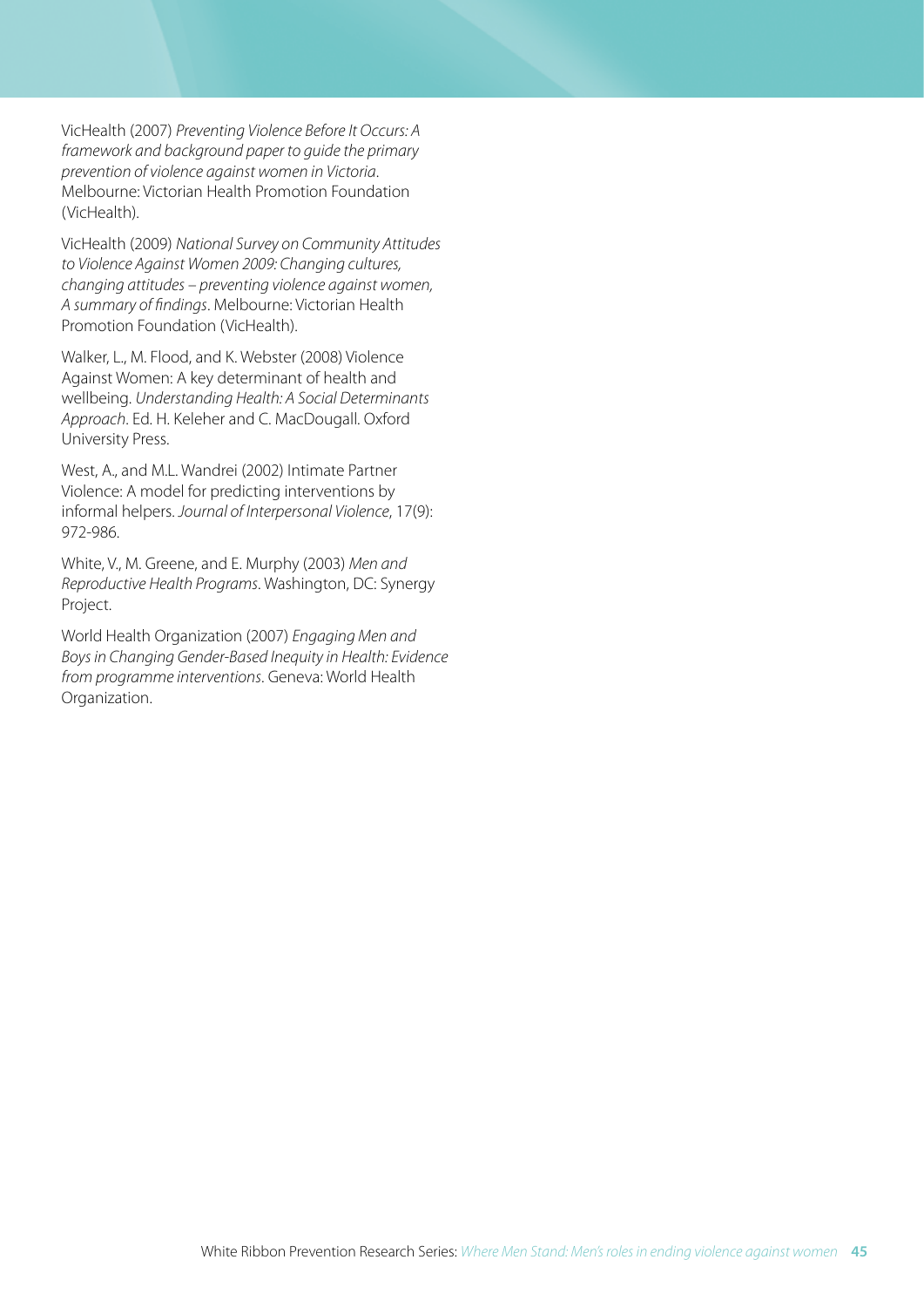VicHealth (2007) *Preventing Violence Before It Occurs: A framework and background paper to guide the primary prevention of violence against women in Victoria*. Melbourne: Victorian Health Promotion Foundation (VicHealth).

VicHealth (2009) *National Survey on Community Attitudes to Violence Against Women 2009: Changing cultures, changing attitudes – preventing violence against women, A summary of findings*. Melbourne: Victorian Health Promotion Foundation (VicHealth).

Walker, L., M. Flood, and K. Webster (2008) Violence Against Women: A key determinant of health and wellbeing. *Understanding Health: A Social Determinants Approach*. Ed. H. Keleher and C. MacDougall. Oxford University Press.

West, A., and M.L. Wandrei (2002) Intimate Partner Violence: A model for predicting interventions by informal helpers. *Journal of Interpersonal Violence*, 17(9): 972-986.

White, V., M. Greene, and E. Murphy (2003) *Men and Reproductive Health Programs*. Washington, DC: Synergy Project.

World Health Organization (2007) *Engaging Men and Boys in Changing Gender-Based Inequity in Health: Evidence from programme interventions*. Geneva: World Health Organization.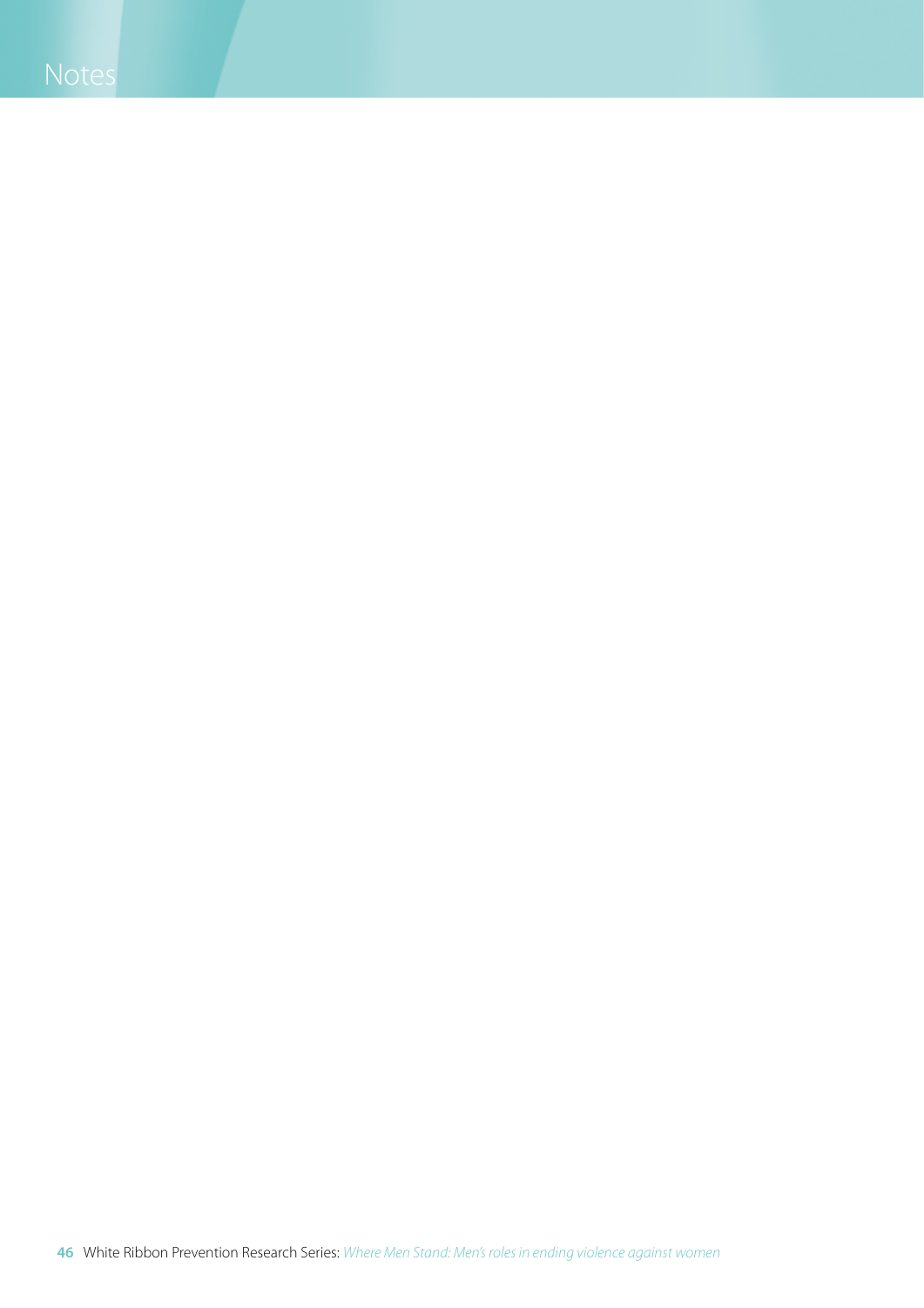# Notes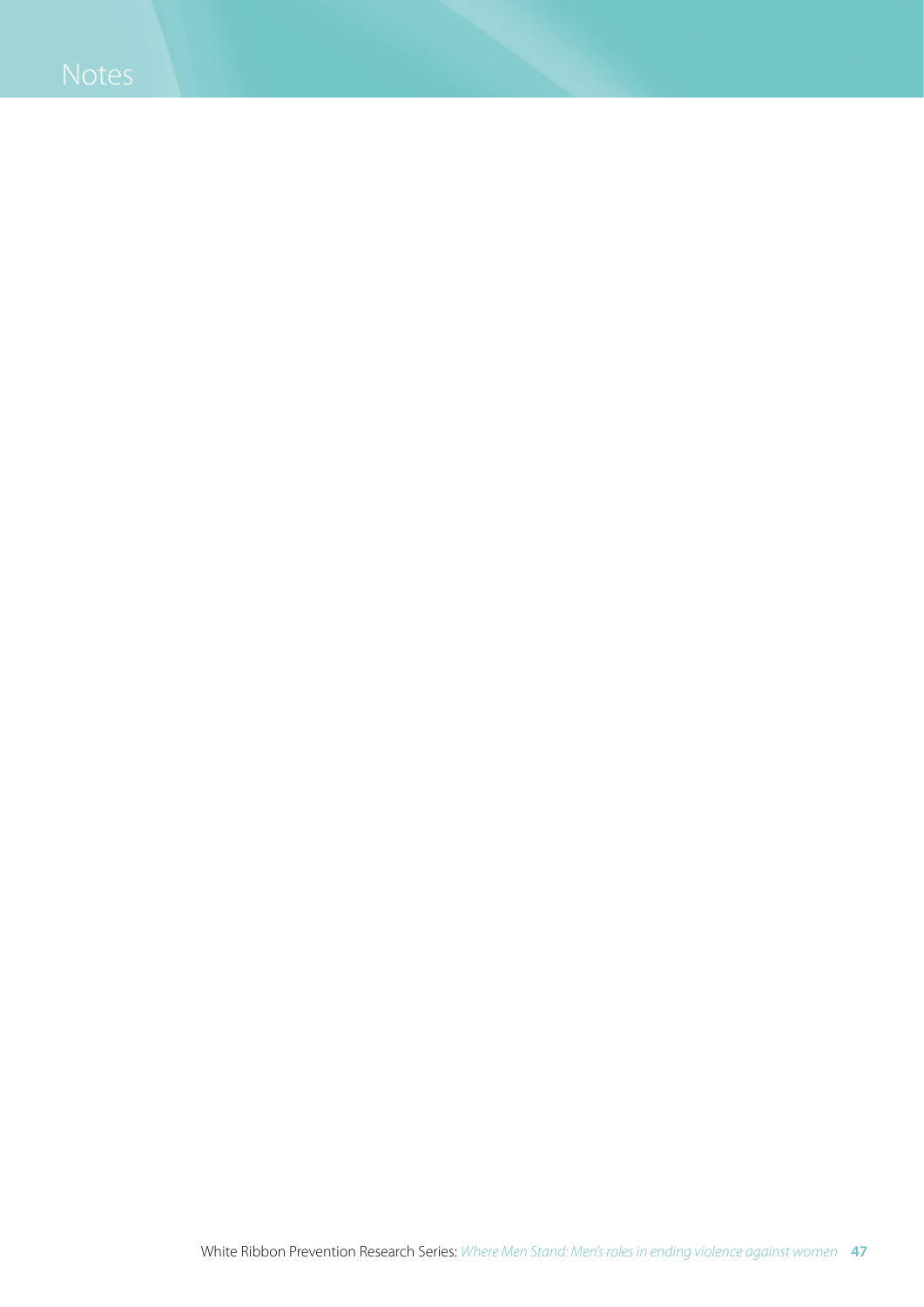# Notes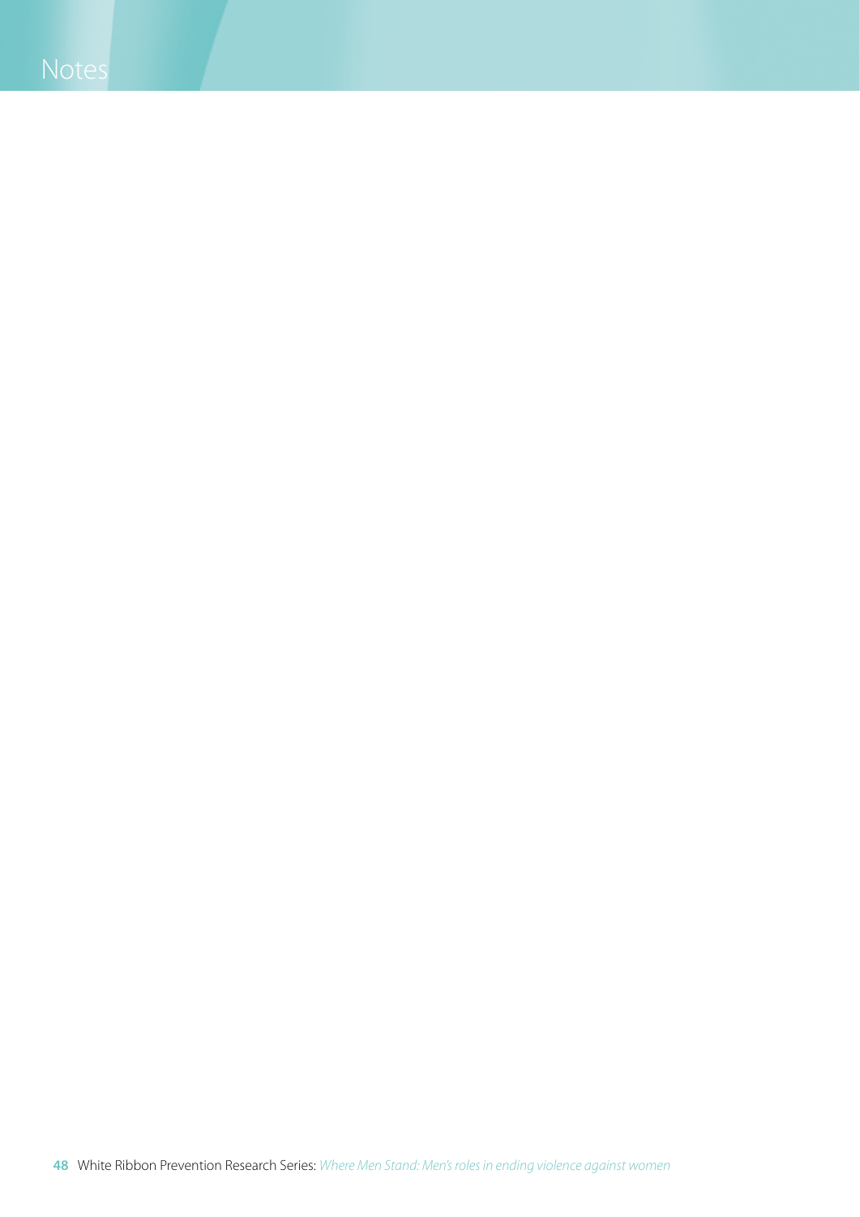# Notes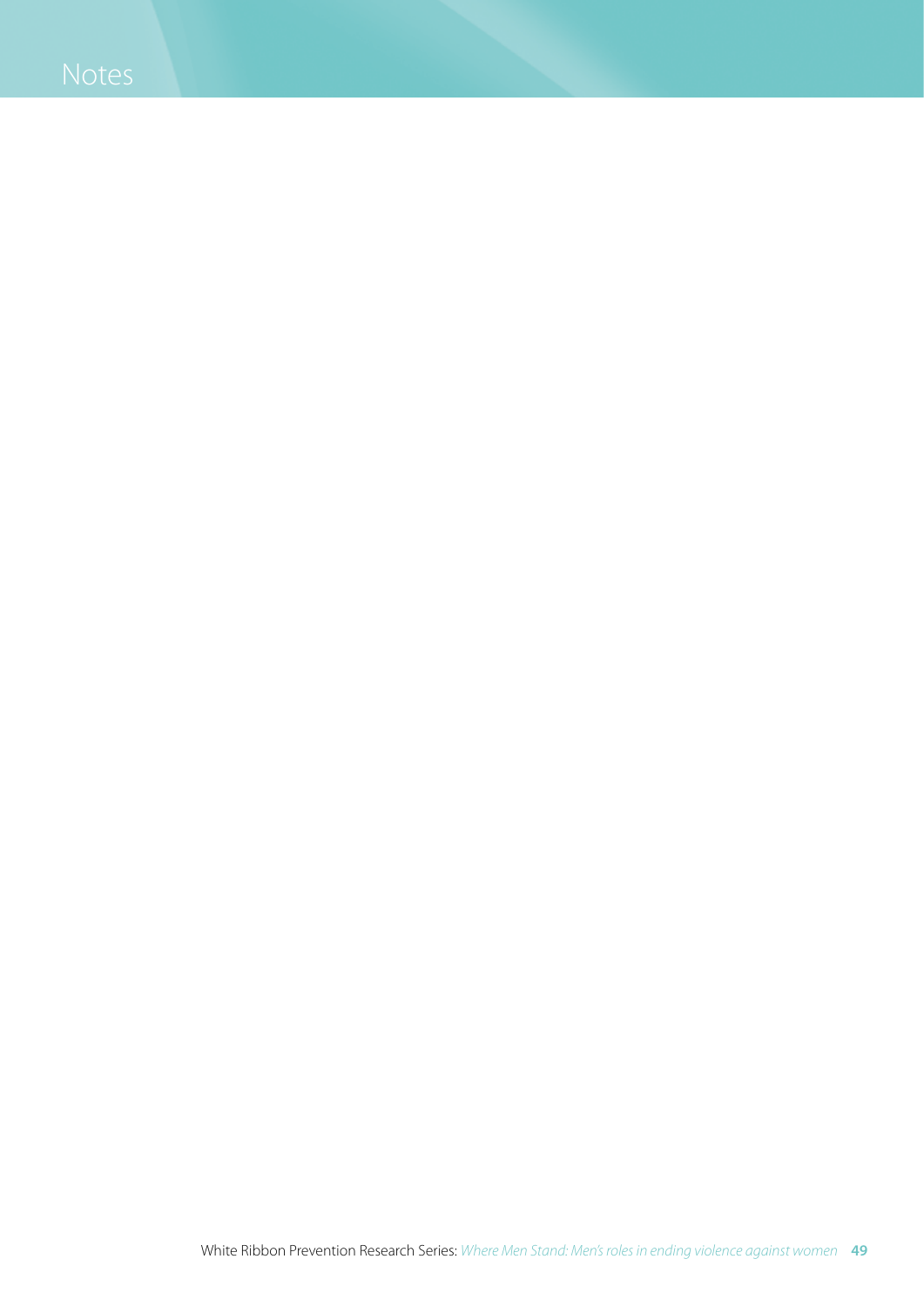# Notes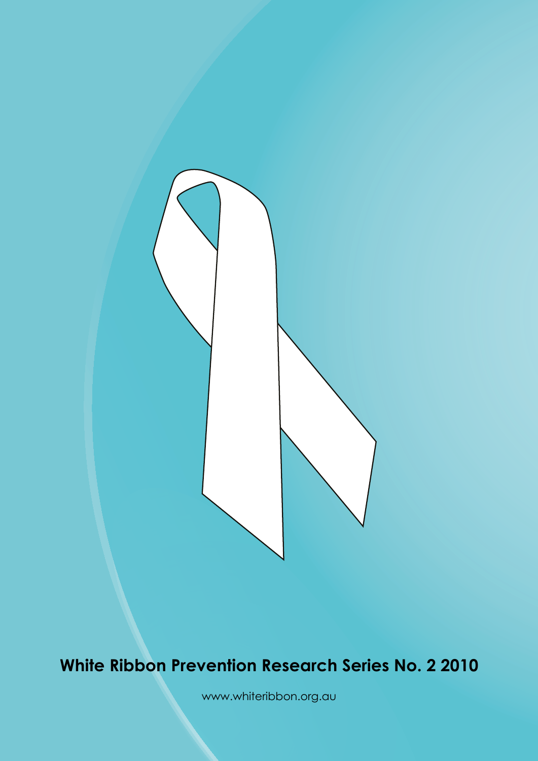**White Ribbon Prevention Research Series No. 2 2010**

www.whiteribbon.org.au